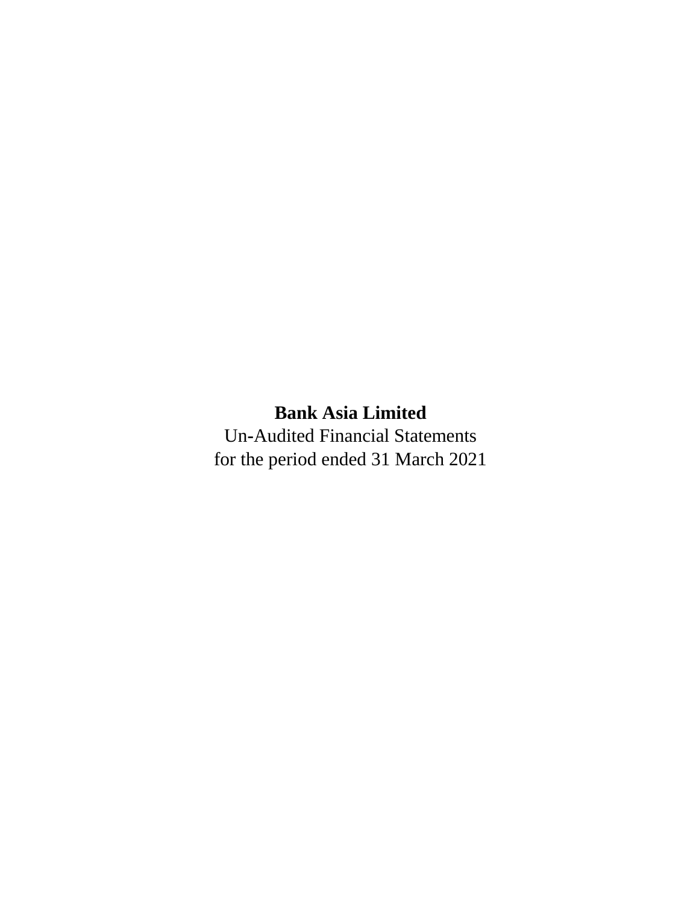# Bank Asia Limited

Un-Audited Financial Statements

for the period ended 31 March 2021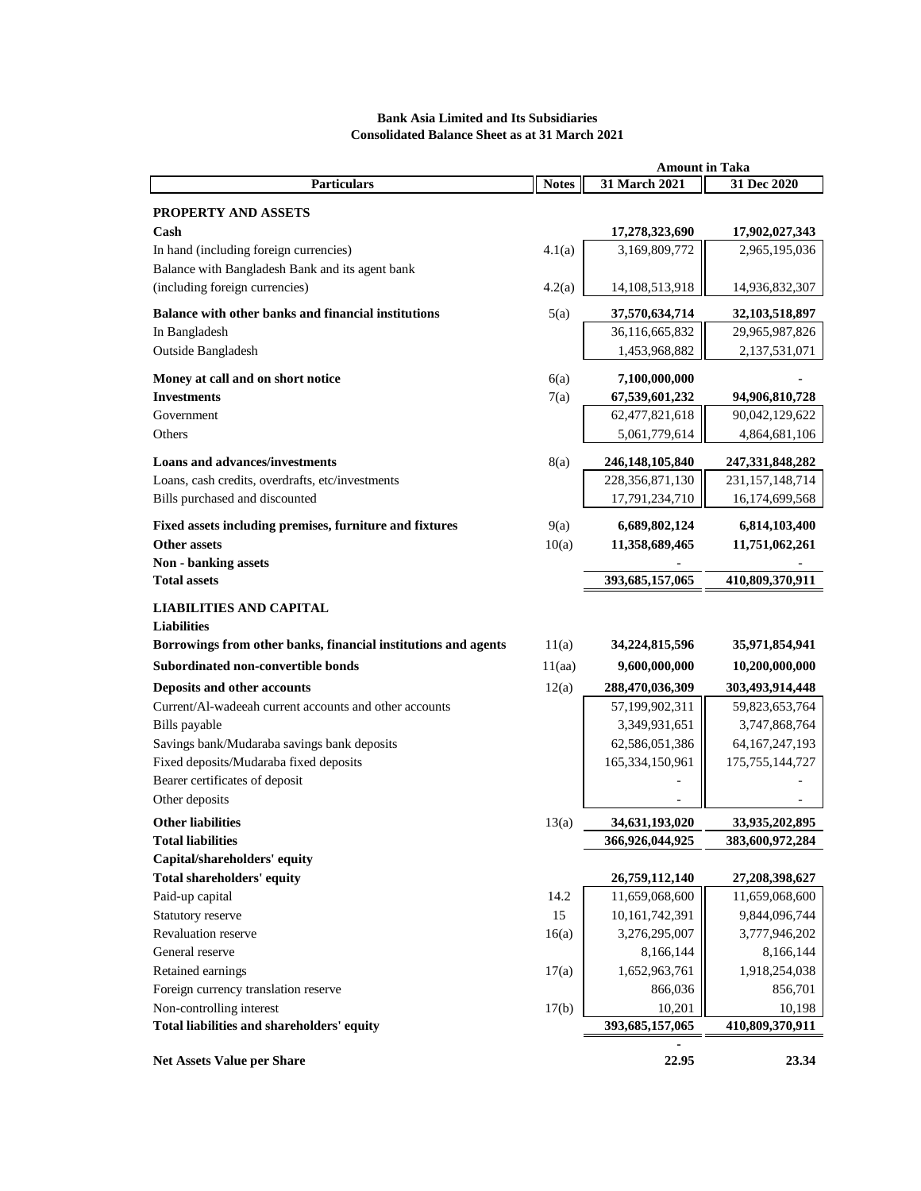**Bank Asia Limited and Its Subsidiaries**
**Consolidated Balance Sheet as at 31 March 2021**

| Particulars | Notes | Amount in Taka | |
|---|---|---|---|
| | | **31 March 2021** | **31 Dec 2020** |
| **PROPERTY AND ASSETS** | | | |
| **Cash** | | **17,278,323,690** | **17,902,027,343** |
| In hand (including foreign currencies) | 4.1(a) | 3,169,809,772 | 2,965,195,036 |
| Balance with Bangladesh Bank and its agent bank (including foreign currencies) | 4.2(a) | 14,108,513,918 | 14,936,832,307 |
| **Balance with other banks and financial institutions** | 5(a) | **37,570,634,714** | **32,103,518,897** |
| In Bangladesh | | 36,116,665,832 | 29,965,987,826 |
| Outside Bangladesh | | 1,453,968,882 | 2,137,531,071 |
| **Money at call and on short notice** | 6(a) | **7,100,000,000** | **-** |
| **Investments** | 7(a) | **67,539,601,232** | **94,906,810,728** |
| Government | | 62,477,821,618 | 90,042,129,622 |
| Others | | 5,061,779,614 | 4,864,681,106 |
| **Loans and advances/investments** | 8(a) | **246,148,105,840** | **247,331,848,282** |
| Loans, cash credits, overdrafts, etc/investments | | 228,356,871,130 | 231,157,148,714 |
| Bills purchased and discounted | | 17,791,234,710 | 16,174,699,568 |
| **Fixed assets including premises, furniture and fixtures** | 9(a) | **6,689,802,124** | **6,814,103,400** |
| **Other assets** | 10(a) | **11,358,689,465** | **11,751,062,261** |
| **Non - banking assets** | | **-** | **-** |
| **Total assets** | | **393,685,157,065** | **410,809,370,911** |
| **LIABILITIES AND CAPITAL** | | | |
| **Liabilities** | | | |
| **Borrowings from other banks, financial institutions and agents** | 11(a) | **34,224,815,596** | **35,971,854,941** |
| **Subordinated non-convertible bonds** | 11(aa) | **9,600,000,000** | **10,200,000,000** |
| **Deposits and other accounts** | 12(a) | **288,470,036,309** | **303,493,914,448** |
| Current/Al-wadeeah current accounts and other accounts | | 57,199,902,311 | 59,823,653,764 |
| Bills payable | | 3,349,931,651 | 3,747,868,764 |
| Savings bank/Mudaraba savings bank deposits | | 62,586,051,386 | 64,167,247,193 |
| Fixed deposits/Mudaraba fixed deposits | | 165,334,150,961 | 175,755,144,727 |
| Bearer certificates of deposit | | - | - |
| Other deposits | | - | - |
| **Other liabilities** | 13(a) | **34,631,193,020** | **33,935,202,895** |
| **Total liabilities** | | **366,926,044,925** | **383,600,972,284** |
| **Capital/shareholders' equity** | | | |
| **Total shareholders' equity** | | **26,759,112,140** | **27,208,398,627** |
| Paid-up capital | 14.2 | 11,659,068,600 | 11,659,068,600 |
| Statutory reserve | 15 | 10,161,742,391 | 9,844,096,744 |
| Revaluation reserve | 16(a) | 3,276,295,007 | 3,777,946,202 |
| General reserve | | 8,166,144 | 8,166,144 |
| Retained earnings | 17(a) | 1,652,963,761 | 1,918,254,038 |
| Foreign currency translation reserve | | 866,036 | 856,701 |
| Non-controlling interest | 17(b) | 10,201 | 10,198 |
| **Total liabilities and shareholders' equity** | | **393,685,157,065** | **410,809,370,911** |
| | | - | |
| **Net Assets Value per Share** | | **22.95** | **23.34** |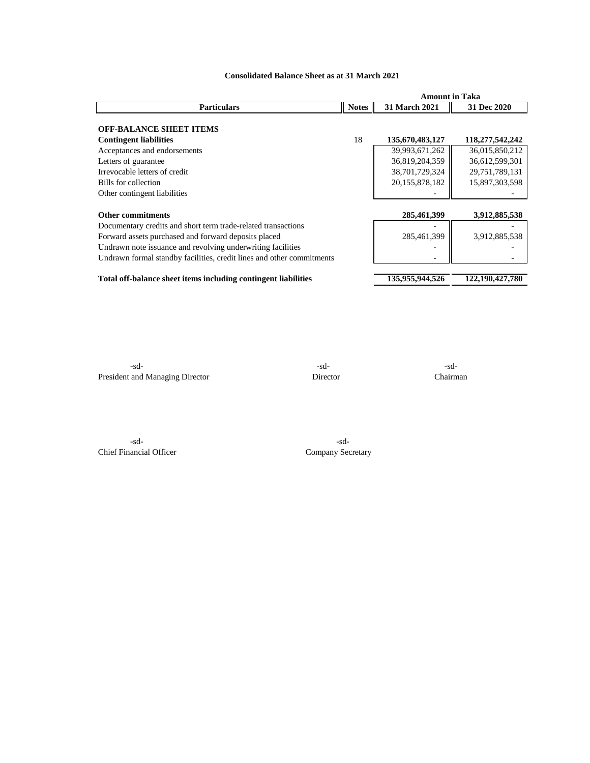# Consolidated Balance Sheet as at 31 March 2021

| Particulars | Notes | Amount in Taka | |
|---|---|---|---|
| | | 31 March 2021 | 31 Dec 2020 |
| **OFF-BALANCE SHEET ITEMS** | | | |
| **Contingent liabilities** | 18 | **135,670,483,127** | **118,277,542,242** |
| Acceptances and endorsements | | 39,993,671,262 | 36,015,850,212 |
| Letters of guarantee | | 36,819,204,359 | 36,612,599,301 |
| Irrevocable letters of credit | | 38,701,729,324 | 29,751,789,131 |
| Bills for collection | | 20,155,878,182 | 15,897,303,598 |
| Other contingent liabilities | | - | - |
| **Other commitments** | | **285,461,399** | **3,912,885,538** |
| Documentary credits and short term trade-related transactions | | - | - |
| Forward assets purchased and forward deposits placed | | 285,461,399 | 3,912,885,538 |
| Undrawn note issuance and revolving underwriting facilities | | - | - |
| Undrawn formal standby facilities, credit lines and other commitments | | - | - |
| **Total off-balance sheet items including contingent liabilities** | | **135,955,944,526** | **122,190,427,780** |

-sd-
President and Managing Director

-sd-
Director

-sd-
Chairman

-sd-
Chief Financial Officer

-sd-
Company Secretary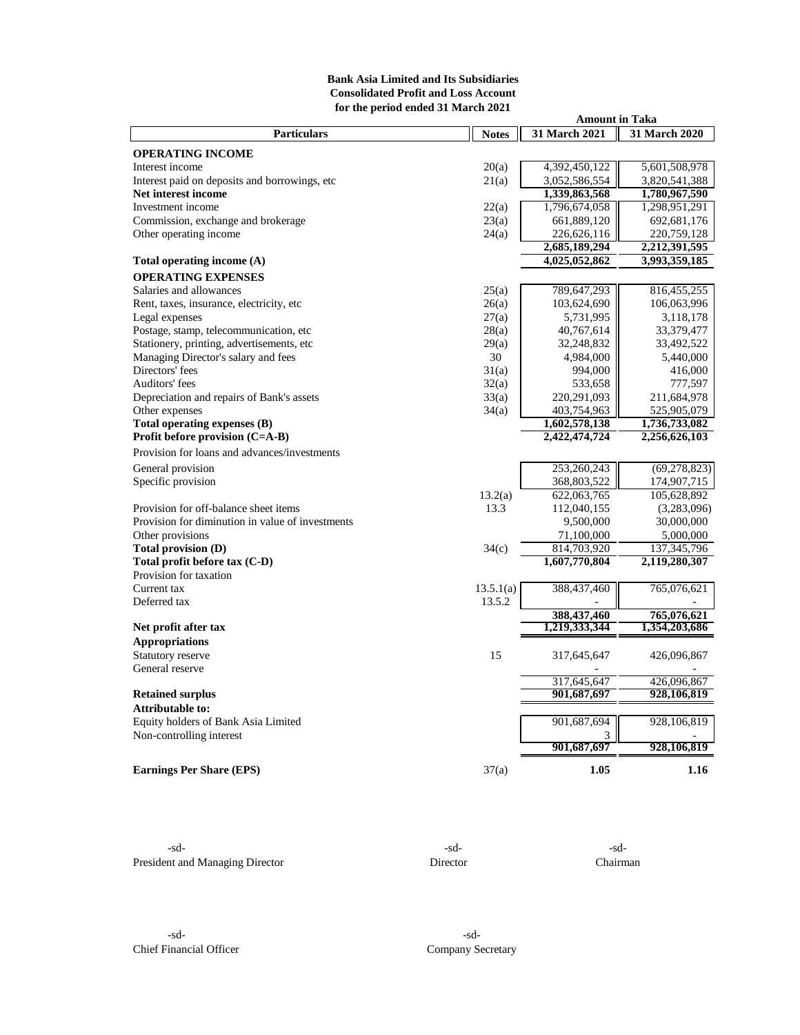**Bank Asia Limited and Its Subsidiaries**
**Consolidated Profit and Loss Account**
**for the period ended 31 March 2021**

| Particulars | Notes | 31 March 2021 | 31 March 2020 |
|---|---|---|---|
| | | **Amount in Taka** | |
| **OPERATING INCOME** | | | |
| Interest income | 20(a) | 4,392,450,122 | 5,601,508,978 |
| Interest paid on deposits and borrowings, etc | 21(a) | 3,052,586,554 | 3,820,541,388 |
| **Net interest income** | | **1,339,863,568** | **1,780,967,590** |
| Investment income | 22(a) | 1,796,674,058 | 1,298,951,291 |
| Commission, exchange and brokerage | 23(a) | 661,889,120 | 692,681,176 |
| Other operating income | 24(a) | 226,626,116 | 220,759,128 |
| | | **2,685,189,294** | **2,212,391,595** |
| **Total operating income (A)** | | **4,025,052,862** | **3,993,359,185** |
| **OPERATING EXPENSES** | | | |
| Salaries and allowances | 25(a) | 789,647,293 | 816,455,255 |
| Rent, taxes, insurance, electricity, etc | 26(a) | 103,624,690 | 106,063,996 |
| Legal expenses | 27(a) | 5,731,995 | 3,118,178 |
| Postage, stamp, telecommunication, etc | 28(a) | 40,767,614 | 33,379,477 |
| Stationery, printing, advertisements, etc | 29(a) | 32,248,832 | 33,492,522 |
| Managing Director's salary and fees | 30 | 4,984,000 | 5,440,000 |
| Directors' fees | 31(a) | 994,000 | 416,000 |
| Auditors' fees | 32(a) | 533,658 | 777,597 |
| Depreciation and repairs of Bank's assets | 33(a) | 220,291,093 | 211,684,978 |
| Other expenses | 34(a) | 403,754,963 | 525,905,079 |
| **Total operating expenses (B)** | | **1,602,578,138** | **1,736,733,082** |
| **Profit before provision (C=A-B)** | | **2,422,474,724** | **2,256,626,103** |
| Provision for loans and advances/investments | | | |
| General provision | | 253,260,243 | (69,278,823) |
| Specific provision | | 368,803,522 | 174,907,715 |
| | 13.2(a) | 622,063,765 | 105,628,892 |
| Provision for off-balance sheet items | 13.3 | 112,040,155 | (3,283,096) |
| Provision for diminution in value of investments | | 9,500,000 | 30,000,000 |
| Other provisions | | 71,100,000 | 5,000,000 |
| **Total provision (D)** | 34(c) | 814,703,920 | 137,345,796 |
| **Total profit before tax (C-D)** | | **1,607,770,804** | **2,119,280,307** |
| Provision for taxation | | | |
| Current tax | 13.5.1(a) | 388,437,460 | 765,076,621 |
| Deferred tax | 13.5.2 | - | - |
| | | **388,437,460** | **765,076,621** |
| **Net profit after tax** | | **1,219,333,344** | **1,354,203,686** |
| **Appropriations** | | | |
| Statutory reserve | 15 | 317,645,647 | 426,096,867 |
| General reserve | | - | - |
| | | 317,645,647 | 426,096,867 |
| **Retained surplus** | | **901,687,697** | **928,106,819** |
| **Attributable to:** | | | |
| Equity holders of Bank Asia Limited | | 901,687,694 | 928,106,819 |
| Non-controlling interest | | 3 | - |
| | | **901,687,697** | **928,106,819** |
| **Earnings Per Share (EPS)** | 37(a) | **1.05** | **1.16** |

-sd-
President and Managing Director

-sd-
Director

-sd-
Chairman

-sd-
Chief Financial Officer

-sd-
Company Secretary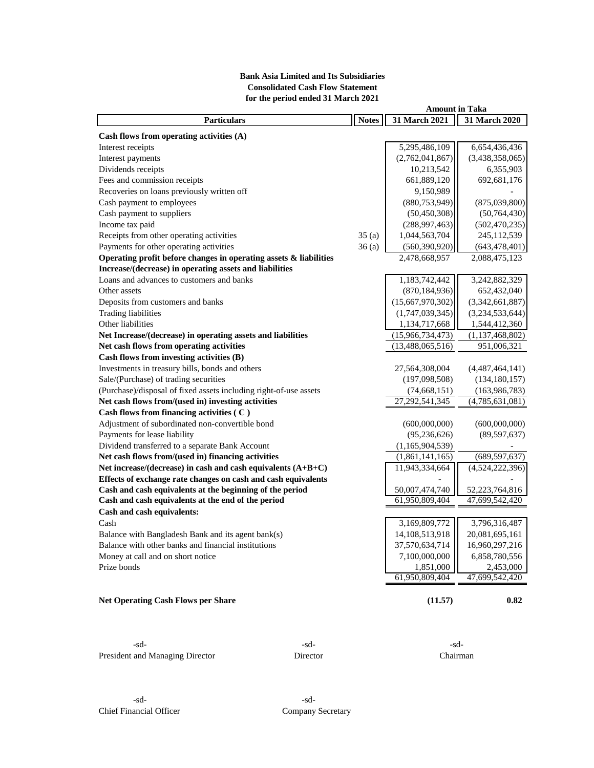**Bank Asia Limited and Its Subsidiaries**
**Consolidated Cash Flow Statement**
**for the period ended 31 March 2021**

| Particulars | Notes | 31 March 2021 | 31 March 2020 |
|---|---|---|---|
| | | **Amount in Taka** | |
| **Cash flows from operating activities (A)** | | | |
| Interest receipts | | 5,295,486,109 | 6,654,436,436 |
| Interest payments | | (2,762,041,867) | (3,438,358,065) |
| Dividends receipts | | 10,213,542 | 6,355,903 |
| Fees and commission receipts | | 661,889,120 | 692,681,176 |
| Recoveries on loans previously written off | | 9,150,989 | - |
| Cash payment to employees | | (880,753,949) | (875,039,800) |
| Cash payment to suppliers | | (50,450,308) | (50,764,430) |
| Income tax paid | | (288,997,463) | (502,470,235) |
| Receipts from other operating activities | 35 (a) | 1,044,563,704 | 245,112,539 |
| Payments for other operating activities | 36 (a) | (560,390,920) | (643,478,401) |
| **Operating profit before changes in operating assets & liabilities** | | 2,478,668,957 | 2,088,475,123 |
| **Increase/(decrease) in operating assets and liabilities** | | | |
| Loans and advances to customers and banks | | 1,183,742,442 | 3,242,882,329 |
| Other assets | | (870,184,936) | 652,432,040 |
| Deposits from customers and banks | | (15,667,970,302) | (3,342,661,887) |
| Trading liabilities | | (1,747,039,345) | (3,234,533,644) |
| Other liabilities | | 1,134,717,668 | 1,544,412,360 |
| **Net Increase/(decrease) in operating assets and liabilities** | | (15,966,734,473) | (1,137,468,802) |
| **Net cash flows from operating activities** | | (13,488,065,516) | 951,006,321 |
| **Cash flows from investing activities (B)** | | | |
| Investments in treasury bills, bonds and others | | 27,564,308,004 | (4,487,464,141) |
| Sale/(Purchase) of trading securities | | (197,098,508) | (134,180,157) |
| (Purchase)/disposal of fixed assets including right-of-use assets | | (74,668,151) | (163,986,783) |
| **Net cash flows from/(used in) investing activities** | | 27,292,541,345 | (4,785,631,081) |
| **Cash flows from financing activities ( C )** | | | |
| Adjustment of subordinated non-convertible bond | | (600,000,000) | (600,000,000) |
| Payments for lease liability | | (95,236,626) | (89,597,637) |
| Dividend transferred to a separate Bank Account | | (1,165,904,539) | - |
| **Net cash flows from/(used in) financing activities** | | (1,861,141,165) | (689,597,637) |
| **Net increase/(decrease) in cash and cash equivalents (A+B+C)** | | 11,943,334,664 | (4,524,222,396) |
| **Effects of exchange rate changes on cash and cash equivalents** | | - | - |
| **Cash and cash equivalents at the beginning of the period** | | 50,007,474,740 | 52,223,764,816 |
| **Cash and cash equivalents at the end of the period** | | 61,950,809,404 | 47,699,542,420 |
| **Cash and cash equivalents:** | | | |
| Cash | | 3,169,809,772 | 3,796,316,487 |
| Balance with Bangladesh Bank and its agent bank(s) | | 14,108,513,918 | 20,081,695,161 |
| Balance with other banks and financial institutions | | 37,570,634,714 | 16,960,297,216 |
| Money at call and on short notice | | 7,100,000,000 | 6,858,780,556 |
| Prize bonds | | 1,851,000 | 2,453,000 |
| | | 61,950,809,404 | 47,699,542,420 |
| **Net Operating Cash Flows per Share** | | **(11.57)** | **0.82** |

-sd-
President and Managing Director

-sd-
Director

-sd-
Chairman

-sd-
Chief Financial Officer

-sd-
Company Secretary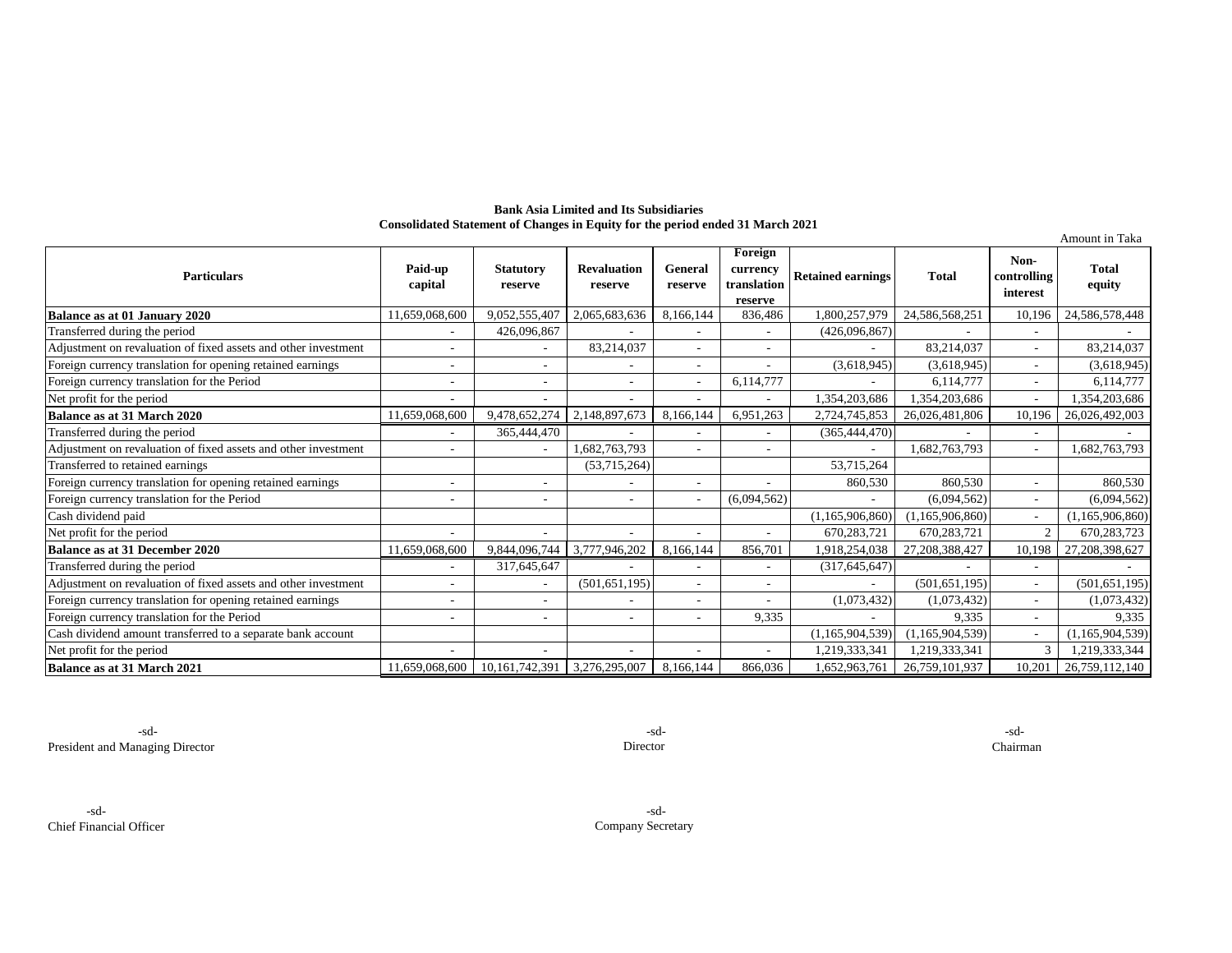**Bank Asia Limited and Its Subsidiaries**
**Consolidated Statement of Changes in Equity for the period ended 31 March 2021**

Amount in Taka

| Particulars | Paid-up capital | Statutory reserve | Revaluation reserve | General reserve | Foreign currency translation reserve | Retained earnings | Total | Non-controlling interest | Total equity |
|---|---|---|---|---|---|---|---|---|---|
| **Balance as at 01 January 2020** | 11,659,068,600 | 9,052,555,407 | 2,065,683,636 | 8,166,144 | 836,486 | 1,800,257,979 | 24,586,568,251 | 10,196 | 24,586,578,448 |
| Transferred during the period | - | 426,096,867 | - | - | - | (426,096,867) | - | - | - |
| Adjustment on revaluation of fixed assets and other investment | - | - | 83,214,037 | - | - | - | 83,214,037 | - | 83,214,037 |
| Foreign currency translation for opening retained earnings | - | - | - | - | - | (3,618,945) | (3,618,945) | - | (3,618,945) |
| Foreign currency translation for the Period | - | - | - | - | 6,114,777 | - | 6,114,777 | - | 6,114,777 |
| Net profit for the period | - | - | - | - | - | 1,354,203,686 | 1,354,203,686 | - | 1,354,203,686 |
| **Balance as at 31 March 2020** | 11,659,068,600 | 9,478,652,274 | 2,148,897,673 | 8,166,144 | 6,951,263 | 2,724,745,853 | 26,026,481,806 | 10,196 | 26,026,492,003 |
| Transferred during the period | - | 365,444,470 | - | - | - | (365,444,470) | - | - | - |
| Adjustment on revaluation of fixed assets and other investment | - | - | 1,682,763,793 | - | - | - | 1,682,763,793 | - | 1,682,763,793 |
| Transferred to retained earnings | | | (53,715,264) | | | 53,715,264 | | | |
| Foreign currency translation for opening retained earnings | - | - | - | - | - | 860,530 | 860,530 | - | 860,530 |
| Foreign currency translation for the Period | - | - | - | - | (6,094,562) | - | (6,094,562) | - | (6,094,562) |
| Cash dividend paid | | | | | | (1,165,906,860) | (1,165,906,860) | - | (1,165,906,860) |
| Net profit for the period | - | - | - | - | - | 670,283,721 | 670,283,721 | 2 | 670,283,723 |
| **Balance as at 31 December 2020** | 11,659,068,600 | 9,844,096,744 | 3,777,946,202 | 8,166,144 | 856,701 | 1,918,254,038 | 27,208,388,427 | 10,198 | 27,208,398,627 |
| Transferred during the period | - | 317,645,647 | - | - | - | (317,645,647) | - | - | - |
| Adjustment on revaluation of fixed assets and other investment | - | - | (501,651,195) | - | - | - | (501,651,195) | - | (501,651,195) |
| Foreign currency translation for opening retained earnings | - | - | - | - | - | (1,073,432) | (1,073,432) | - | (1,073,432) |
| Foreign currency translation for the Period | - | - | - | - | 9,335 | - | 9,335 | - | 9,335 |
| Cash dividend amount transferred to a separate bank account | | | | | | (1,165,904,539) | (1,165,904,539) | - | (1,165,904,539) |
| Net profit for the period | - | - | - | - | - | 1,219,333,341 | 1,219,333,341 | 3 | 1,219,333,344 |
| **Balance as at 31 March 2021** | 11,659,068,600 | 10,161,742,391 | 3,276,295,007 | 8,166,144 | 866,036 | 1,652,963,761 | 26,759,101,937 | 10,201 | 26,759,112,140 |

-sd-
President and Managing Director

-sd-
Director

-sd-
Chairman

-sd-
Chief Financial Officer

-sd-
Company Secretary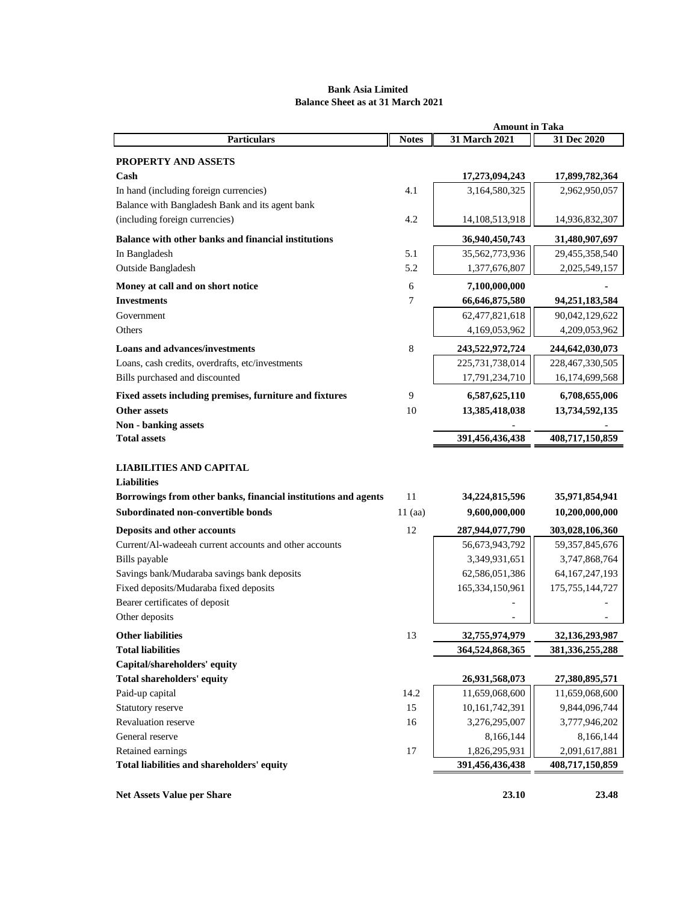**Bank Asia Limited**
**Balance Sheet as at 31 March 2021**

| Particulars | Notes | Amount in Taka | |
|---|---|---|---|
| | | **31 March 2021** | **31 Dec 2020** |
| **PROPERTY AND ASSETS** | | | |
| **Cash** | | **17,273,094,243** | **17,899,782,364** |
| In hand (including foreign currencies) | 4.1 | 3,164,580,325 | 2,962,950,057 |
| Balance with Bangladesh Bank and its agent bank (including foreign currencies) | 4.2 | 14,108,513,918 | 14,936,832,307 |
| **Balance with other banks and financial institutions** | | **36,940,450,743** | **31,480,907,697** |
| In Bangladesh | 5.1 | 35,562,773,936 | 29,455,358,540 |
| Outside Bangladesh | 5.2 | 1,377,676,807 | 2,025,549,157 |
| **Money at call and on short notice** | 6 | **7,100,000,000** | **-** |
| **Investments** | 7 | **66,646,875,580** | **94,251,183,584** |
| Government | | 62,477,821,618 | 90,042,129,622 |
| Others | | 4,169,053,962 | 4,209,053,962 |
| **Loans and advances/investments** | 8 | **243,522,972,724** | **244,642,030,073** |
| Loans, cash credits, overdrafts, etc/investments | | 225,731,738,014 | 228,467,330,505 |
| Bills purchased and discounted | | 17,791,234,710 | 16,174,699,568 |
| **Fixed assets including premises, furniture and fixtures** | 9 | **6,587,625,110** | **6,708,655,006** |
| **Other assets** | 10 | **13,385,418,038** | **13,734,592,135** |
| **Non - banking assets** | | - | - |
| **Total assets** | | **391,456,436,438** | **408,717,150,859** |
| | | | |
| **LIABILITIES AND CAPITAL** | | | |
| **Liabilities** | | | |
| **Borrowings from other banks, financial institutions and agents** | 11 | **34,224,815,596** | **35,971,854,941** |
| **Subordinated non-convertible bonds** | 11 (aa) | **9,600,000,000** | **10,200,000,000** |
| **Deposits and other accounts** | 12 | **287,944,077,790** | **303,028,106,360** |
| Current/Al-wadeeah current accounts and other accounts | | 56,673,943,792 | 59,357,845,676 |
| Bills payable | | 3,349,931,651 | 3,747,868,764 |
| Savings bank/Mudaraba savings bank deposits | | 62,586,051,386 | 64,167,247,193 |
| Fixed deposits/Mudaraba fixed deposits | | 165,334,150,961 | 175,755,144,727 |
| Bearer certificates of deposit | | - | - |
| Other deposits | | - | - |
| **Other liabilities** | 13 | **32,755,974,979** | **32,136,293,987** |
| **Total liabilities** | | **364,524,868,365** | **381,336,255,288** |
| **Capital/shareholders' equity** | | | |
| **Total shareholders' equity** | | **26,931,568,073** | **27,380,895,571** |
| Paid-up capital | 14.2 | 11,659,068,600 | 11,659,068,600 |
| Statutory reserve | 15 | 10,161,742,391 | 9,844,096,744 |
| Revaluation reserve | 16 | 3,276,295,007 | 3,777,946,202 |
| General reserve | | 8,166,144 | 8,166,144 |
| Retained earnings | 17 | 1,826,295,931 | 2,091,617,881 |
| **Total liabilities and shareholders' equity** | | **391,456,436,438** | **408,717,150,859** |
| | | | |
| **Net Assets Value per Share** | | **23.10** | **23.48** |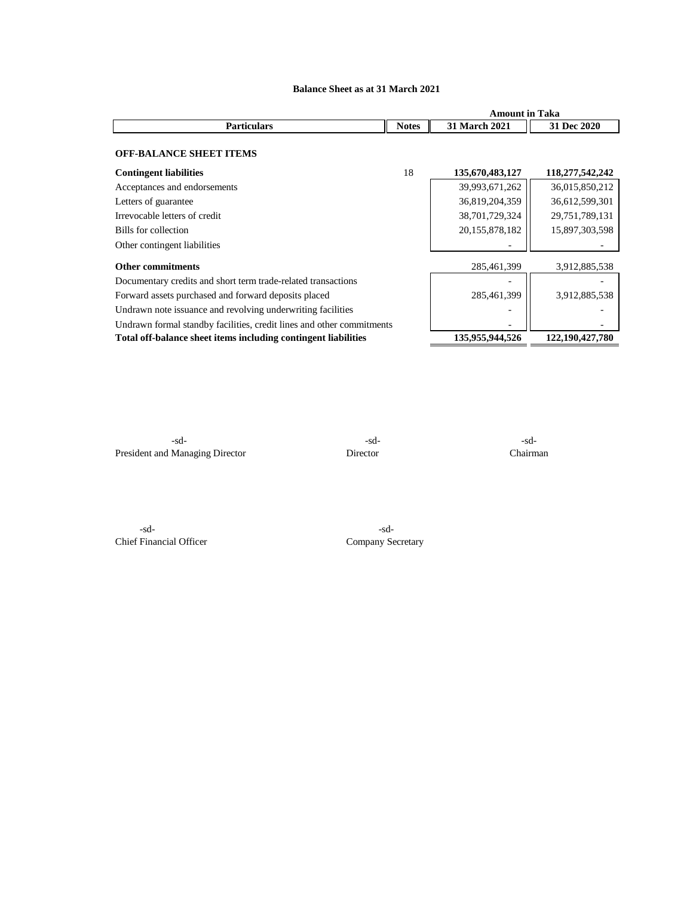**Balance Sheet as at 31 March 2021**

| Particulars | Notes | Amount in Taka | |
|---|---|---|---|
| | | 31 March 2021 | 31 Dec 2020 |
| **OFF-BALANCE SHEET ITEMS** | | | |
| **Contingent liabilities** | 18 | **135,670,483,127** | **118,277,542,242** |
| Acceptances and endorsements | | 39,993,671,262 | 36,015,850,212 |
| Letters of guarantee | | 36,819,204,359 | 36,612,599,301 |
| Irrevocable letters of credit | | 38,701,729,324 | 29,751,789,131 |
| Bills for collection | | 20,155,878,182 | 15,897,303,598 |
| Other contingent liabilities | | - | - |
| **Other commitments** | | 285,461,399 | 3,912,885,538 |
| Documentary credits and short term trade-related transactions | | - | - |
| Forward assets purchased and forward deposits placed | | 285,461,399 | 3,912,885,538 |
| Undrawn note issuance and revolving underwriting facilities | | - | - |
| Undrawn formal standby facilities, credit lines and other commitments | | - | - |
| **Total off-balance sheet items including contingent liabilities** | | **135,955,944,526** | **122,190,427,780** |

-sd-
President and Managing Director

-sd-
Director

-sd-
Chairman

-sd-
Chief Financial Officer

-sd-
Company Secretary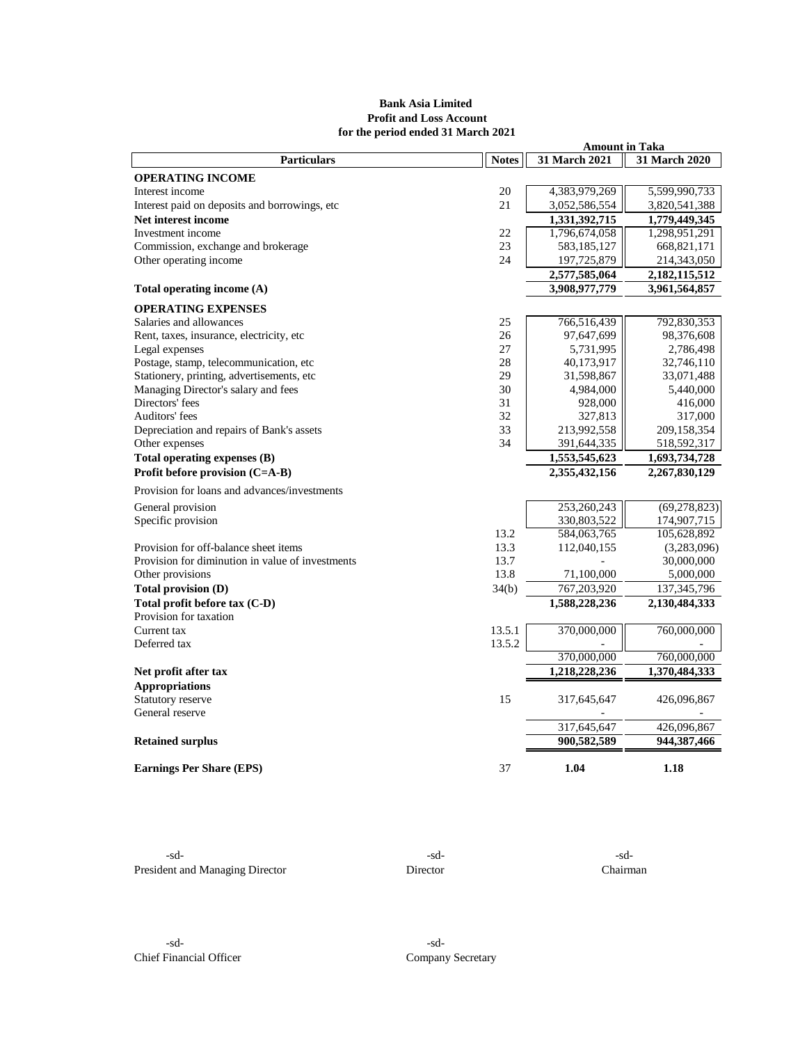**Bank Asia Limited**
**Profit and Loss Account**
**for the period ended 31 March 2021**

| Particulars | Notes | 31 March 2021 | 31 March 2020 |
|---|---|---|---|
| | | **Amount in Taka** | |
| **OPERATING INCOME** | | | |
| Interest income | 20 | 4,383,979,269 | 5,599,990,733 |
| Interest paid on deposits and borrowings, etc | 21 | 3,052,586,554 | 3,820,541,388 |
| **Net interest income** | | **1,331,392,715** | **1,779,449,345** |
| Investment income | 22 | 1,796,674,058 | 1,298,951,291 |
| Commission, exchange and brokerage | 23 | 583,185,127 | 668,821,171 |
| Other operating income | 24 | 197,725,879 | 214,343,050 |
| | | **2,577,585,064** | **2,182,115,512** |
| **Total operating income (A)** | | **3,908,977,779** | **3,961,564,857** |
| **OPERATING EXPENSES** | | | |
| Salaries and allowances | 25 | 766,516,439 | 792,830,353 |
| Rent, taxes, insurance, electricity, etc | 26 | 97,647,699 | 98,376,608 |
| Legal expenses | 27 | 5,731,995 | 2,786,498 |
| Postage, stamp, telecommunication, etc | 28 | 40,173,917 | 32,746,110 |
| Stationery, printing, advertisements, etc | 29 | 31,598,867 | 33,071,488 |
| Managing Director's salary and fees | 30 | 4,984,000 | 5,440,000 |
| Directors' fees | 31 | 928,000 | 416,000 |
| Auditors' fees | 32 | 327,813 | 317,000 |
| Depreciation and repairs of Bank's assets | 33 | 213,992,558 | 209,158,354 |
| Other expenses | 34 | 391,644,335 | 518,592,317 |
| **Total operating expenses (B)** | | **1,553,545,623** | **1,693,734,728** |
| **Profit before provision (C=A-B)** | | **2,355,432,156** | **2,267,830,129** |
| Provision for loans and advances/investments | | | |
| General provision | | 253,260,243 | (69,278,823) |
| Specific provision | | 330,803,522 | 174,907,715 |
| | 13.2 | 584,063,765 | 105,628,892 |
| Provision for off-balance sheet items | 13.3 | 112,040,155 | (3,283,096) |
| Provision for diminution in value of investments | 13.7 | - | 30,000,000 |
| Other provisions | 13.8 | 71,100,000 | 5,000,000 |
| **Total provision (D)** | 34(b) | 767,203,920 | 137,345,796 |
| **Total profit before tax (C-D)** | | **1,588,228,236** | **2,130,484,333** |
| Provision for taxation | | | |
| Current tax | 13.5.1 | 370,000,000 | 760,000,000 |
| Deferred tax | 13.5.2 | - | - |
| | | 370,000,000 | 760,000,000 |
| **Net profit after tax** | | **1,218,228,236** | **1,370,484,333** |
| **Appropriations** | | | |
| Statutory reserve | 15 | 317,645,647 | 426,096,867 |
| General reserve | | - | - |
| | | 317,645,647 | 426,096,867 |
| **Retained surplus** | | **900,582,589** | **944,387,466** |
| **Earnings Per Share (EPS)** | 37 | **1.04** | **1.18** |

-sd-
President and Managing Director

-sd-
Director

-sd-
Chairman

-sd-
Chief Financial Officer

-sd-
Company Secretary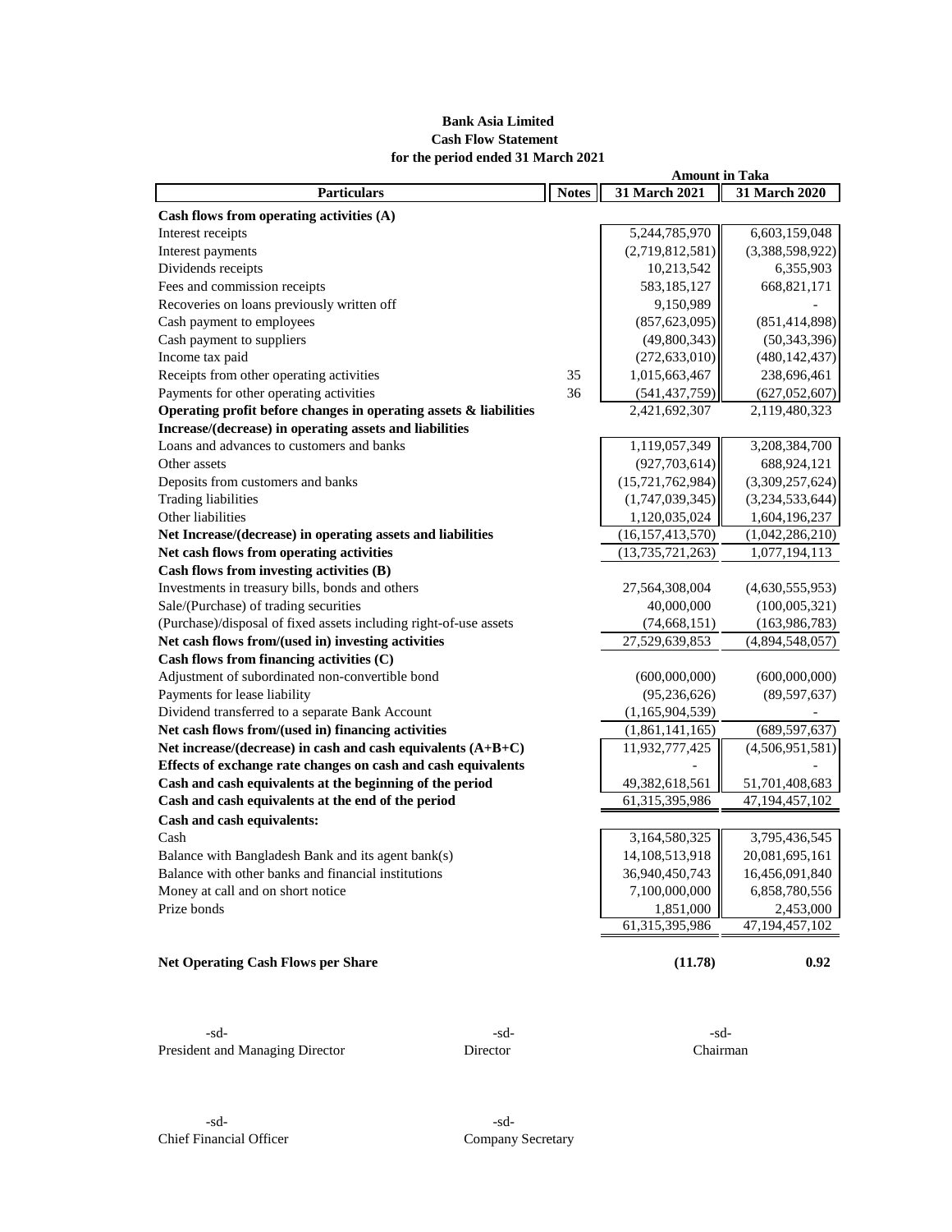**Bank Asia Limited**
**Cash Flow Statement**
**for the period ended 31 March 2021**

| Particulars | Notes | Amount in Taka 31 March 2021 | 31 March 2020 |
|---|---|---|---|
| **Cash flows from operating activities (A)** | | | |
| Interest receipts | | 5,244,785,970 | 6,603,159,048 |
| Interest payments | | (2,719,812,581) | (3,388,598,922) |
| Dividends receipts | | 10,213,542 | 6,355,903 |
| Fees and commission receipts | | 583,185,127 | 668,821,171 |
| Recoveries on loans previously written off | | 9,150,989 | - |
| Cash payment to employees | | (857,623,095) | (851,414,898) |
| Cash payment to suppliers | | (49,800,343) | (50,343,396) |
| Income tax paid | | (272,633,010) | (480,142,437) |
| Receipts from other operating activities | 35 | 1,015,663,467 | 238,696,461 |
| Payments for other operating activities | 36 | (541,437,759) | (627,052,607) |
| **Operating profit before changes in operating assets & liabilities** | | 2,421,692,307 | 2,119,480,323 |
| **Increase/(decrease) in operating assets and liabilities** | | | |
| Loans and advances to customers and banks | | 1,119,057,349 | 3,208,384,700 |
| Other assets | | (927,703,614) | 688,924,121 |
| Deposits from customers and banks | | (15,721,762,984) | (3,309,257,624) |
| Trading liabilities | | (1,747,039,345) | (3,234,533,644) |
| Other liabilities | | 1,120,035,024 | 1,604,196,237 |
| **Net Increase/(decrease) in operating assets and liabilities** | | (16,157,413,570) | (1,042,286,210) |
| **Net cash flows from operating activities** | | (13,735,721,263) | 1,077,194,113 |
| **Cash flows from investing activities (B)** | | | |
| Investments in treasury bills, bonds and others | | 27,564,308,004 | (4,630,555,953) |
| Sale/(Purchase) of trading securities | | 40,000,000 | (100,005,321) |
| (Purchase)/disposal of fixed assets including right-of-use assets | | (74,668,151) | (163,986,783) |
| **Net cash flows from/(used in) investing activities** | | 27,529,639,853 | (4,894,548,057) |
| **Cash flows from financing activities (C)** | | | |
| Adjustment of subordinated non-convertible bond | | (600,000,000) | (600,000,000) |
| Payments for lease liability | | (95,236,626) | (89,597,637) |
| Dividend transferred to a separate Bank Account | | (1,165,904,539) | - |
| **Net cash flows from/(used in) financing activities** | | (1,861,141,165) | (689,597,637) |
| **Net increase/(decrease) in cash and cash equivalents (A+B+C)** | | 11,932,777,425 | (4,506,951,581) |
| **Effects of exchange rate changes on cash and cash equivalents** | | - | - |
| **Cash and cash equivalents at the beginning of the period** | | 49,382,618,561 | 51,701,408,683 |
| **Cash and cash equivalents at the end of the period** | | 61,315,395,986 | 47,194,457,102 |
| **Cash and cash equivalents:** | | | |
| Cash | | 3,164,580,325 | 3,795,436,545 |
| Balance with Bangladesh Bank and its agent bank(s) | | 14,108,513,918 | 20,081,695,161 |
| Balance with other banks and financial institutions | | 36,940,450,743 | 16,456,091,840 |
| Money at call and on short notice | | 7,100,000,000 | 6,858,780,556 |
| Prize bonds | | 1,851,000 | 2,453,000 |
| | | 61,315,395,986 | 47,194,457,102 |
| **Net Operating Cash Flows per Share** | | **(11.78)** | **0.92** |

-sd-
President and Managing Director

-sd-
Director

-sd-
Chairman

-sd-
Chief Financial Officer

-sd-
Company Secretary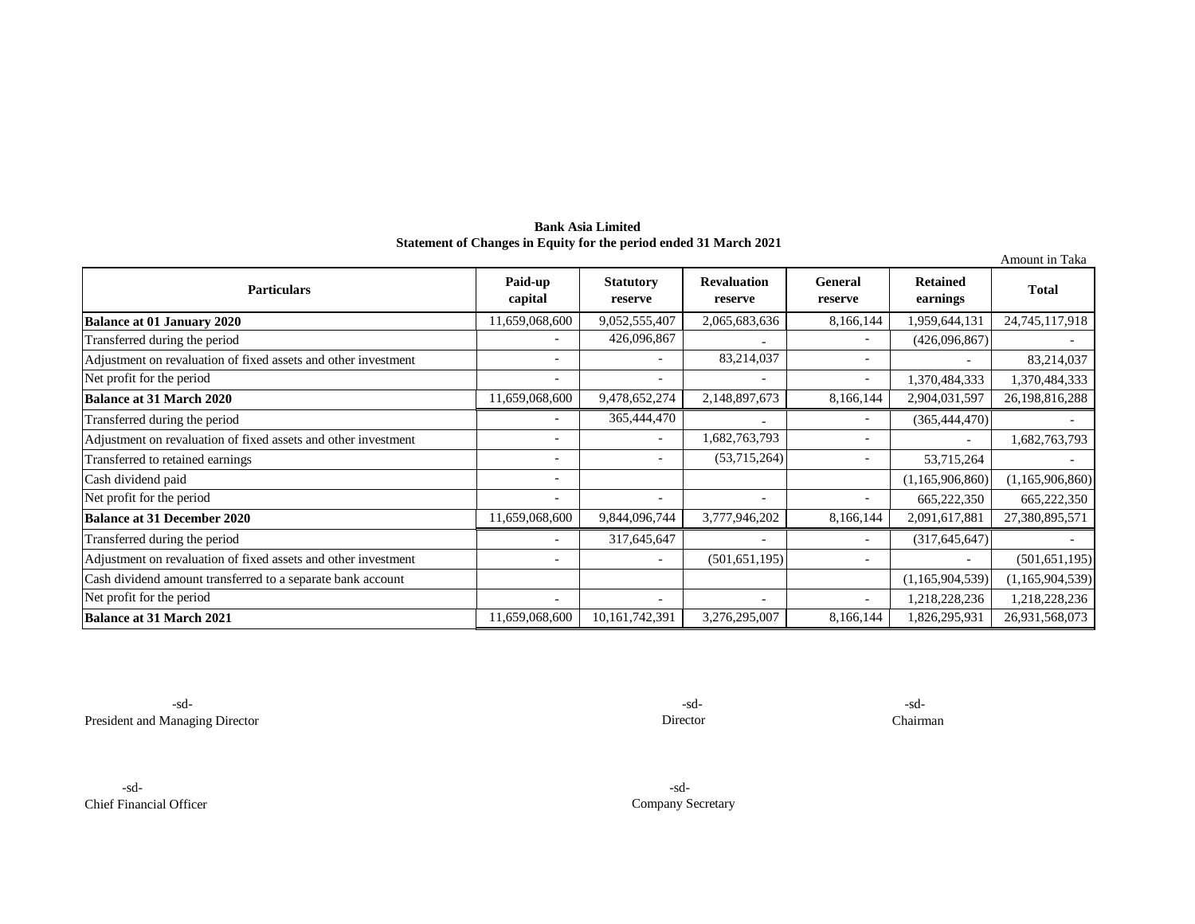**Bank Asia Limited**
**Statement of Changes in Equity for the period ended 31 March 2021**

Amount in Taka

| Particulars | Paid-up capital | Statutory reserve | Revaluation reserve | General reserve | Retained earnings | Total |
|---|---|---|---|---|---|---|
| **Balance at 01 January 2020** | 11,659,068,600 | 9,052,555,407 | 2,065,683,636 | 8,166,144 | 1,959,644,131 | 24,745,117,918 |
| Transferred during the period | - | 426,096,867 | - | - | (426,096,867) | - |
| Adjustment on revaluation of fixed assets and other investment | - | - | 83,214,037 | - | - | 83,214,037 |
| Net profit for the period | - | - | - | - | 1,370,484,333 | 1,370,484,333 |
| **Balance at 31 March 2020** | 11,659,068,600 | 9,478,652,274 | 2,148,897,673 | 8,166,144 | 2,904,031,597 | 26,198,816,288 |
| Transferred during the period | - | 365,444,470 | - | - | (365,444,470) | - |
| Adjustment on revaluation of fixed assets and other investment | - | - | 1,682,763,793 | - | - | 1,682,763,793 |
| Transferred to retained earnings | - | - | (53,715,264) | - | 53,715,264 | - |
| Cash dividend paid | - | | | | (1,165,906,860) | (1,165,906,860) |
| Net profit for the period | - | - | - | - | 665,222,350 | 665,222,350 |
| **Balance at 31 December 2020** | 11,659,068,600 | 9,844,096,744 | 3,777,946,202 | 8,166,144 | 2,091,617,881 | 27,380,895,571 |
| Transferred during the period | - | 317,645,647 | - | - | (317,645,647) | - |
| Adjustment on revaluation of fixed assets and other investment | - | - | (501,651,195) | - | - | (501,651,195) |
| Cash dividend amount transferred to a separate bank account | | | | | (1,165,904,539) | (1,165,904,539) |
| Net profit for the period | - | - | - | - | 1,218,228,236 | 1,218,228,236 |
| **Balance at 31 March 2021** | 11,659,068,600 | 10,161,742,391 | 3,276,295,007 | 8,166,144 | 1,826,295,931 | 26,931,568,073 |

-sd-
President and Managing Director

-sd-
Director

-sd-
Chairman

-sd-
Chief Financial Officer

-sd-
Company Secretary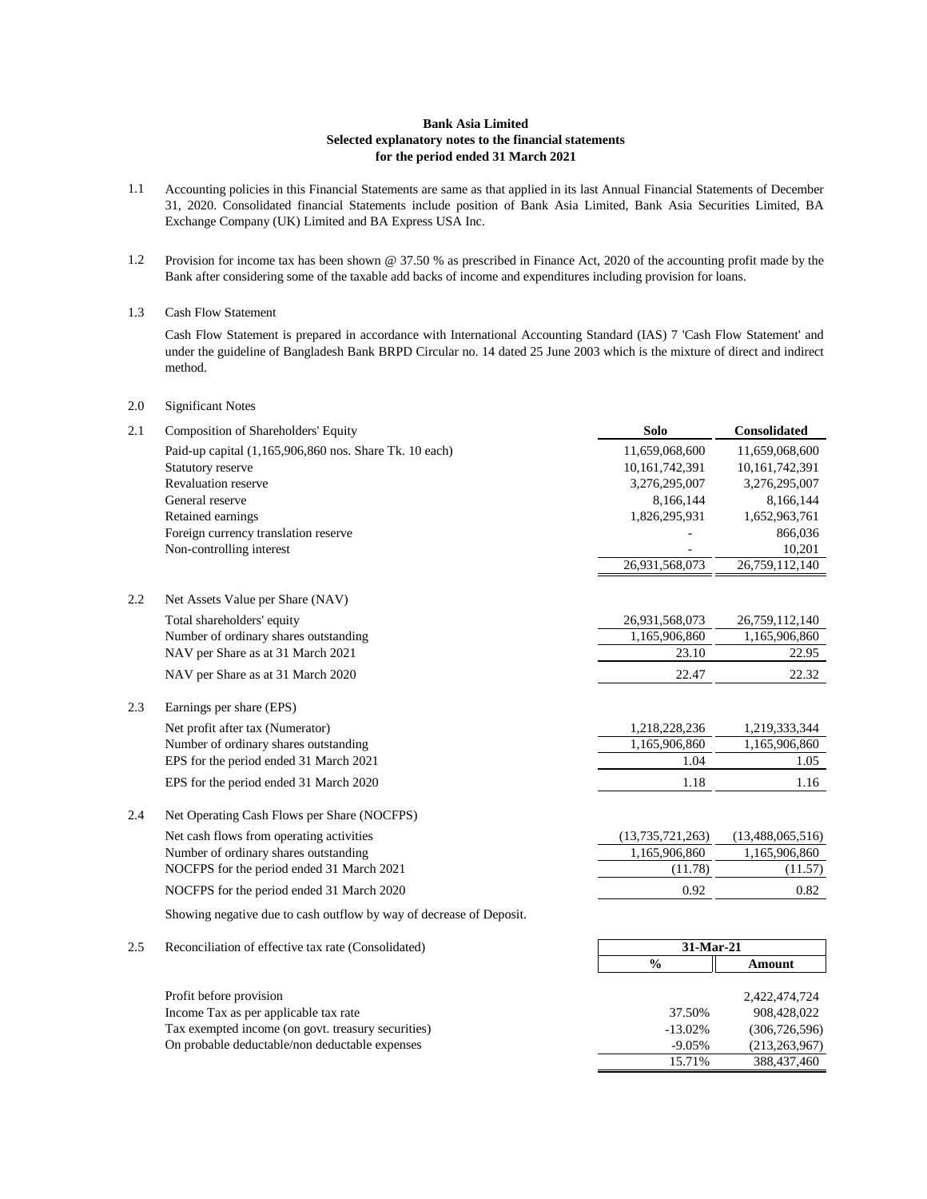**Bank Asia Limited**
**Selected explanatory notes to the financial statements**
**for the period ended 31 March 2021**

1.1 Accounting policies in this Financial Statements are same as that applied in its last Annual Financial Statements of December 31, 2020. Consolidated financial Statements include position of Bank Asia Limited, Bank Asia Securities Limited, BA Exchange Company (UK) Limited and BA Express USA Inc.

1.2 Provision for income tax has been shown @ 37.50 % as prescribed in Finance Act, 2020 of the accounting profit made by the Bank after considering some of the taxable add backs of income and expenditures including provision for loans.

1.3 Cash Flow Statement

Cash Flow Statement is prepared in accordance with International Accounting Standard (IAS) 7 'Cash Flow Statement' and under the guideline of Bangladesh Bank BRPD Circular no. 14 dated 25 June 2003 which is the mixture of direct and indirect method.

2.0 Significant Notes

2.1 Composition of Shareholders' Equity

| | Solo | Consolidated |
|---|---|---|
| Paid-up capital (1,165,906,860 nos. Share Tk. 10 each) | 11,659,068,600 | 11,659,068,600 |
| Statutory reserve | 10,161,742,391 | 10,161,742,391 |
| Revaluation reserve | 3,276,295,007 | 3,276,295,007 |
| General reserve | 8,166,144 | 8,166,144 |
| Retained earnings | 1,826,295,931 | 1,652,963,761 |
| Foreign currency translation reserve | - | 866,036 |
| Non-controlling interest | - | 10,201 |
| | 26,931,568,073 | 26,759,112,140 |

2.2 Net Assets Value per Share (NAV)

| | Solo | Consolidated |
|---|---|---|
| Total shareholders' equity | 26,931,568,073 | 26,759,112,140 |
| Number of ordinary shares outstanding | 1,165,906,860 | 1,165,906,860 |
| NAV per Share as at 31 March 2021 | 23.10 | 22.95 |
| NAV per Share as at 31 March 2020 | 22.47 | 22.32 |

2.3 Earnings per share (EPS)

| | Solo | Consolidated |
|---|---|---|
| Net profit after tax (Numerator) | 1,218,228,236 | 1,219,333,344 |
| Number of ordinary shares outstanding | 1,165,906,860 | 1,165,906,860 |
| EPS for the period ended 31 March 2021 | 1.04 | 1.05 |
| EPS for the period ended 31 March 2020 | 1.18 | 1.16 |

2.4 Net Operating Cash Flows per Share (NOCFPS)

| | Solo | Consolidated |
|---|---|---|
| Net cash flows from operating activities | (13,735,721,263) | (13,488,065,516) |
| Number of ordinary shares outstanding | 1,165,906,860 | 1,165,906,860 |
| NOCFPS for the period ended 31 March 2021 | (11.78) | (11.57) |
| NOCFPS for the period ended 31 March 2020 | 0.92 | 0.82 |

Showing negative due to cash outflow by way of decrease of Deposit.

2.5 Reconciliation of effective tax rate (Consolidated)

| | 31-Mar-21 | |
|---|---|---|
| | % | Amount |
| Profit before provision | | 2,422,474,724 |
| Income Tax as per applicable tax rate | 37.50% | 908,428,022 |
| Tax exempted income (on govt. treasury securities) | -13.02% | (306,726,596) |
| On probable deductable/non deductable expenses | -9.05% | (213,263,967) |
| | 15.71% | 388,437,460 |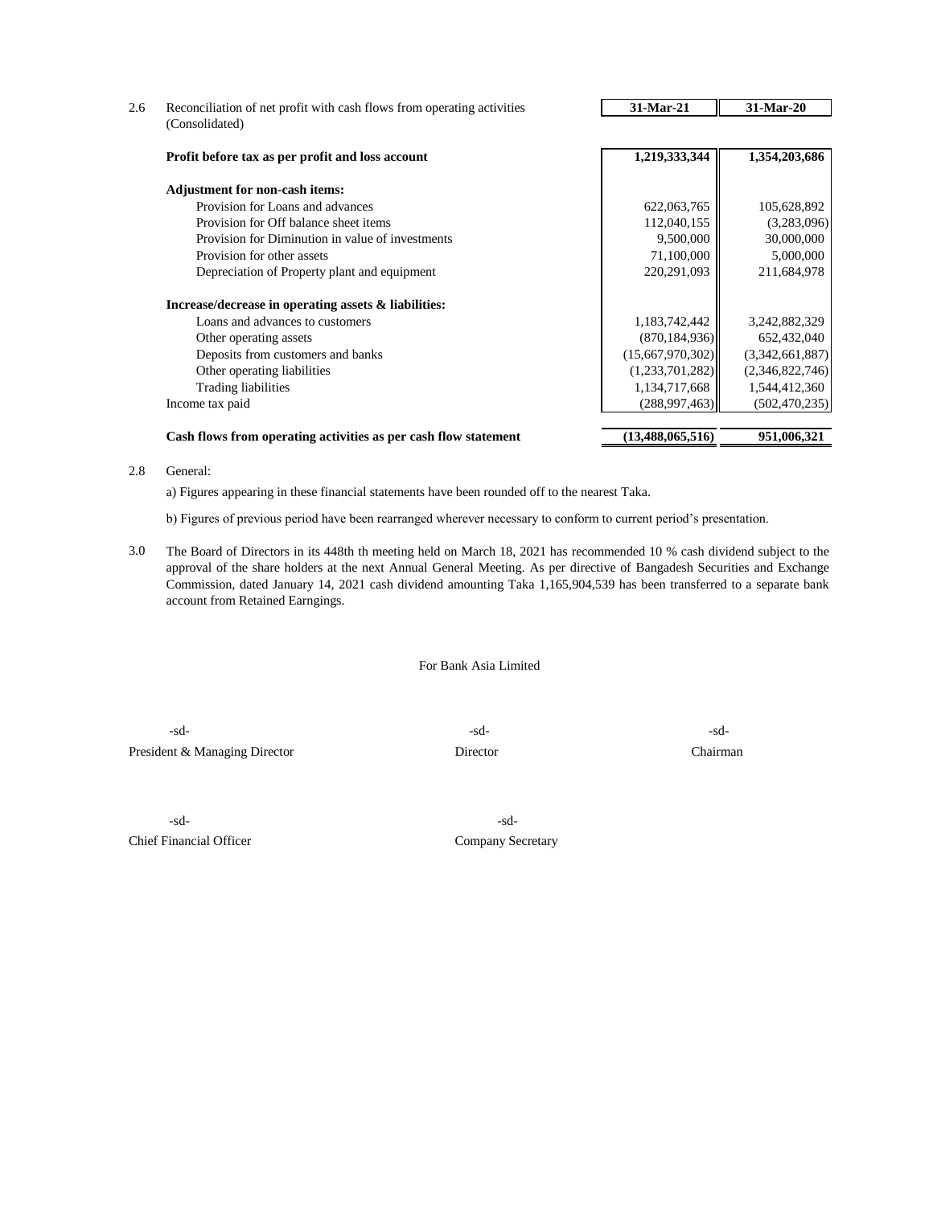2.6 Reconciliation of net profit with cash flows from operating activities (Consolidated)

| | 31-Mar-21 | 31-Mar-20 |
|---|---|---|
| **Profit before tax as per profit and loss account** | **1,219,333,344** | **1,354,203,686** |
| **Adjustment for non-cash items:** | | |
| Provision for Loans and advances | 622,063,765 | 105,628,892 |
| Provision for Off balance sheet items | 112,040,155 | (3,283,096) |
| Provision for Diminution in value of investments | 9,500,000 | 30,000,000 |
| Provision for other assets | 71,100,000 | 5,000,000 |
| Depreciation of Property plant and equipment | 220,291,093 | 211,684,978 |
| **Increase/decrease in operating assets & liabilities:** | | |
| Loans and advances to customers | 1,183,742,442 | 3,242,882,329 |
| Other operating assets | (870,184,936) | 652,432,040 |
| Deposits from customers and banks | (15,667,970,302) | (3,342,661,887) |
| Other operating liabilities | (1,233,701,282) | (2,346,822,746) |
| Trading liabilities | 1,134,717,668 | 1,544,412,360 |
| Income tax paid | (288,997,463) | (502,470,235) |
| **Cash flows from operating activities as per cash flow statement** | **(13,488,065,516)** | **951,006,321** |

2.8 General:

a) Figures appearing in these financial statements have been rounded off to the nearest Taka.

b) Figures of previous period have been rearranged wherever necessary to conform to current period's presentation.

3.0 The Board of Directors in its 448th th meeting held on March 18, 2021 has recommended 10 % cash dividend subject to the approval of the share holders at the next Annual General Meeting. As per directive of Bangadesh Securities and Exchange Commission, dated January 14, 2021 cash dividend amounting Taka 1,165,904,539 has been transferred to a separate bank account from Retained Earngings.

For Bank Asia Limited

| -sd- | -sd- | -sd- |
|---|---|---|
| President & Managing Director | Director | Chairman |

| -sd- | -sd- |
|---|---|
| Chief Financial Officer | Company Secretary |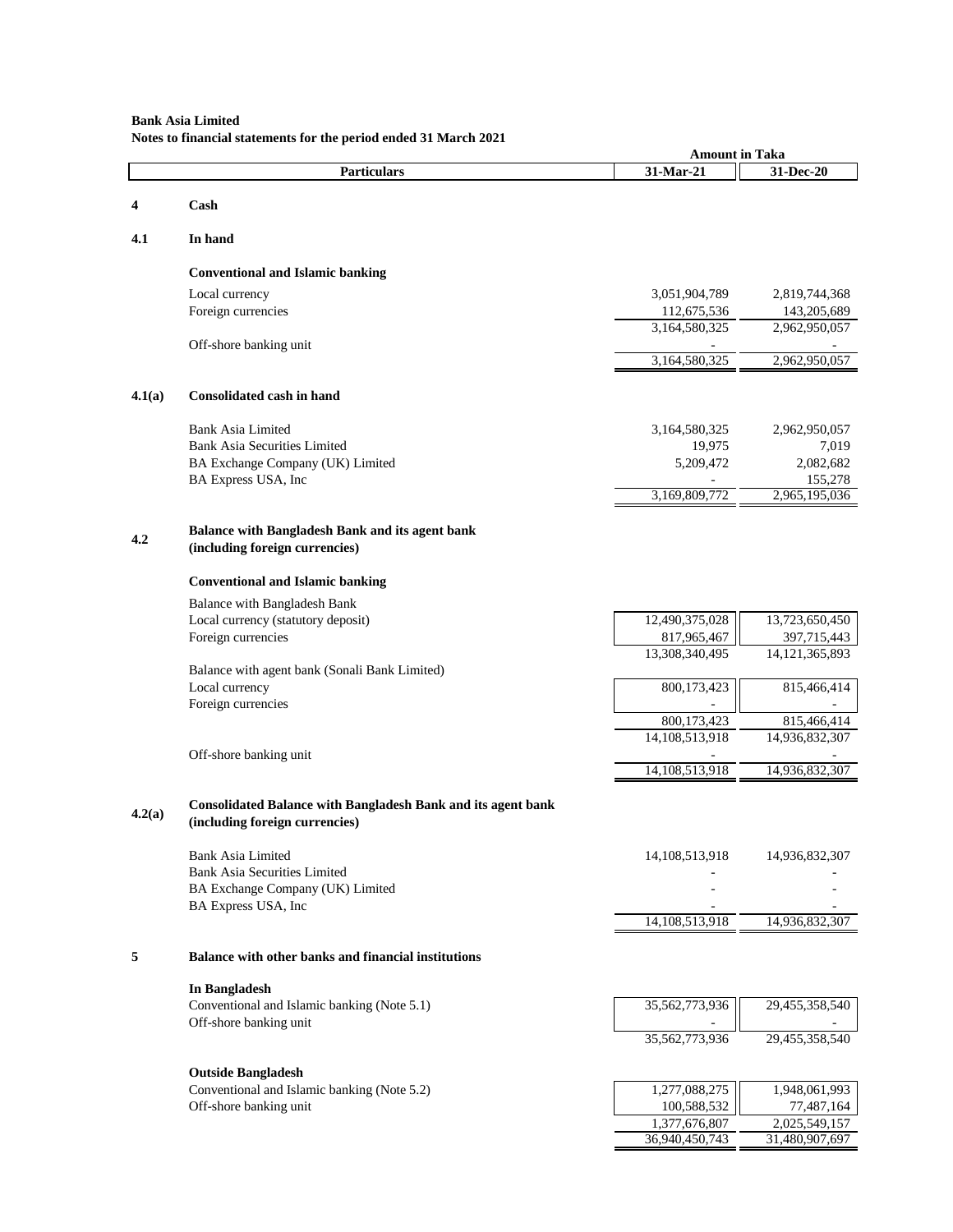**Bank Asia Limited**

**Notes to financial statements for the period ended 31 March 2021**

| | Particulars | 31-Mar-21 | 31-Dec-20 |
|---|---|---|---|
| | | **Amount in Taka** | |
| **4** | **Cash** | | |
| **4.1** | **In hand** | | |
| | **Conventional and Islamic banking** | | |
| | Local currency | 3,051,904,789 | 2,819,744,368 |
| | Foreign currencies | 112,675,536 | 143,205,689 |
| | | 3,164,580,325 | 2,962,950,057 |
| | Off-shore banking unit | - | - |
| | | 3,164,580,325 | 2,962,950,057 |
| **4.1(a)** | **Consolidated cash in hand** | | |
| | Bank Asia Limited | 3,164,580,325 | 2,962,950,057 |
| | Bank Asia Securities Limited | 19,975 | 7,019 |
| | BA Exchange Company (UK) Limited | 5,209,472 | 2,082,682 |
| | BA Express USA, Inc | - | 155,278 |
| | | 3,169,809,772 | 2,965,195,036 |
| **4.2** | **Balance with Bangladesh Bank and its agent bank (including foreign currencies)** | | |
| | **Conventional and Islamic banking** | | |
| | Balance with Bangladesh Bank | | |
| | Local currency (statutory deposit) | 12,490,375,028 | 13,723,650,450 |
| | Foreign currencies | 817,965,467 | 397,715,443 |
| | | 13,308,340,495 | 14,121,365,893 |
| | Balance with agent bank (Sonali Bank Limited) | | |
| | Local currency | 800,173,423 | 815,466,414 |
| | Foreign currencies | - | - |
| | | 800,173,423 | 815,466,414 |
| | | 14,108,513,918 | 14,936,832,307 |
| | Off-shore banking unit | - | - |
| | | 14,108,513,918 | 14,936,832,307 |
| **4.2(a)** | **Consolidated Balance with Bangladesh Bank and its agent bank (including foreign currencies)** | | |
| | Bank Asia Limited | 14,108,513,918 | 14,936,832,307 |
| | Bank Asia Securities Limited | - | - |
| | BA Exchange Company (UK) Limited | - | - |
| | BA Express USA, Inc | - | - |
| | | 14,108,513,918 | 14,936,832,307 |
| **5** | **Balance with other banks and financial institutions** | | |
| | **In Bangladesh** | | |
| | Conventional and Islamic banking (Note 5.1) | 35,562,773,936 | 29,455,358,540 |
| | Off-shore banking unit | - | - |
| | | 35,562,773,936 | 29,455,358,540 |
| | **Outside Bangladesh** | | |
| | Conventional and Islamic banking (Note 5.2) | 1,277,088,275 | 1,948,061,993 |
| | Off-shore banking unit | 100,588,532 | 77,487,164 |
| | | 1,377,676,807 | 2,025,549,157 |
| | | 36,940,450,743 | 31,480,907,697 |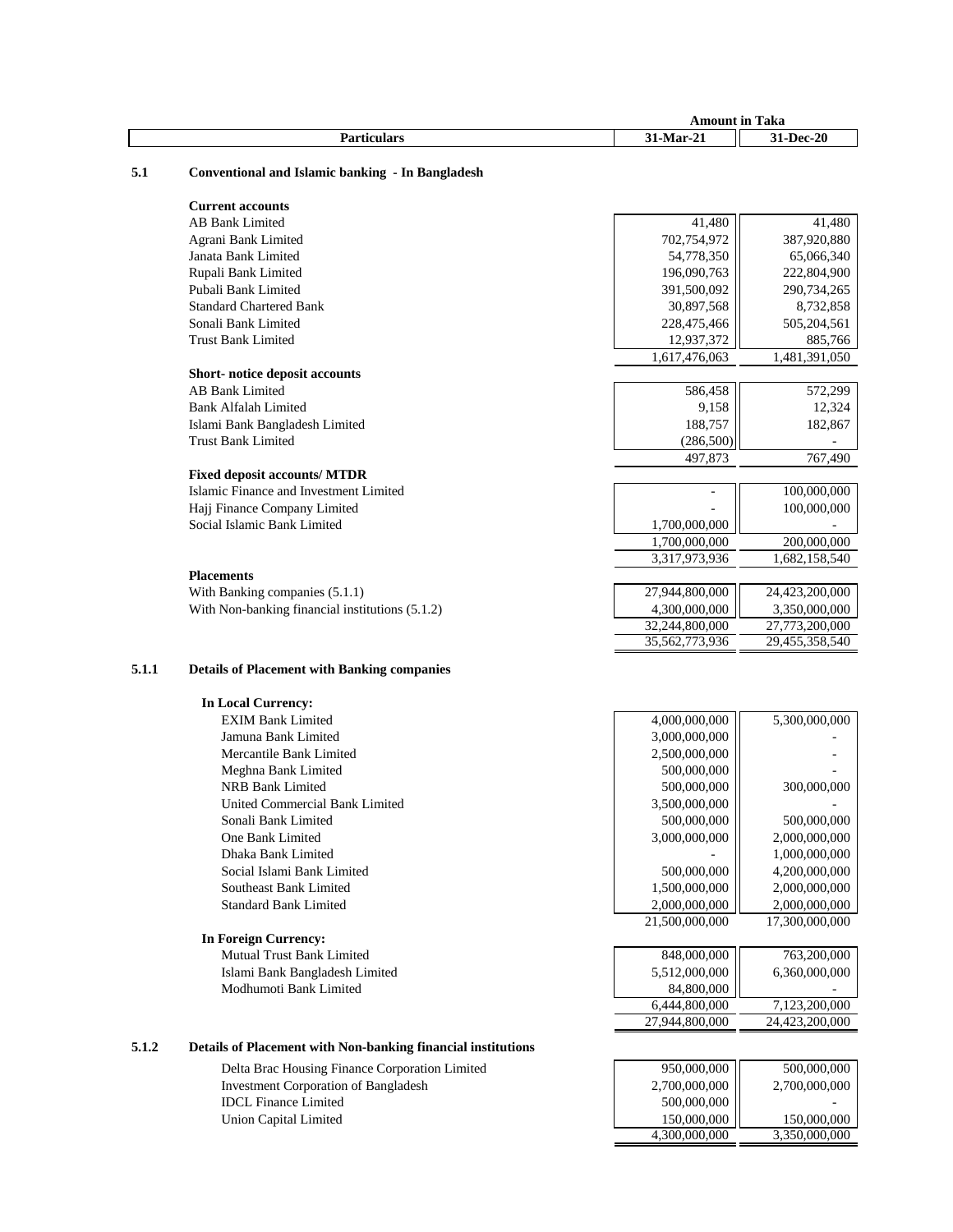| Particulars | Amount in Taka | |
|---|---|---|
| | 31-Mar-21 | 31-Dec-20 |

**5.1 Conventional and Islamic banking - In Bangladesh**

| Particulars | 31-Mar-21 | 31-Dec-20 |
|---|---|---|
| **Current accounts** | | |
| AB Bank Limited | 41,480 | 41,480 |
| Agrani Bank Limited | 702,754,972 | 387,920,880 |
| Janata Bank Limited | 54,778,350 | 65,066,340 |
| Rupali Bank Limited | 196,090,763 | 222,804,900 |
| Pubali Bank Limited | 391,500,092 | 290,734,265 |
| Standard Chartered Bank | 30,897,568 | 8,732,858 |
| Sonali Bank Limited | 228,475,466 | 505,204,561 |
| Trust Bank Limited | 12,937,372 | 885,766 |
| | 1,617,476,063 | 1,481,391,050 |
| **Short- notice deposit accounts** | | |
| AB Bank Limited | 586,458 | 572,299 |
| Bank Alfalah Limited | 9,158 | 12,324 |
| Islami Bank Bangladesh Limited | 188,757 | 182,867 |
| Trust Bank Limited | (286,500) | - |
| | 497,873 | 767,490 |
| **Fixed deposit accounts/ MTDR** | | |
| Islamic Finance and Investment Limited | - | 100,000,000 |
| Hajj Finance Company Limited | - | 100,000,000 |
| Social Islamic Bank Limited | 1,700,000,000 | - |
| | 1,700,000,000 | 200,000,000 |
| | 3,317,973,936 | 1,682,158,540 |
| **Placements** | | |
| With Banking companies (5.1.1) | 27,944,800,000 | 24,423,200,000 |
| With Non-banking financial institutions (5.1.2) | 4,300,000,000 | 3,350,000,000 |
| | 32,244,800,000 | 27,773,200,000 |
| | 35,562,773,936 | 29,455,358,540 |

**5.1.1 Details of Placement with Banking companies**

| Particulars | 31-Mar-21 | 31-Dec-20 |
|---|---|---|
| **In Local Currency:** | | |
| EXIM Bank Limited | 4,000,000,000 | 5,300,000,000 |
| Jamuna Bank Limited | 3,000,000,000 | - |
| Mercantile Bank Limited | 2,500,000,000 | - |
| Meghna Bank Limited | 500,000,000 | - |
| NRB Bank Limited | 500,000,000 | 300,000,000 |
| United Commercial Bank Limited | 3,500,000,000 | - |
| Sonali Bank Limited | 500,000,000 | 500,000,000 |
| One Bank Limited | 3,000,000,000 | 2,000,000,000 |
| Dhaka Bank Limited | - | 1,000,000,000 |
| Social Islami Bank Limited | 500,000,000 | 4,200,000,000 |
| Southeast Bank Limited | 1,500,000,000 | 2,000,000,000 |
| Standard Bank Limited | 2,000,000,000 | 2,000,000,000 |
| | 21,500,000,000 | 17,300,000,000 |
| **In Foreign Currency:** | | |
| Mutual Trust Bank Limited | 848,000,000 | 763,200,000 |
| Islami Bank Bangladesh Limited | 5,512,000,000 | 6,360,000,000 |
| Modhumoti Bank Limited | 84,800,000 | - |
| | 6,444,800,000 | 7,123,200,000 |
| | 27,944,800,000 | 24,423,200,000 |

**5.1.2 Details of Placement with Non-banking financial institutions**

| Particulars | 31-Mar-21 | 31-Dec-20 |
|---|---|---|
| Delta Brac Housing Finance Corporation Limited | 950,000,000 | 500,000,000 |
| Investment Corporation of Bangladesh | 2,700,000,000 | 2,700,000,000 |
| IDCL Finance Limited | 500,000,000 | - |
| Union Capital Limited | 150,000,000 | 150,000,000 |
| | 4,300,000,000 | 3,350,000,000 |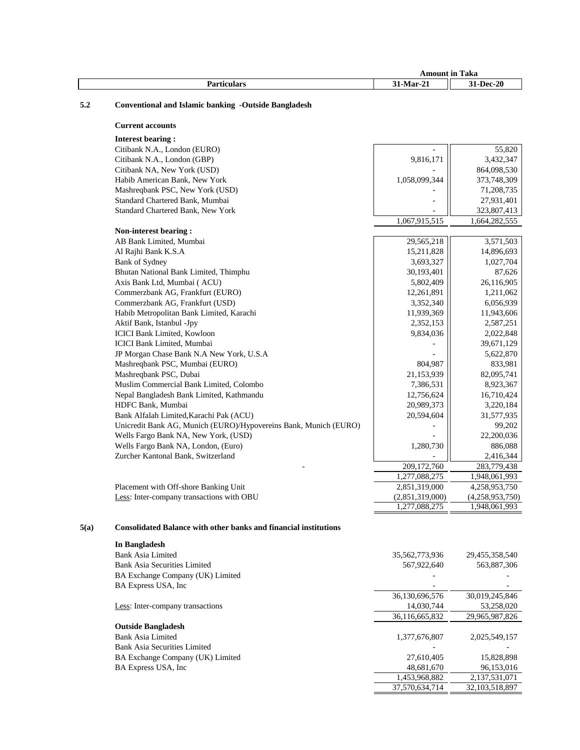| Particulars | Amount in Taka 31-Mar-21 | 31-Dec-20 |
|---|---|---|

## 5.2 Conventional and Islamic banking -Outside Bangladesh

**Current accounts**

| Particulars | 31-Mar-21 | 31-Dec-20 |
|---|---|---|
| **Interest bearing :** | | |
| Citibank N.A., London (EURO) | - | 55,820 |
| Citibank N.A., London (GBP) | 9,816,171 | 3,432,347 |
| Citibank NA, New York (USD) | - | 864,098,530 |
| Habib American Bank, New York | 1,058,099,344 | 373,748,309 |
| Mashreqbank PSC, New York (USD) | - | 71,208,735 |
| Standard Chartered Bank, Mumbai | - | 27,931,401 |
| Standard Chartered Bank, New York | - | 323,807,413 |
| | 1,067,915,515 | 1,664,282,555 |
| **Non-interest bearing :** | | |
| AB Bank Limited, Mumbai | 29,565,218 | 3,571,503 |
| Al Rajhi Bank K.S.A | 15,211,828 | 14,896,693 |
| Bank of Sydney | 3,693,327 | 1,027,704 |
| Bhutan National Bank Limited, Thimphu | 30,193,401 | 87,626 |
| Axis Bank Ltd, Mumbai ( ACU) | 5,802,409 | 26,116,905 |
| Commerzbank AG, Frankfurt (EURO) | 12,261,891 | 1,211,062 |
| Commerzbank AG, Frankfurt (USD) | 3,352,340 | 6,056,939 |
| Habib Metropolitan Bank Limited, Karachi | 11,939,369 | 11,943,606 |
| Aktif Bank, Istanbul -Jpy | 2,352,153 | 2,587,251 |
| ICICI Bank Limited, Kowloon | 9,834,036 | 2,022,848 |
| ICICI Bank Limited, Mumbai | - | 39,671,129 |
| JP Morgan Chase Bank N.A New York, U.S.A | - | 5,622,870 |
| Mashreqbank PSC, Mumbai (EURO) | 804,987 | 833,981 |
| Mashreqbank PSC, Dubai | 21,153,939 | 82,095,741 |
| Muslim Commercial Bank Limited, Colombo | 7,386,531 | 8,923,367 |
| Nepal Bangladesh Bank Limited, Kathmandu | 12,756,624 | 16,710,424 |
| HDFC Bank, Mumbai | 20,989,373 | 3,220,184 |
| Bank Alfalah Limited,Karachi Pak (ACU) | 20,594,604 | 31,577,935 |
| Unicredit Bank AG, Munich (EURO)/Hypovereins Bank, Munich (EURO) | - | 99,202 |
| Wells Fargo Bank NA, New York, (USD) | - | 22,200,036 |
| Wells Fargo Bank NA, London, (Euro) | 1,280,730 | 886,088 |
| Zurcher Kantonal Bank, Switzerland | - | 2,416,344 |
| - | 209,172,760 | 283,779,438 |
| | 1,277,088,275 | 1,948,061,993 |
| Placement with Off-shore Banking Unit | 2,851,319,000 | 4,258,953,750 |
| Less: Inter-company transactions with OBU | (2,851,319,000) | (4,258,953,750) |
| | 1,277,088,275 | 1,948,061,993 |

## 5(a) Consolidated Balance with other banks and financial institutions

| Particulars | 31-Mar-21 | 31-Dec-20 |
|---|---|---|
| **In Bangladesh** | | |
| Bank Asia Limited | 35,562,773,936 | 29,455,358,540 |
| Bank Asia Securities Limited | 567,922,640 | 563,887,306 |
| BA Exchange Company (UK) Limited | - | - |
| BA Express USA, Inc | - | - |
| | 36,130,696,576 | 30,019,245,846 |
| Less: Inter-company transactions | 14,030,744 | 53,258,020 |
| | 36,116,665,832 | 29,965,987,826 |
| **Outside Bangladesh** | | |
| Bank Asia Limited | 1,377,676,807 | 2,025,549,157 |
| Bank Asia Securities Limited | - | - |
| BA Exchange Company (UK) Limited | 27,610,405 | 15,828,898 |
| BA Express USA, Inc | 48,681,670 | 96,153,016 |
| | 1,453,968,882 | 2,137,531,071 |
| | 37,570,634,714 | 32,103,518,897 |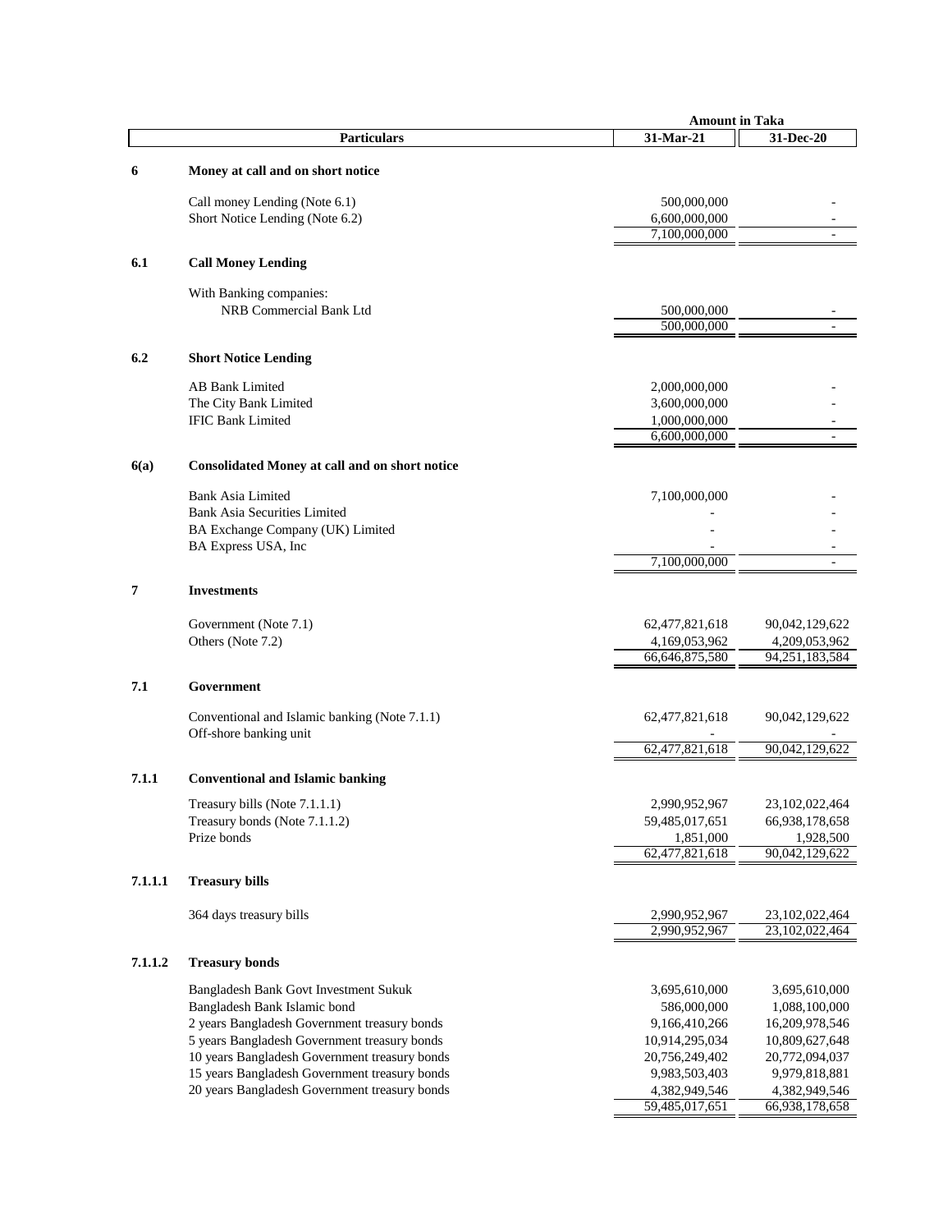| | Particulars | Amount in Taka | |
|---|---|---|---|
| | | 31-Mar-21 | 31-Dec-20 |
| **6** | **Money at call and on short notice** | | |
| | Call money Lending (Note 6.1) | 500,000,000 | - |
| | Short Notice Lending (Note 6.2) | 6,600,000,000 | - |
| | | 7,100,000,000 | - |
| **6.1** | **Call Money Lending** | | |
| | With Banking companies: | | |
| | NRB Commercial Bank Ltd | 500,000,000 | - |
| | | 500,000,000 | - |
| **6.2** | **Short Notice Lending** | | |
| | AB Bank Limited | 2,000,000,000 | - |
| | The City Bank Limited | 3,600,000,000 | - |
| | IFIC Bank Limited | 1,000,000,000 | - |
| | | 6,600,000,000 | - |
| **6(a)** | **Consolidated Money at call and on short notice** | | |
| | Bank Asia Limited | 7,100,000,000 | - |
| | Bank Asia Securities Limited | - | - |
| | BA Exchange Company (UK) Limited | - | - |
| | BA Express USA, Inc | - | - |
| | | 7,100,000,000 | - |
| **7** | **Investments** | | |
| | Government (Note 7.1) | 62,477,821,618 | 90,042,129,622 |
| | Others (Note 7.2) | 4,169,053,962 | 4,209,053,962 |
| | | 66,646,875,580 | 94,251,183,584 |
| **7.1** | **Government** | | |
| | Conventional and Islamic banking (Note 7.1.1) | 62,477,821,618 | 90,042,129,622 |
| | Off-shore banking unit | - | - |
| | | 62,477,821,618 | 90,042,129,622 |
| **7.1.1** | **Conventional and Islamic banking** | | |
| | Treasury bills (Note 7.1.1.1) | 2,990,952,967 | 23,102,022,464 |
| | Treasury bonds (Note 7.1.1.2) | 59,485,017,651 | 66,938,178,658 |
| | Prize bonds | 1,851,000 | 1,928,500 |
| | | 62,477,821,618 | 90,042,129,622 |
| **7.1.1.1** | **Treasury bills** | | |
| | 364 days treasury bills | 2,990,952,967 | 23,102,022,464 |
| | | 2,990,952,967 | 23,102,022,464 |
| **7.1.1.2** | **Treasury bonds** | | |
| | Bangladesh Bank Govt Investment Sukuk | 3,695,610,000 | 3,695,610,000 |
| | Bangladesh Bank Islamic bond | 586,000,000 | 1,088,100,000 |
| | 2 years Bangladesh Government treasury bonds | 9,166,410,266 | 16,209,978,546 |
| | 5 years Bangladesh Government treasury bonds | 10,914,295,034 | 10,809,627,648 |
| | 10 years Bangladesh Government treasury bonds | 20,756,249,402 | 20,772,094,037 |
| | 15 years Bangladesh Government treasury bonds | 9,983,503,403 | 9,979,818,881 |
| | 20 years Bangladesh Government treasury bonds | 4,382,949,546 | 4,382,949,546 |
| | | 59,485,017,651 | 66,938,178,658 |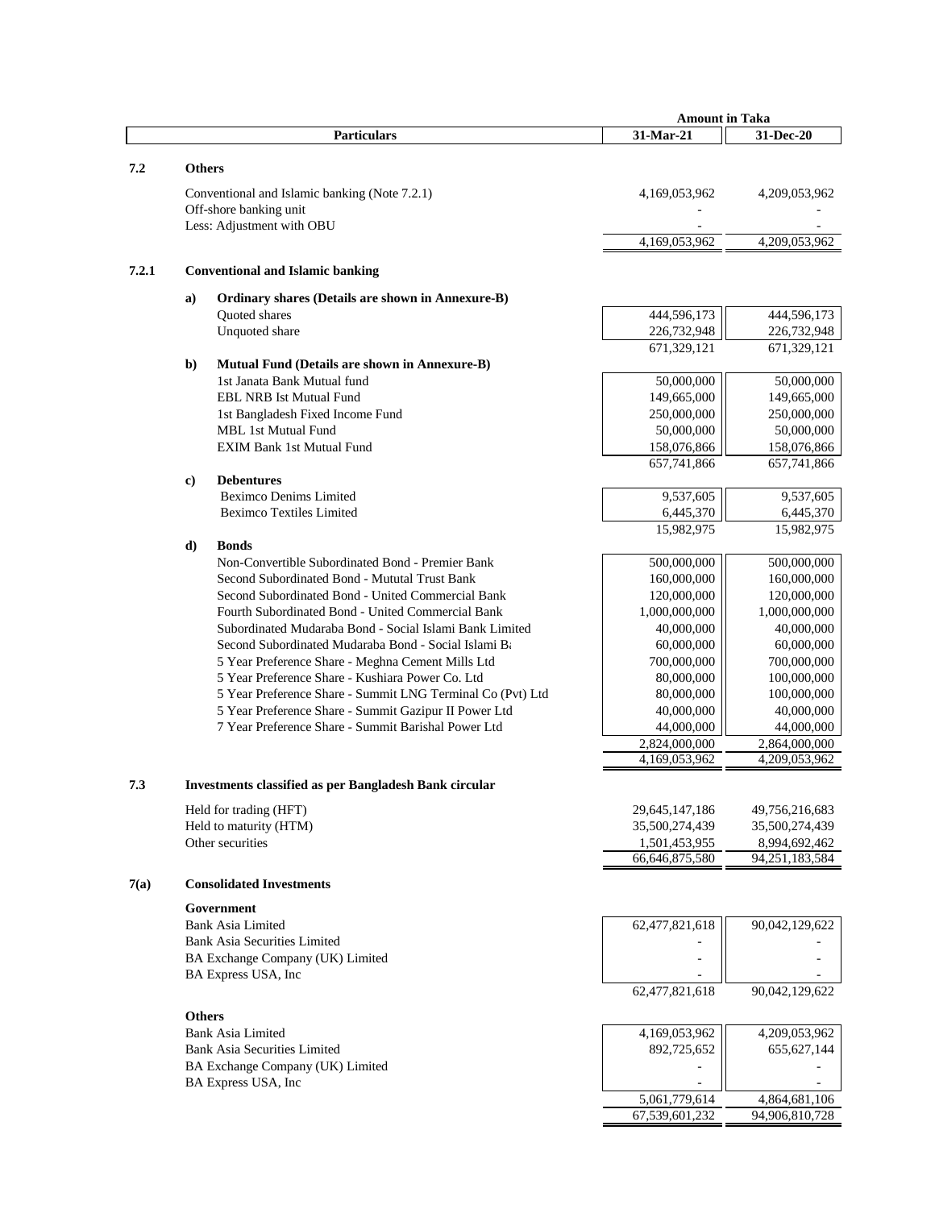| | | Particulars | Amount in Taka 31-Mar-21 | 31-Dec-20 |
|---|---|---|---|---|
| **7.2** | **Others** | | | |
| | | Conventional and Islamic banking (Note 7.2.1) | 4,169,053,962 | 4,209,053,962 |
| | | Off-shore banking unit | - | - |
| | | Less: Adjustment with OBU | - | - |
| | | | 4,169,053,962 | 4,209,053,962 |
| **7.2.1** | **Conventional and Islamic banking** | | | |
| | **a)** | **Ordinary shares (Details are shown in Annexure-B)** | | |
| | | Quoted shares | 444,596,173 | 444,596,173 |
| | | Unquoted share | 226,732,948 | 226,732,948 |
| | | | 671,329,121 | 671,329,121 |
| | **b)** | **Mutual Fund (Details are shown in Annexure-B)** | | |
| | | 1st Janata Bank Mutual fund | 50,000,000 | 50,000,000 |
| | | EBL NRB Ist Mutual Fund | 149,665,000 | 149,665,000 |
| | | 1st Bangladesh Fixed Income Fund | 250,000,000 | 250,000,000 |
| | | MBL 1st Mutual Fund | 50,000,000 | 50,000,000 |
| | | EXIM Bank 1st Mutual Fund | 158,076,866 | 158,076,866 |
| | | | 657,741,866 | 657,741,866 |
| | **c)** | **Debentures** | | |
| | | Beximco Denims Limited | 9,537,605 | 9,537,605 |
| | | Beximco Textiles Limited | 6,445,370 | 6,445,370 |
| | | | 15,982,975 | 15,982,975 |
| | **d)** | **Bonds** | | |
| | | Non-Convertible Subordinated Bond - Premier Bank | 500,000,000 | 500,000,000 |
| | | Second Subordinated Bond - Mututal Trust Bank | 160,000,000 | 160,000,000 |
| | | Second Subordinated Bond - United Commercial Bank | 120,000,000 | 120,000,000 |
| | | Fourth Subordinated Bond - United Commercial Bank | 1,000,000,000 | 1,000,000,000 |
| | | Subordinated Mudaraba Bond - Social Islami Bank Limited | 40,000,000 | 40,000,000 |
| | | Second Subordinated Mudaraba Bond - Social Islami Ba | 60,000,000 | 60,000,000 |
| | | 5 Year Preference Share - Meghna Cement Mills Ltd | 700,000,000 | 700,000,000 |
| | | 5 Year Preference Share - Kushiara Power Co. Ltd | 80,000,000 | 100,000,000 |
| | | 5 Year Preference Share - Summit LNG Terminal Co (Pvt) Ltd | 80,000,000 | 100,000,000 |
| | | 5 Year Preference Share - Summit Gazipur II Power Ltd | 40,000,000 | 40,000,000 |
| | | 7 Year Preference Share - Summit Barishal Power Ltd | 44,000,000 | 44,000,000 |
| | | | 2,824,000,000 | 2,864,000,000 |
| | | | 4,169,053,962 | 4,209,053,962 |
| **7.3** | **Investments classified as per Bangladesh Bank circular** | | | |
| | | Held for trading (HFT) | 29,645,147,186 | 49,756,216,683 |
| | | Held to maturity (HTM) | 35,500,274,439 | 35,500,274,439 |
| | | Other securities | 1,501,453,955 | 8,994,692,462 |
| | | | 66,646,875,580 | 94,251,183,584 |
| **7(a)** | **Consolidated Investments** | | | |
| | **Government** | | | |
| | | Bank Asia Limited | 62,477,821,618 | 90,042,129,622 |
| | | Bank Asia Securities Limited | - | - |
| | | BA Exchange Company (UK) Limited | - | - |
| | | BA Express USA, Inc | - | - |
| | | | 62,477,821,618 | 90,042,129,622 |
| | **Others** | | | |
| | | Bank Asia Limited | 4,169,053,962 | 4,209,053,962 |
| | | Bank Asia Securities Limited | 892,725,652 | 655,627,144 |
| | | BA Exchange Company (UK) Limited | - | - |
| | | BA Express USA, Inc | - | - |
| | | | 5,061,779,614 | 4,864,681,106 |
| | | | 67,539,601,232 | 94,906,810,728 |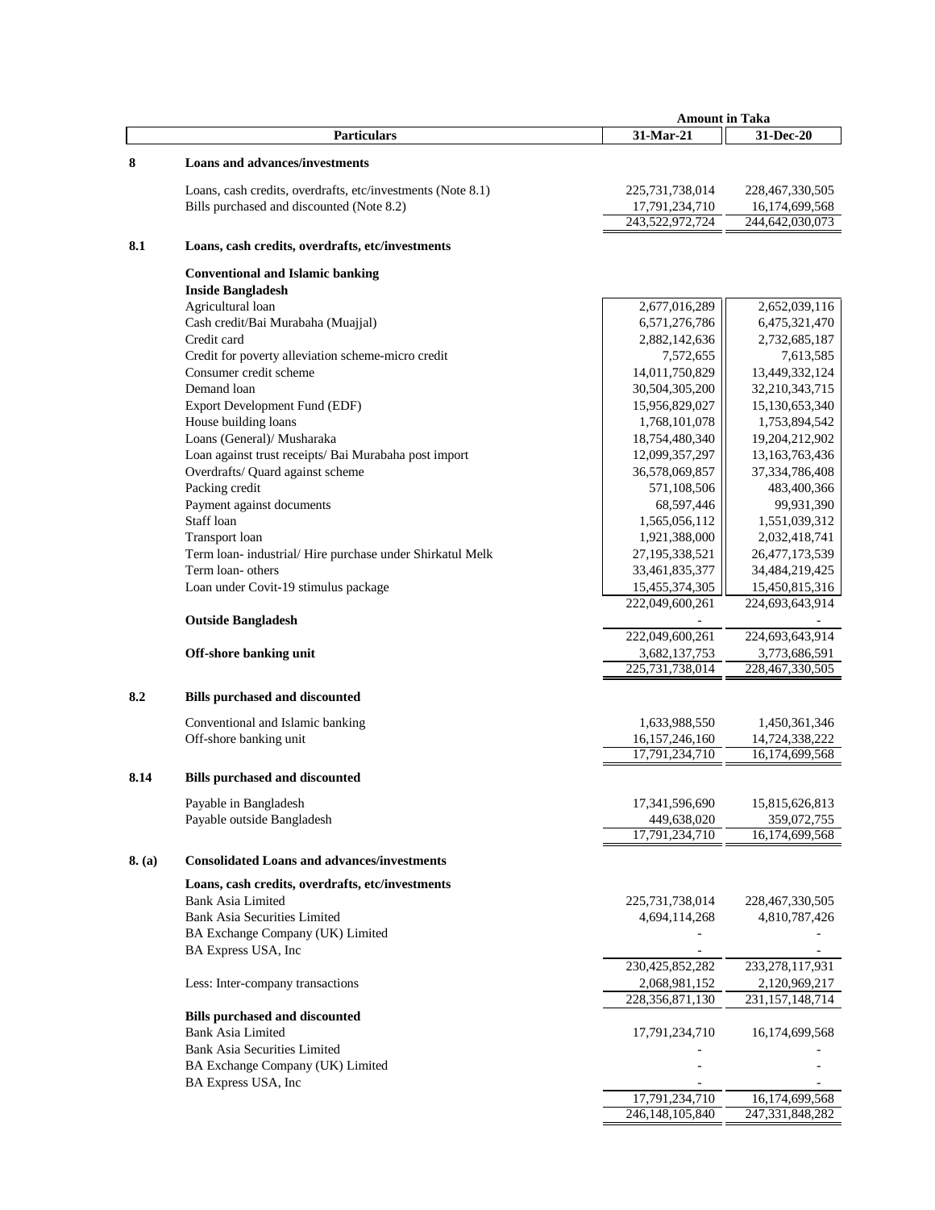| | Particulars | Amount in Taka | |
|---|---|---|---|
| | | 31-Mar-21 | 31-Dec-20 |
| **8** | **Loans and advances/investments** | | |
| | Loans, cash credits, overdrafts, etc/investments (Note 8.1) | 225,731,738,014 | 228,467,330,505 |
| | Bills purchased and discounted (Note 8.2) | 17,791,234,710 | 16,174,699,568 |
| | | 243,522,972,724 | 244,642,030,073 |
| **8.1** | **Loans, cash credits, overdrafts, etc/investments** | | |
| | **Conventional and Islamic banking** | | |
| | **Inside Bangladesh** | | |
| | Agricultural loan | 2,677,016,289 | 2,652,039,116 |
| | Cash credit/Bai Murabaha (Muajjal) | 6,571,276,786 | 6,475,321,470 |
| | Credit card | 2,882,142,636 | 2,732,685,187 |
| | Credit for poverty alleviation scheme-micro credit | 7,572,655 | 7,613,585 |
| | Consumer credit scheme | 14,011,750,829 | 13,449,332,124 |
| | Demand loan | 30,504,305,200 | 32,210,343,715 |
| | Export Development Fund (EDF) | 15,956,829,027 | 15,130,653,340 |
| | House building loans | 1,768,101,078 | 1,753,894,542 |
| | Loans (General)/ Musharaka | 18,754,480,340 | 19,204,212,902 |
| | Loan against trust receipts/ Bai Murabaha post import | 12,099,357,297 | 13,163,763,436 |
| | Overdrafts/ Quard against scheme | 36,578,069,857 | 37,334,786,408 |
| | Packing credit | 571,108,506 | 483,400,366 |
| | Payment against documents | 68,597,446 | 99,931,390 |
| | Staff loan | 1,565,056,112 | 1,551,039,312 |
| | Transport loan | 1,921,388,000 | 2,032,418,741 |
| | Term loan- industrial/ Hire purchase under Shirkatul Melk | 27,195,338,521 | 26,477,173,539 |
| | Term loan- others | 33,461,835,377 | 34,484,219,425 |
| | Loan under Covit-19 stimulus package | 15,455,374,305 | 15,450,815,316 |
| | | 222,049,600,261 | 224,693,643,914 |
| | **Outside Bangladesh** | - | - |
| | | 222,049,600,261 | 224,693,643,914 |
| | **Off-shore banking unit** | 3,682,137,753 | 3,773,686,591 |
| | | 225,731,738,014 | 228,467,330,505 |
| **8.2** | **Bills purchased and discounted** | | |
| | Conventional and Islamic banking | 1,633,988,550 | 1,450,361,346 |
| | Off-shore banking unit | 16,157,246,160 | 14,724,338,222 |
| | | 17,791,234,710 | 16,174,699,568 |
| **8.14** | **Bills purchased and discounted** | | |
| | Payable in Bangladesh | 17,341,596,690 | 15,815,626,813 |
| | Payable outside Bangladesh | 449,638,020 | 359,072,755 |
| | | 17,791,234,710 | 16,174,699,568 |
| **8. (a)** | **Consolidated Loans and advances/investments** | | |
| | **Loans, cash credits, overdrafts, etc/investments** | | |
| | Bank Asia Limited | 225,731,738,014 | 228,467,330,505 |
| | Bank Asia Securities Limited | 4,694,114,268 | 4,810,787,426 |
| | BA Exchange Company (UK) Limited | - | - |
| | BA Express USA, Inc | - | - |
| | | 230,425,852,282 | 233,278,117,931 |
| | Less: Inter-company transactions | 2,068,981,152 | 2,120,969,217 |
| | | 228,356,871,130 | 231,157,148,714 |
| | **Bills purchased and discounted** | | |
| | Bank Asia Limited | 17,791,234,710 | 16,174,699,568 |
| | Bank Asia Securities Limited | - | - |
| | BA Exchange Company (UK) Limited | - | - |
| | BA Express USA, Inc | - | - |
| | | 17,791,234,710 | 16,174,699,568 |
| | | 246,148,105,840 | 247,331,848,282 |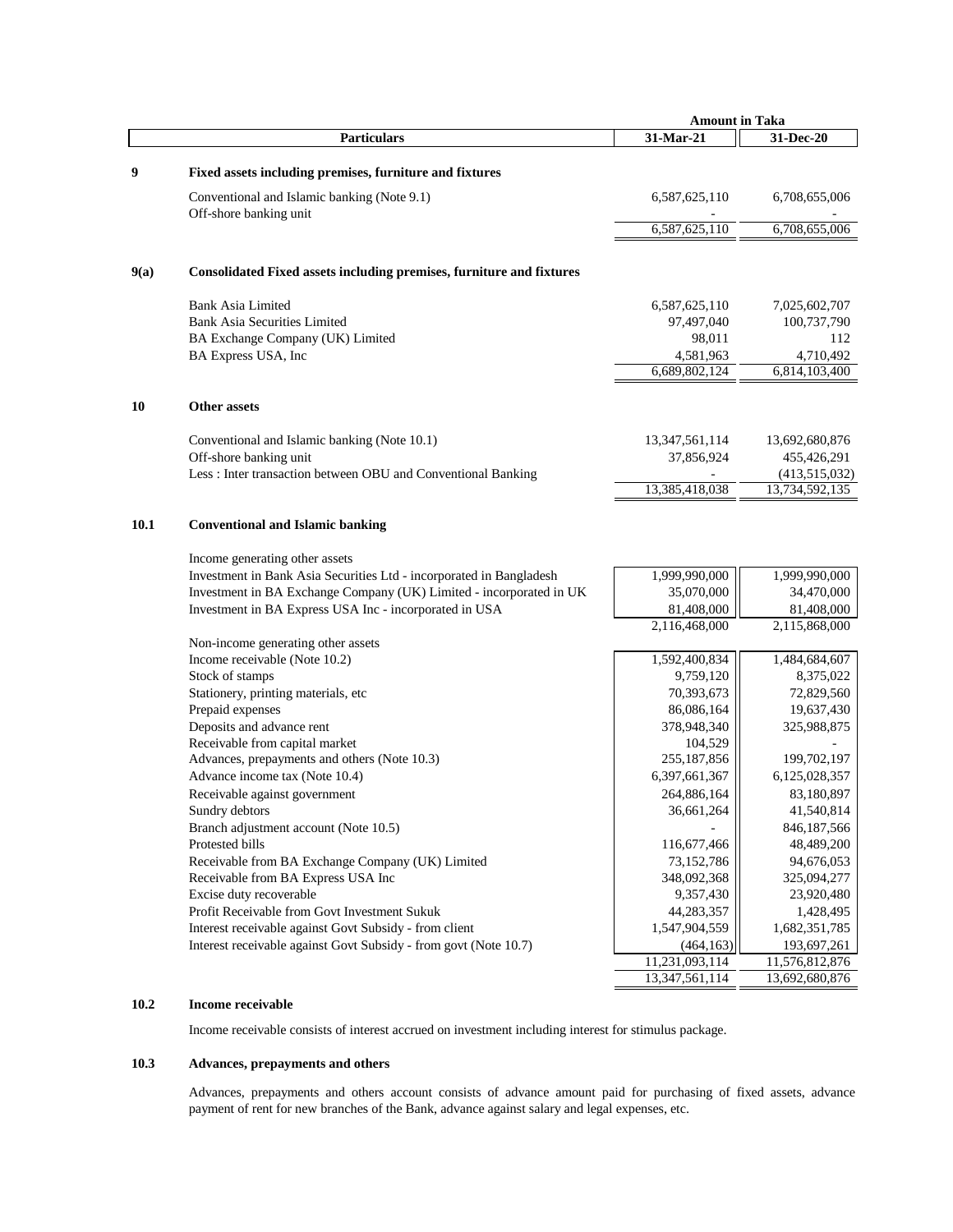| | Particulars | Amount in Taka 31-Mar-21 | 31-Dec-20 |
|---|---|---|---|
| **9** | **Fixed assets including premises, furniture and fixtures** | | |
| | Conventional and Islamic banking (Note 9.1) | 6,587,625,110 | 6,708,655,006 |
| | Off-shore banking unit | - | - |
| | | 6,587,625,110 | 6,708,655,006 |
| **9(a)** | **Consolidated Fixed assets including premises, furniture and fixtures** | | |
| | Bank Asia Limited | 6,587,625,110 | 7,025,602,707 |
| | Bank Asia Securities Limited | 97,497,040 | 100,737,790 |
| | BA Exchange Company (UK) Limited | 98,011 | 112 |
| | BA Express USA, Inc | 4,581,963 | 4,710,492 |
| | | 6,689,802,124 | 6,814,103,400 |
| **10** | **Other assets** | | |
| | Conventional and Islamic banking (Note 10.1) | 13,347,561,114 | 13,692,680,876 |
| | Off-shore banking unit | 37,856,924 | 455,426,291 |
| | Less : Inter transaction between OBU and Conventional Banking | - | (413,515,032) |
| | | 13,385,418,038 | 13,734,592,135 |
| **10.1** | **Conventional and Islamic banking** | | |
| | Income generating other assets | | |
| | Investment in Bank Asia Securities Ltd - incorporated in Bangladesh | 1,999,990,000 | 1,999,990,000 |
| | Investment in BA Exchange Company (UK) Limited - incorporated in UK | 35,070,000 | 34,470,000 |
| | Investment in BA Express USA Inc - incorporated in USA | 81,408,000 | 81,408,000 |
| | | 2,116,468,000 | 2,115,868,000 |
| | Non-income generating other assets | | |
| | Income receivable (Note 10.2) | 1,592,400,834 | 1,484,684,607 |
| | Stock of stamps | 9,759,120 | 8,375,022 |
| | Stationery, printing materials, etc | 70,393,673 | 72,829,560 |
| | Prepaid expenses | 86,086,164 | 19,637,430 |
| | Deposits and advance rent | 378,948,340 | 325,988,875 |
| | Receivable from capital market | 104,529 | - |
| | Advances, prepayments and others (Note 10.3) | 255,187,856 | 199,702,197 |
| | Advance income tax (Note 10.4) | 6,397,661,367 | 6,125,028,357 |
| | Receivable against government | 264,886,164 | 83,180,897 |
| | Sundry debtors | 36,661,264 | 41,540,814 |
| | Branch adjustment account (Note 10.5) | - | 846,187,566 |
| | Protested bills | 116,677,466 | 48,489,200 |
| | Receivable from BA Exchange Company (UK) Limited | 73,152,786 | 94,676,053 |
| | Receivable from BA Express USA Inc | 348,092,368 | 325,094,277 |
| | Excise duty recoverable | 9,357,430 | 23,920,480 |
| | Profit Receivable from Govt Investment Sukuk | 44,283,357 | 1,428,495 |
| | Interest receivable against Govt Subsidy - from client | 1,547,904,559 | 1,682,351,785 |
| | Interest receivable against Govt Subsidy - from govt (Note 10.7) | (464,163) | 193,697,261 |
| | | 11,231,093,114 | 11,576,812,876 |
| | | 13,347,561,114 | 13,692,680,876 |

**10.2 Income receivable**

Income receivable consists of interest accrued on investment including interest for stimulus package.

**10.3 Advances, prepayments and others**

Advances, prepayments and others account consists of advance amount paid for purchasing of fixed assets, advance payment of rent for new branches of the Bank, advance against salary and legal expenses, etc.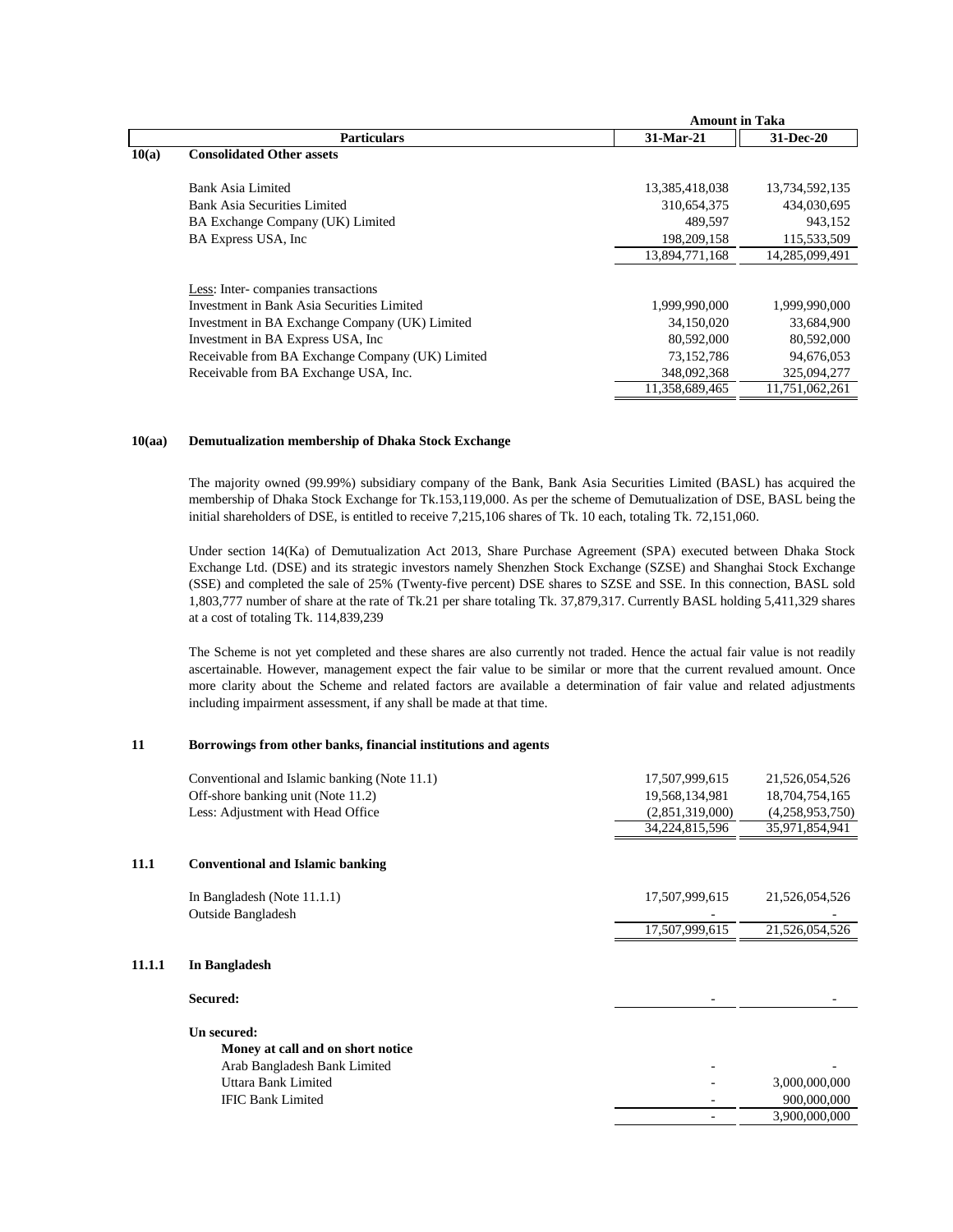| | Particulars | Amount in Taka 31-Mar-21 | 31-Dec-20 |
|---|---|---|---|
| **10(a)** | **Consolidated Other assets** | | |
| | Bank Asia Limited | 13,385,418,038 | 13,734,592,135 |
| | Bank Asia Securities Limited | 310,654,375 | 434,030,695 |
| | BA Exchange Company (UK) Limited | 489,597 | 943,152 |
| | BA Express USA, Inc | 198,209,158 | 115,533,509 |
| | | 13,894,771,168 | 14,285,099,491 |
| | Less: Inter- companies transactions | | |
| | Investment in Bank Asia Securities Limited | 1,999,990,000 | 1,999,990,000 |
| | Investment in BA Exchange Company (UK) Limited | 34,150,020 | 33,684,900 |
| | Investment in BA Express USA, Inc | 80,592,000 | 80,592,000 |
| | Receivable from BA Exchange Company (UK) Limited | 73,152,786 | 94,676,053 |
| | Receivable from BA Exchange USA, Inc. | 348,092,368 | 325,094,277 |
| | | 11,358,689,465 | 11,751,062,261 |

**10(aa) Demutualization membership of Dhaka Stock Exchange**

The majority owned (99.99%) subsidiary company of the Bank, Bank Asia Securities Limited (BASL) has acquired the membership of Dhaka Stock Exchange for Tk.153,119,000. As per the scheme of Demutualization of DSE, BASL being the initial shareholders of DSE, is entitled to receive 7,215,106 shares of Tk. 10 each, totaling Tk. 72,151,060.

Under section 14(Ka) of Demutualization Act 2013, Share Purchase Agreement (SPA) executed between Dhaka Stock Exchange Ltd. (DSE) and its strategic investors namely Shenzhen Stock Exchange (SZSE) and Shanghai Stock Exchange (SSE) and completed the sale of 25% (Twenty-five percent) DSE shares to SZSE and SSE. In this connection, BASL sold 1,803,777 number of share at the rate of Tk.21 per share totaling Tk. 37,879,317. Currently BASL holding 5,411,329 shares at a cost of totaling Tk. 114,839,239

The Scheme is not yet completed and these shares are also currently not traded. Hence the actual fair value is not readily ascertainable. However, management expect the fair value to be similar or more that the current revalued amount. Once more clarity about the Scheme and related factors are available a determination of fair value and related adjustments including impairment assessment, if any shall be made at that time.

**11 Borrowings from other banks, financial institutions and agents**

| | | 31-Mar-21 | 31-Dec-20 |
|---|---|---|---|
| | Conventional and Islamic banking (Note 11.1) | 17,507,999,615 | 21,526,054,526 |
| | Off-shore banking unit (Note 11.2) | 19,568,134,981 | 18,704,754,165 |
| | Less: Adjustment with Head Office | (2,851,319,000) | (4,258,953,750) |
| | | 34,224,815,596 | 35,971,854,941 |
| **11.1** | **Conventional and Islamic banking** | | |
| | In Bangladesh (Note 11.1.1) | 17,507,999,615 | 21,526,054,526 |
| | Outside Bangladesh | - | - |
| | | 17,507,999,615 | 21,526,054,526 |
| **11.1.1** | **In Bangladesh** | | |
| | **Secured:** | - | - |
| | **Un secured:** | | |
| | **Money at call and on short notice** | | |
| | Arab Bangladesh Bank Limited | - | - |
| | Uttara Bank Limited | - | 3,000,000,000 |
| | IFIC Bank Limited | - | 900,000,000 |
| | | - | 3,900,000,000 |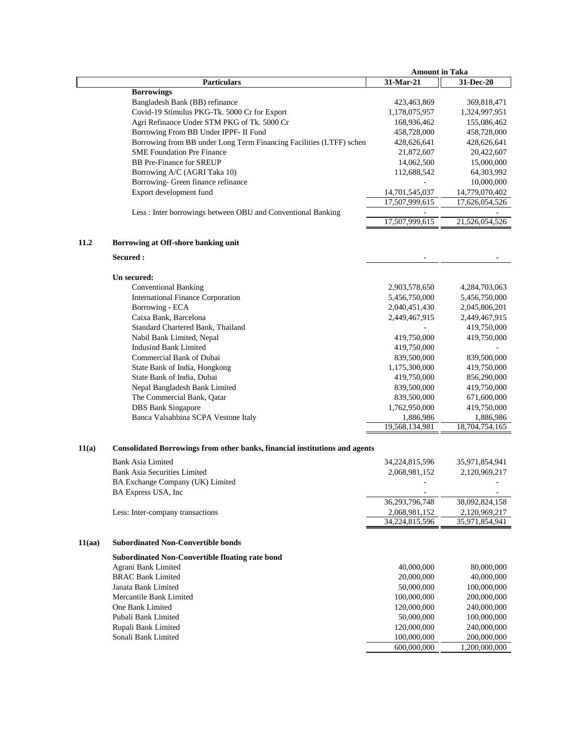| Particulars | Amount in Taka 31-Mar-21 | 31-Dec-20 |
|---|---|---|
| **Borrowings** | | |
| Bangladesh Bank (BB) refinance | 423,463,869 | 369,818,471 |
| Covid-19 Stimulus PKG-Tk. 5000 Cr for Export | 1,178,075,957 | 1,324,997,951 |
| Agri Refinance Under STM PKG of Tk. 5000 Cr | 168,936,462 | 155,086,462 |
| Borrowing From BB Under IPPF- II Fund | 458,728,000 | 458,728,000 |
| Borrowing from BB under Long Term Financing Facilities (LTFF) schen | 428,626,641 | 428,626,641 |
| SME Foundation Pre Finance | 21,872,607 | 20,422,607 |
| BB Pre-Finance for SREUP | 14,062,500 | 15,000,000 |
| Borrowing A/C (AGRI Taka 10) | 112,688,542 | 64,303,992 |
| Borrowing- Green finance refinance | - | 10,000,000 |
| Export development fund | 14,701,545,037 | 14,779,070,402 |
| | 17,507,999,615 | 17,626,054,526 |
| Less : Inter borrowings between OBU and Conventional Banking | - | - |
| | 17,507,999,615 | 21,526,054,526 |

**11.2 Borrowing at Off-shore banking unit**

| Particulars | 31-Mar-21 | 31-Dec-20 |
|---|---|---|
| **Secured :** | - | - |
| **Un secured:** | | |
| Conventional Banking | 2,903,578,650 | 4,284,703,063 |
| International Finance Corporation | 5,456,750,000 | 5,456,750,000 |
| Borrowing - ECA | 2,040,451,430 | 2,045,806,201 |
| Caixa Bank, Barcelona | 2,449,467,915 | 2,449,467,915 |
| Standard Chartered Bank, Thailand | - | 419,750,000 |
| Nabil Bank Limited, Nepal | 419,750,000 | 419,750,000 |
| Indusind Bank Limited | 419,750,000 | - |
| Commercial Bank of Dubai | 839,500,000 | 839,500,000 |
| State Bank of India, Hongkong | 1,175,300,000 | 419,750,000 |
| State Bank of India, Dubai | 419,750,000 | 856,290,000 |
| Nepal Bangladesh Bank Limited | 839,500,000 | 419,750,000 |
| The Commercial Bank, Qatar | 839,500,000 | 671,600,000 |
| DBS Bank Singapore | 1,762,950,000 | 419,750,000 |
| Banca Valsabbina SCPA Vestone Italy | 1,886,986 | 1,886,986 |
| | 19,568,134,981 | 18,704,754,165 |

**11(a) Consolidated Borrowings from other banks, financial institutions and agents**

| Particulars | 31-Mar-21 | 31-Dec-20 |
|---|---|---|
| Bank Asia Limited | 34,224,815,596 | 35,971,854,941 |
| Bank Asia Securities Limited | 2,068,981,152 | 2,120,969,217 |
| BA Exchange Company (UK) Limited | - | - |
| BA Express USA, Inc | - | - |
| | 36,293,796,748 | 38,092,824,158 |
| Less: Inter-company transactions | 2,068,981,152 | 2,120,969,217 |
| | 34,224,815,596 | 35,971,854,941 |

**11(aa) Subordinated Non-Convertible bonds**

| Particulars | 31-Mar-21 | 31-Dec-20 |
|---|---|---|
| **Subordinated Non-Convertible floating rate bond** | | |
| Agrani Bank Limited | 40,000,000 | 80,000,000 |
| BRAC Bank Limited | 20,000,000 | 40,000,000 |
| Janata Bank Limited | 50,000,000 | 100,000,000 |
| Mercantile Bank Limited | 100,000,000 | 200,000,000 |
| One Bank Limited | 120,000,000 | 240,000,000 |
| Pubali Bank Limited | 50,000,000 | 100,000,000 |
| Rupali Bank Limited | 120,000,000 | 240,000,000 |
| Sonali Bank Limited | 100,000,000 | 200,000,000 |
| | 600,000,000 | 1,200,000,000 |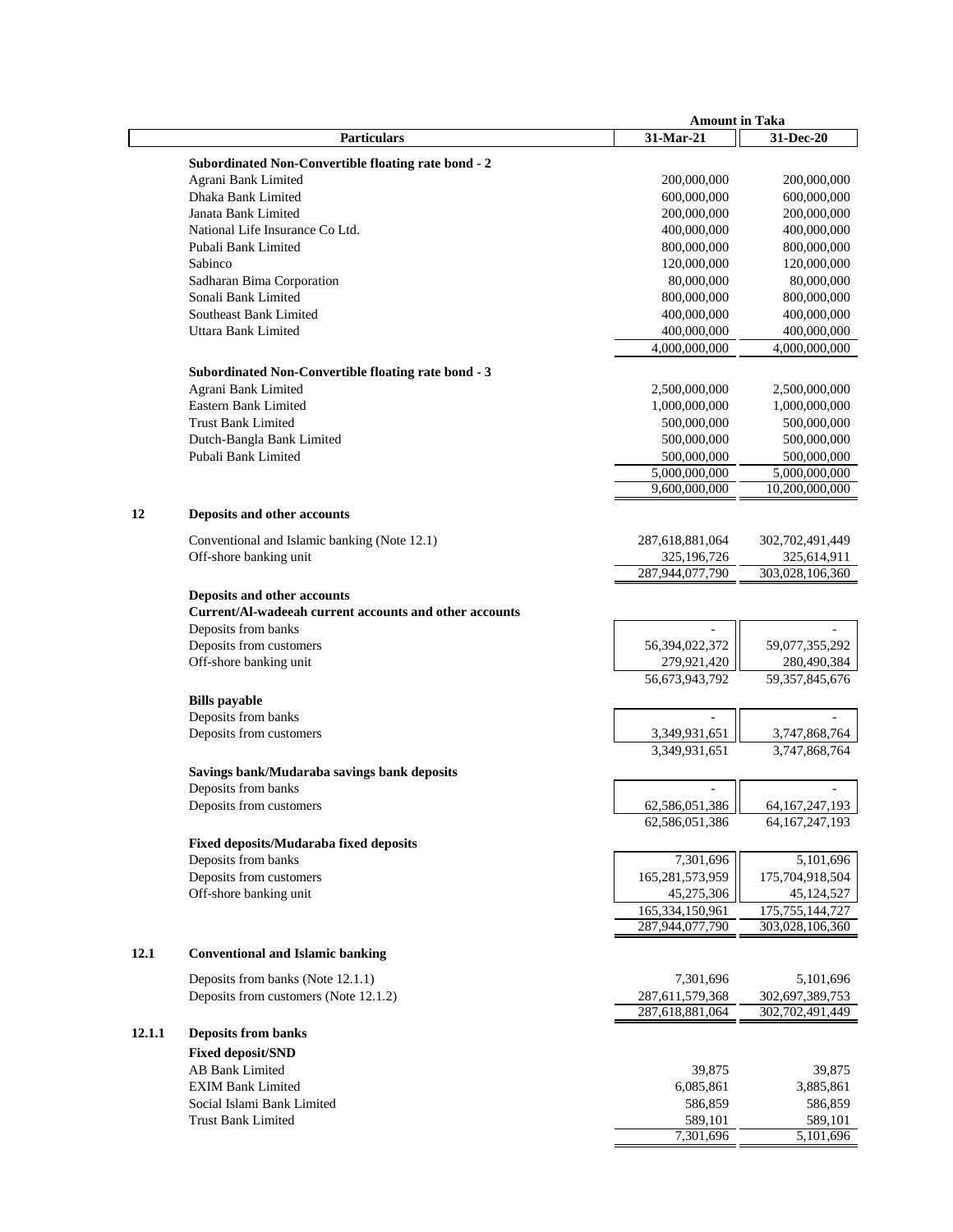| | Particulars | Amount in Taka 31-Mar-21 | Amount in Taka 31-Dec-20 |
|---|---|---|---|
| | **Subordinated Non-Convertible floating rate bond - 2** | | |
| | Agrani Bank Limited | 200,000,000 | 200,000,000 |
| | Dhaka Bank Limited | 600,000,000 | 600,000,000 |
| | Janata Bank Limited | 200,000,000 | 200,000,000 |
| | National Life Insurance Co Ltd. | 400,000,000 | 400,000,000 |
| | Pubali Bank Limited | 800,000,000 | 800,000,000 |
| | Sabinco | 120,000,000 | 120,000,000 |
| | Sadharan Bima Corporation | 80,000,000 | 80,000,000 |
| | Sonali Bank Limited | 800,000,000 | 800,000,000 |
| | Southeast Bank Limited | 400,000,000 | 400,000,000 |
| | Uttara Bank Limited | 400,000,000 | 400,000,000 |
| | | 4,000,000,000 | 4,000,000,000 |
| | **Subordinated Non-Convertible floating rate bond - 3** | | |
| | Agrani Bank Limited | 2,500,000,000 | 2,500,000,000 |
| | Eastern Bank Limited | 1,000,000,000 | 1,000,000,000 |
| | Trust Bank Limited | 500,000,000 | 500,000,000 |
| | Dutch-Bangla Bank Limited | 500,000,000 | 500,000,000 |
| | Pubali Bank Limited | 500,000,000 | 500,000,000 |
| | | 5,000,000,000 | 5,000,000,000 |
| | | 9,600,000,000 | 10,200,000,000 |
| **12** | **Deposits and other accounts** | | |
| | Conventional and Islamic banking (Note 12.1) | 287,618,881,064 | 302,702,491,449 |
| | Off-shore banking unit | 325,196,726 | 325,614,911 |
| | | 287,944,077,790 | 303,028,106,360 |
| | **Deposits and other accounts** | | |
| | **Current/Al-wadeeah current accounts and other accounts** | | |
| | Deposits from banks | - | - |
| | Deposits from customers | 56,394,022,372 | 59,077,355,292 |
| | Off-shore banking unit | 279,921,420 | 280,490,384 |
| | | 56,673,943,792 | 59,357,845,676 |
| | **Bills payable** | | |
| | Deposits from banks | - | - |
| | Deposits from customers | 3,349,931,651 | 3,747,868,764 |
| | | 3,349,931,651 | 3,747,868,764 |
| | **Savings bank/Mudaraba savings bank deposits** | | |
| | Deposits from banks | - | - |
| | Deposits from customers | 62,586,051,386 | 64,167,247,193 |
| | | 62,586,051,386 | 64,167,247,193 |
| | **Fixed deposits/Mudaraba fixed deposits** | | |
| | Deposits from banks | 7,301,696 | 5,101,696 |
| | Deposits from customers | 165,281,573,959 | 175,704,918,504 |
| | Off-shore banking unit | 45,275,306 | 45,124,527 |
| | | 165,334,150,961 | 175,755,144,727 |
| | | 287,944,077,790 | 303,028,106,360 |
| **12.1** | **Conventional and Islamic banking** | | |
| | Deposits from banks (Note 12.1.1) | 7,301,696 | 5,101,696 |
| | Deposits from customers (Note 12.1.2) | 287,611,579,368 | 302,697,389,753 |
| | | 287,618,881,064 | 302,702,491,449 |
| **12.1.1** | **Deposits from banks** | | |
| | **Fixed deposit/SND** | | |
| | AB Bank Limited | 39,875 | 39,875 |
| | EXIM Bank Limited | 6,085,861 | 3,885,861 |
| | Social Islami Bank Limited | 586,859 | 586,859 |
| | Trust Bank Limited | 589,101 | 589,101 |
| | | 7,301,696 | 5,101,696 |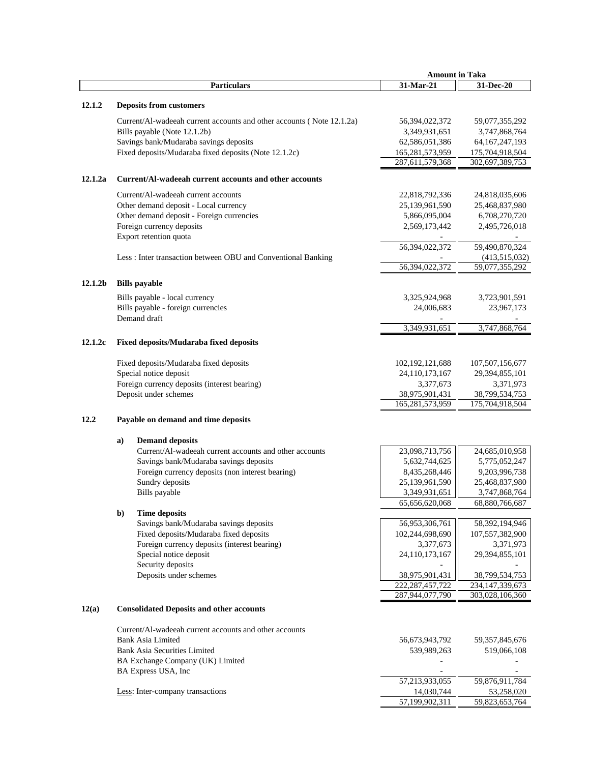| | Particulars | Amount in Taka 31-Mar-21 | 31-Dec-20 |
|---|---|---|---|
| **12.1.2** | **Deposits from customers** | | |
| | Current/Al-wadeeah current accounts and other accounts ( Note 12.1.2a) | 56,394,022,372 | 59,077,355,292 |
| | Bills payable (Note 12.1.2b) | 3,349,931,651 | 3,747,868,764 |
| | Savings bank/Mudaraba savings deposits | 62,586,051,386 | 64,167,247,193 |
| | Fixed deposits/Mudaraba fixed deposits (Note 12.1.2c) | 165,281,573,959 | 175,704,918,504 |
| | | 287,611,579,368 | 302,697,389,753 |
| **12.1.2a** | **Current/Al-wadeeah current accounts and other accounts** | | |
| | Current/Al-wadeeah current accounts | 22,818,792,336 | 24,818,035,606 |
| | Other demand deposit - Local currency | 25,139,961,590 | 25,468,837,980 |
| | Other demand deposit - Foreign currencies | 5,866,095,004 | 6,708,270,720 |
| | Foreign currency deposits | 2,569,173,442 | 2,495,726,018 |
| | Export retention quota | - | - |
| | | 56,394,022,372 | 59,490,870,324 |
| | Less : Inter transaction between OBU and Conventional Banking | - | (413,515,032) |
| | | 56,394,022,372 | 59,077,355,292 |
| **12.1.2b** | **Bills payable** | | |
| | Bills payable - local currency | 3,325,924,968 | 3,723,901,591 |
| | Bills payable - foreign currencies | 24,006,683 | 23,967,173 |
| | Demand draft | - | - |
| | | 3,349,931,651 | 3,747,868,764 |
| **12.1.2c** | **Fixed deposits/Mudaraba fixed deposits** | | |
| | Fixed deposits/Mudaraba fixed deposits | 102,192,121,688 | 107,507,156,677 |
| | Special notice deposit | 24,110,173,167 | 29,394,855,101 |
| | Foreign currency deposits (interest bearing) | 3,377,673 | 3,371,973 |
| | Deposit under schemes | 38,975,901,431 | 38,799,534,753 |
| | | 165,281,573,959 | 175,704,918,504 |
| **12.2** | **Payable on demand and time deposits** | | |
| | **a) Demand deposits** | | |
| | Current/Al-wadeeah current accounts and other accounts | 23,098,713,756 | 24,685,010,958 |
| | Savings bank/Mudaraba savings deposits | 5,632,744,625 | 5,775,052,247 |
| | Foreign currency deposits (non interest bearing) | 8,435,268,446 | 9,203,996,738 |
| | Sundry deposits | 25,139,961,590 | 25,468,837,980 |
| | Bills payable | 3,349,931,651 | 3,747,868,764 |
| | | 65,656,620,068 | 68,880,766,687 |
| | **b) Time deposits** | | |
| | Savings bank/Mudaraba savings deposits | 56,953,306,761 | 58,392,194,946 |
| | Fixed deposits/Mudaraba fixed deposits | 102,244,698,690 | 107,557,382,900 |
| | Foreign currency deposits (interest bearing) | 3,377,673 | 3,371,973 |
| | Special notice deposit | 24,110,173,167 | 29,394,855,101 |
| | Security deposits | - | - |
| | Deposits under schemes | 38,975,901,431 | 38,799,534,753 |
| | | 222,287,457,722 | 234,147,339,673 |
| | | 287,944,077,790 | 303,028,106,360 |
| **12(a)** | **Consolidated Deposits and other accounts** | | |
| | Current/Al-wadeeah current accounts and other accounts | | |
| | Bank Asia Limited | 56,673,943,792 | 59,357,845,676 |
| | Bank Asia Securities Limited | 539,989,263 | 519,066,108 |
| | BA Exchange Company (UK) Limited | - | - |
| | BA Express USA, Inc | - | - |
| | | 57,213,933,055 | 59,876,911,784 |
| | Less: Inter-company transactions | 14,030,744 | 53,258,020 |
| | | 57,199,902,311 | 59,823,653,764 |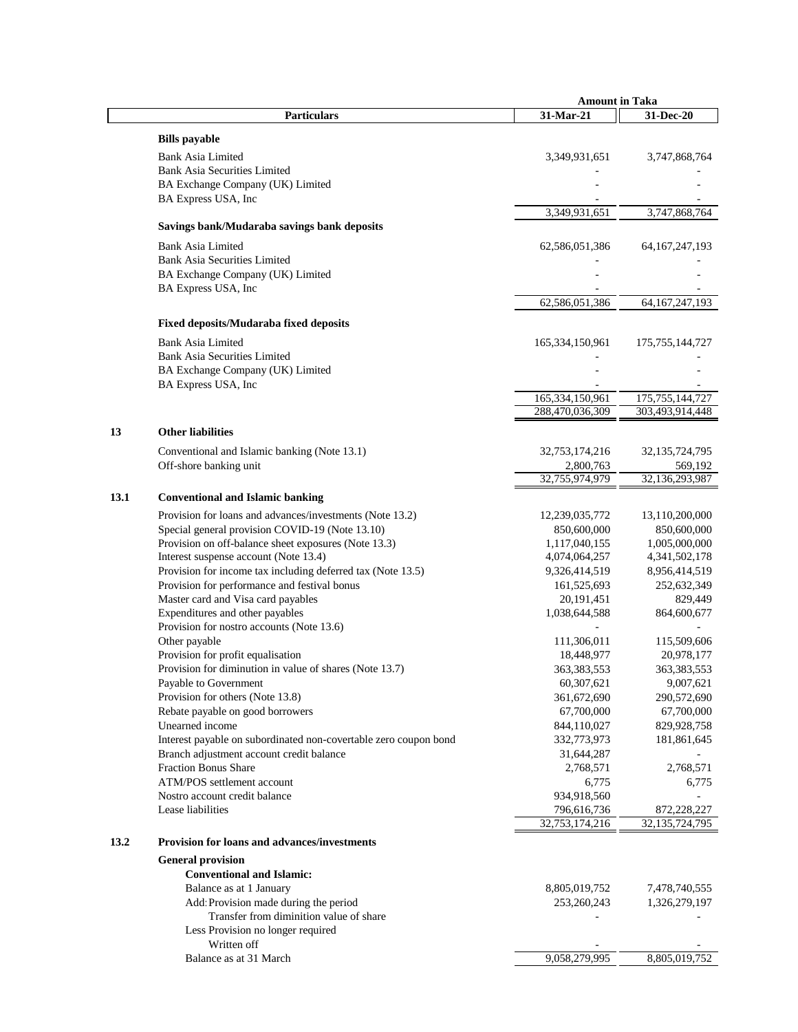| | Particulars | 31-Mar-21 | 31-Dec-20 |
|---|---|---|---|
| | | **Amount in Taka** | |
| | **Bills payable** | | |
| | Bank Asia Limited | 3,349,931,651 | 3,747,868,764 |
| | Bank Asia Securities Limited | - | - |
| | BA Exchange Company (UK) Limited | - | - |
| | BA Express USA, Inc | - | - |
| | | 3,349,931,651 | 3,747,868,764 |
| | **Savings bank/Mudaraba savings bank deposits** | | |
| | Bank Asia Limited | 62,586,051,386 | 64,167,247,193 |
| | Bank Asia Securities Limited | - | - |
| | BA Exchange Company (UK) Limited | - | - |
| | BA Express USA, Inc | - | - |
| | | 62,586,051,386 | 64,167,247,193 |
| | **Fixed deposits/Mudaraba fixed deposits** | | |
| | Bank Asia Limited | 165,334,150,961 | 175,755,144,727 |
| | Bank Asia Securities Limited | - | - |
| | BA Exchange Company (UK) Limited | - | - |
| | BA Express USA, Inc | - | - |
| | | 165,334,150,961 | 175,755,144,727 |
| | | 288,470,036,309 | 303,493,914,448 |
| **13** | **Other liabilities** | | |
| | Conventional and Islamic banking (Note 13.1) | 32,753,174,216 | 32,135,724,795 |
| | Off-shore banking unit | 2,800,763 | 569,192 |
| | | 32,755,974,979 | 32,136,293,987 |
| **13.1** | **Conventional and Islamic banking** | | |
| | Provision for loans and advances/investments (Note 13.2) | 12,239,035,772 | 13,110,200,000 |
| | Special general provision COVID-19 (Note 13.10) | 850,600,000 | 850,600,000 |
| | Provision on off-balance sheet exposures (Note 13.3) | 1,117,040,155 | 1,005,000,000 |
| | Interest suspense account (Note 13.4) | 4,074,064,257 | 4,341,502,178 |
| | Provision for income tax including deferred tax (Note 13.5) | 9,326,414,519 | 8,956,414,519 |
| | Provision for performance and festival bonus | 161,525,693 | 252,632,349 |
| | Master card and Visa card payables | 20,191,451 | 829,449 |
| | Expenditures and other payables | 1,038,644,588 | 864,600,677 |
| | Provision for nostro accounts (Note 13.6) | - | - |
| | Other payable | 111,306,011 | 115,509,606 |
| | Provision for profit equalisation | 18,448,977 | 20,978,177 |
| | Provision for diminution in value of shares (Note 13.7) | 363,383,553 | 363,383,553 |
| | Payable to Government | 60,307,621 | 9,007,621 |
| | Provision for others (Note 13.8) | 361,672,690 | 290,572,690 |
| | Rebate payable on good borrowers | 67,700,000 | 67,700,000 |
| | Unearned income | 844,110,027 | 829,928,758 |
| | Interest payable on subordinated non-covertable zero coupon bond | 332,773,973 | 181,861,645 |
| | Branch adjustment account credit balance | 31,644,287 | - |
| | Fraction Bonus Share | 2,768,571 | 2,768,571 |
| | ATM/POS settlement account | 6,775 | 6,775 |
| | Nostro account credit balance | 934,918,560 | - |
| | Lease liabilities | 796,616,736 | 872,228,227 |
| | | 32,753,174,216 | 32,135,724,795 |
| **13.2** | **Provision for loans and advances/investments** | | |
| | **General provision** | | |
| | **Conventional and Islamic:** | | |
| | Balance as at 1 January | 8,805,019,752 | 7,478,740,555 |
| | Add: Provision made during the period | 253,260,243 | 1,326,279,197 |
| | Transfer from diminition value of share | - | - |
| | Less Provision no longer required | | |
| | Written off | - | - |
| | Balance as at 31 March | 9,058,279,995 | 8,805,019,752 |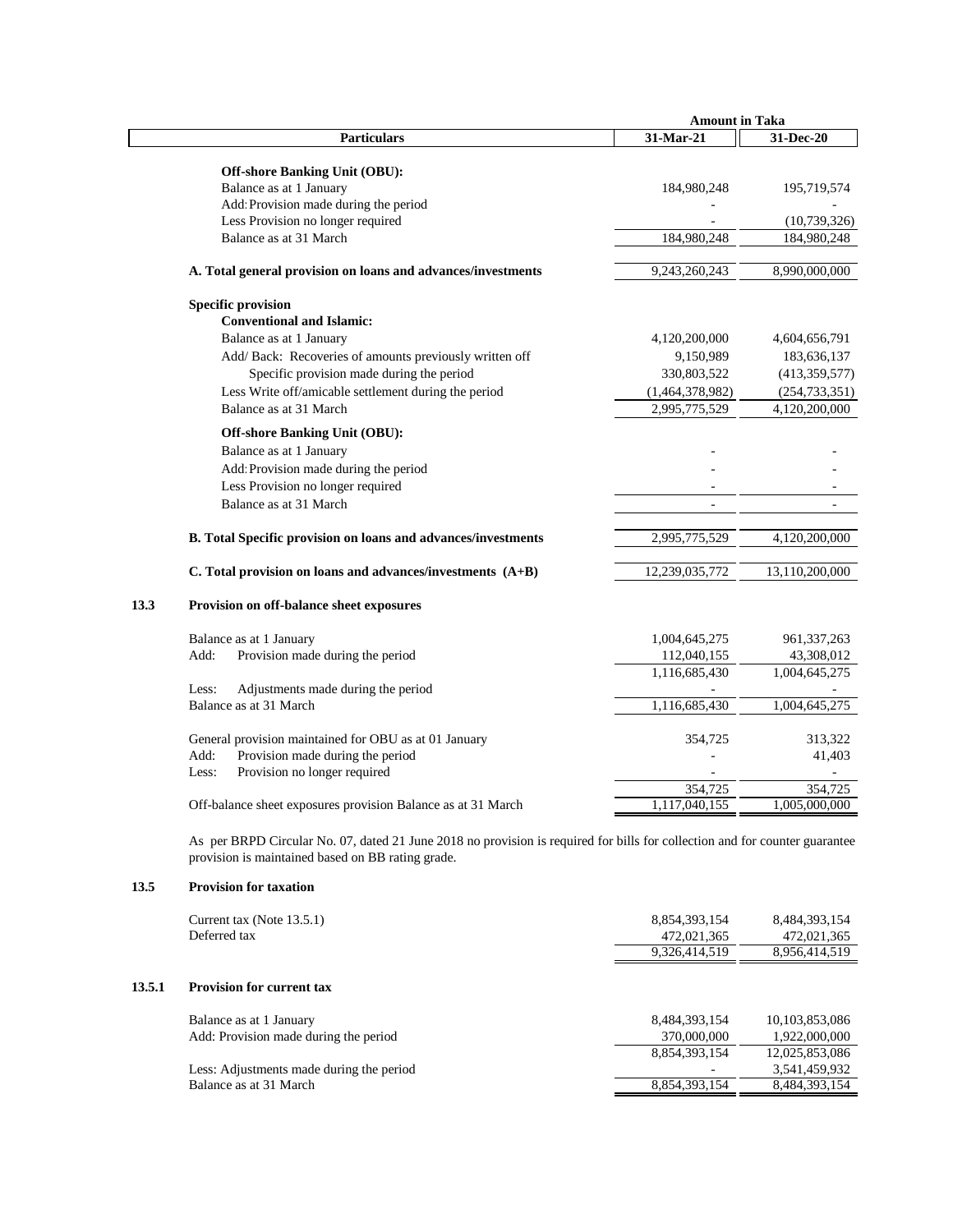| Particulars | Amount in Taka | |
|---|---|---|
| | 31-Mar-21 | 31-Dec-20 |
| **Off-shore Banking Unit (OBU):** | | |
| Balance as at 1 January | 184,980,248 | 195,719,574 |
| Add: Provision made during the period | - | - |
| Less Provision no longer required | - | (10,739,326) |
| Balance as at 31 March | 184,980,248 | 184,980,248 |
| **A. Total general provision on loans and advances/investments** | 9,243,260,243 | 8,990,000,000 |
| **Specific provision** | | |
| **Conventional and Islamic:** | | |
| Balance as at 1 January | 4,120,200,000 | 4,604,656,791 |
| Add/ Back: Recoveries of amounts previously written off | 9,150,989 | 183,636,137 |
| Specific provision made during the period | 330,803,522 | (413,359,577) |
| Less Write off/amicable settlement during the period | (1,464,378,982) | (254,733,351) |
| Balance as at 31 March | 2,995,775,529 | 4,120,200,000 |
| **Off-shore Banking Unit (OBU):** | | |
| Balance as at 1 January | - | - |
| Add: Provision made during the period | - | - |
| Less Provision no longer required | - | - |
| Balance as at 31 March | - | - |
| **B. Total Specific provision on loans and advances/investments** | 2,995,775,529 | 4,120,200,000 |
| **C. Total provision on loans and advances/investments (A+B)** | 12,239,035,772 | 13,110,200,000 |

### 13.3 Provision on off-balance sheet exposures

| Particulars | 31-Mar-21 | 31-Dec-20 |
|---|---|---|
| Balance as at 1 January | 1,004,645,275 | 961,337,263 |
| Add: Provision made during the period | 112,040,155 | 43,308,012 |
| | 1,116,685,430 | 1,004,645,275 |
| Less: Adjustments made during the period | - | - |
| Balance as at 31 March | 1,116,685,430 | 1,004,645,275 |
| General provision maintained for OBU as at 01 January | 354,725 | 313,322 |
| Add: Provision made during the period | - | 41,403 |
| Less: Provision no longer required | - | - |
| | 354,725 | 354,725 |
| Off-balance sheet exposures provision Balance as at 31 March | 1,117,040,155 | 1,005,000,000 |

As per BRPD Circular No. 07, dated 21 June 2018 no provision is required for bills for collection and for counter guarantee provision is maintained based on BB rating grade.

### 13.5 Provision for taxation

| Particulars | 31-Mar-21 | 31-Dec-20 |
|---|---|---|
| Current tax (Note 13.5.1) | 8,854,393,154 | 8,484,393,154 |
| Deferred tax | 472,021,365 | 472,021,365 |
| | 9,326,414,519 | 8,956,414,519 |

### 13.5.1 Provision for current tax

| Particulars | 31-Mar-21 | 31-Dec-20 |
|---|---|---|
| Balance as at 1 January | 8,484,393,154 | 10,103,853,086 |
| Add: Provision made during the period | 370,000,000 | 1,922,000,000 |
| | 8,854,393,154 | 12,025,853,086 |
| Less: Adjustments made during the period | - | 3,541,459,932 |
| Balance as at 31 March | 8,854,393,154 | 8,484,393,154 |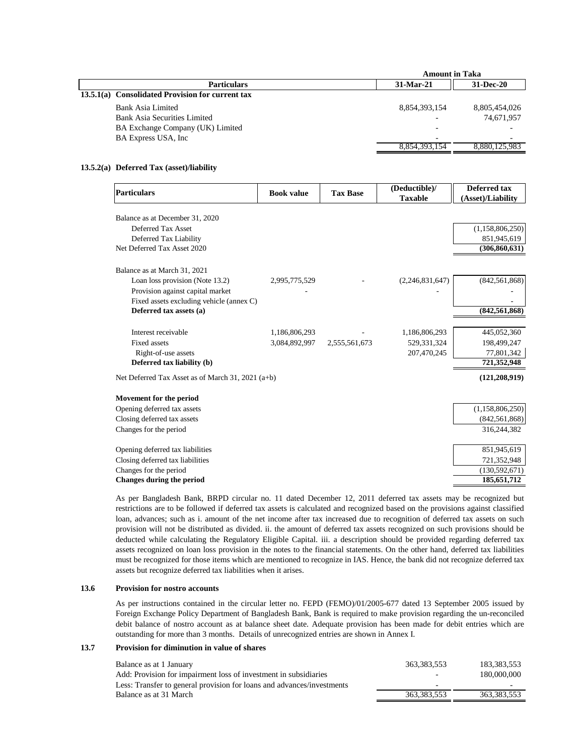| Particulars | Amount in Taka 31-Mar-21 | Amount in Taka 31-Dec-20 |
|---|---|---|
| **13.5.1(a) Consolidated Provision for current tax** | | |
| Bank Asia Limited | 8,854,393,154 | 8,805,454,026 |
| Bank Asia Securities Limited | - | 74,671,957 |
| BA Exchange Company (UK) Limited | - | - |
| BA Express USA, Inc | - | - |
| | 8,854,393,154 | 8,880,125,983 |

**13.5.2(a) Deferred Tax (asset)/liability**

| Particulars | Book value | Tax Base | (Deductible)/ Taxable | Deferred tax (Asset)/Liability |
|---|---|---|---|---|
| Balance as at December 31, 2020 | | | | |
| Deferred Tax Asset | | | | (1,158,806,250) |
| Deferred Tax Liability | | | | 851,945,619 |
| Net Deferred Tax Asset 2020 | | | | **(306,860,631)** |
| Balance as at March 31, 2021 | | | | |
| Loan loss provision (Note 13.2) | 2,995,775,529 | - | (2,246,831,647) | (842,561,868) |
| Provision against capital market | - | | - | - |
| Fixed assets excluding vehicle (annex C) | | | | - |
| **Deferred tax assets (a)** | | | | **(842,561,868)** |
| Interest receivable | 1,186,806,293 | - | 1,186,806,293 | 445,052,360 |
| Fixed assets | 3,084,892,997 | 2,555,561,673 | 529,331,324 | 198,499,247 |
| Right-of-use assets | | | 207,470,245 | 77,801,342 |
| **Deferred tax liability (b)** | | | | **721,352,948** |
| Net Deferred Tax Asset as of March 31, 2021 (a+b) | | | | **(121,208,919)** |
| **Movement for the period** | | | | |
| Opening deferred tax assets | | | | (1,158,806,250) |
| Closing deferred tax assets | | | | (842,561,868) |
| Changes for the period | | | | 316,244,382 |
| Opening deferred tax liabilities | | | | 851,945,619 |
| Closing deferred tax liabilities | | | | 721,352,948 |
| Changes for the period | | | | (130,592,671) |
| **Changes during the period** | | | | **185,651,712** |

As per Bangladesh Bank, BRPD circular no. 11 dated December 12, 2011 deferred tax assets may be recognized but restrictions are to be followed if deferred tax assets is calculated and recognized based on the provisions against classified loan, advances; such as i. amount of the net income after tax increased due to recognition of deferred tax assets on such provision will not be distributed as divided. ii. the amount of deferred tax assets recognized on such provisions should be deducted while calculating the Regulatory Eligible Capital. iii. a description should be provided regarding deferred tax assets recognized on loan loss provision in the notes to the financial statements. On the other hand, deferred tax liabilities must be recognized for those items which are mentioned to recognize in IAS. Hence, the bank did not recognize deferred tax assets but recognize deferred tax liabilities when it arises.

**13.6 Provision for nostro accounts**

As per instructions contained in the circular letter no. FEPD (FEMO)/01/2005-677 dated 13 September 2005 issued by Foreign Exchange Policy Department of Bangladesh Bank, Bank is required to make provision regarding the un-reconciled debit balance of nostro account as at balance sheet date. Adequate provision has been made for debit entries which are outstanding for more than 3 months. Details of unrecognized entries are shown in Annex I.

**13.7 Provision for diminution in value of shares**

| Particulars | 31-Mar-21 | 31-Dec-20 |
|---|---|---|
| Balance as at 1 January | 363,383,553 | 183,383,553 |
| Add: Provision for impairment loss of investment in subsidiaries | - | 180,000,000 |
| Less: Transfer to general provision for loans and advances/investments | - | - |
| Balance as at 31 March | 363,383,553 | 363,383,553 |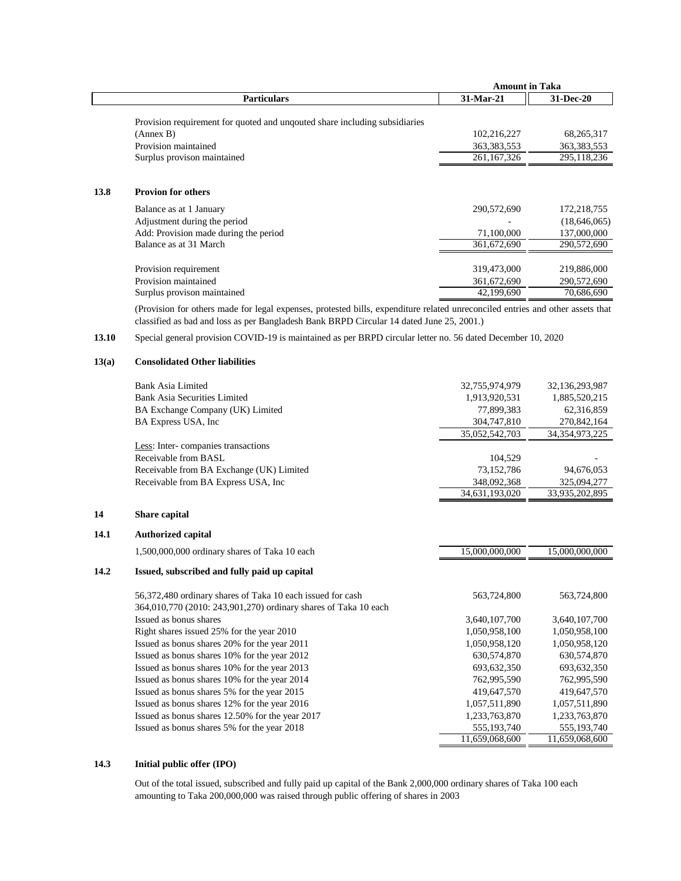| | Particulars | Amount in Taka 31-Mar-21 | 31-Dec-20 |
|---|---|---|---|
| | Provision requirement for quoted and unqouted share including subsidiaries (Annex B) | 102,216,227 | 68,265,317 |
| | Provision maintained | 363,383,553 | 363,383,553 |
| | Surplus provison maintained | 261,167,326 | 295,118,236 |

**13.8 Provion for others**

| Particulars | 31-Mar-21 | 31-Dec-20 |
|---|---|---|
| Balance as at 1 January | 290,572,690 | 172,218,755 |
| Adjustment during the period | - | (18,646,065) |
| Add: Provision made during the period | 71,100,000 | 137,000,000 |
| Balance as at 31 March | 361,672,690 | 290,572,690 |
| Provision requirement | 319,473,000 | 219,886,000 |
| Provision maintained | 361,672,690 | 290,572,690 |
| Surplus provison maintained | 42,199,690 | 70,686,690 |

(Provision for others made for legal expenses, protested bills, expenditure related unreconciled entries and other assets that classified as bad and loss as per Bangladesh Bank BRPD Circular 14 dated June 25, 2001.)

**13.10** Special general provision COVID-19 is maintained as per BRPD circular letter no. 56 dated December 10, 2020

**13(a) Consolidated Other liabilities**

| Particulars | 31-Mar-21 | 31-Dec-20 |
|---|---|---|
| Bank Asia Limited | 32,755,974,979 | 32,136,293,987 |
| Bank Asia Securities Limited | 1,913,920,531 | 1,885,520,215 |
| BA Exchange Company (UK) Limited | 77,899,383 | 62,316,859 |
| BA Express USA, Inc | 304,747,810 | 270,842,164 |
| | 35,052,542,703 | 34,354,973,225 |
| Less: Inter- companies transactions | | |
| Receivable from BASL | 104,529 | - |
| Receivable from BA Exchange (UK) Limited | 73,152,786 | 94,676,053 |
| Receivable from BA Express USA, Inc | 348,092,368 | 325,094,277 |
| | 34,631,193,020 | 33,935,202,895 |

**14 Share capital**

**14.1 Authorized capital**

| Particulars | 31-Mar-21 | 31-Dec-20 |
|---|---|---|
| 1,500,000,000 ordinary shares of Taka 10 each | 15,000,000,000 | 15,000,000,000 |

**14.2 Issued, subscribed and fully paid up capital**

| Particulars | 31-Mar-21 | 31-Dec-20 |
|---|---|---|
| 56,372,480 ordinary shares of Taka 10 each issued for cash | 563,724,800 | 563,724,800 |
| 364,010,770 (2010: 243,901,270) ordinary shares of Taka 10 each Issued as bonus shares | 3,640,107,700 | 3,640,107,700 |
| Right shares issued 25% for the year 2010 | 1,050,958,100 | 1,050,958,100 |
| Issued as bonus shares 20% for the year 2011 | 1,050,958,120 | 1,050,958,120 |
| Issued as bonus shares 10% for the year 2012 | 630,574,870 | 630,574,870 |
| Issued as bonus shares 10% for the year 2013 | 693,632,350 | 693,632,350 |
| Issued as bonus shares 10% for the year 2014 | 762,995,590 | 762,995,590 |
| Issued as bonus shares 5% for the year 2015 | 419,647,570 | 419,647,570 |
| Issued as bonus shares 12% for the year 2016 | 1,057,511,890 | 1,057,511,890 |
| Issued as bonus shares 12.50% for the year 2017 | 1,233,763,870 | 1,233,763,870 |
| Issued as bonus shares 5% for the year 2018 | 555,193,740 | 555,193,740 |
| | 11,659,068,600 | 11,659,068,600 |

**14.3 Initial public offer (IPO)**

Out of the total issued, subscribed and fully paid up capital of the Bank 2,000,000 ordinary shares of Taka 100 each amounting to Taka 200,000,000 was raised through public offering of shares in 2003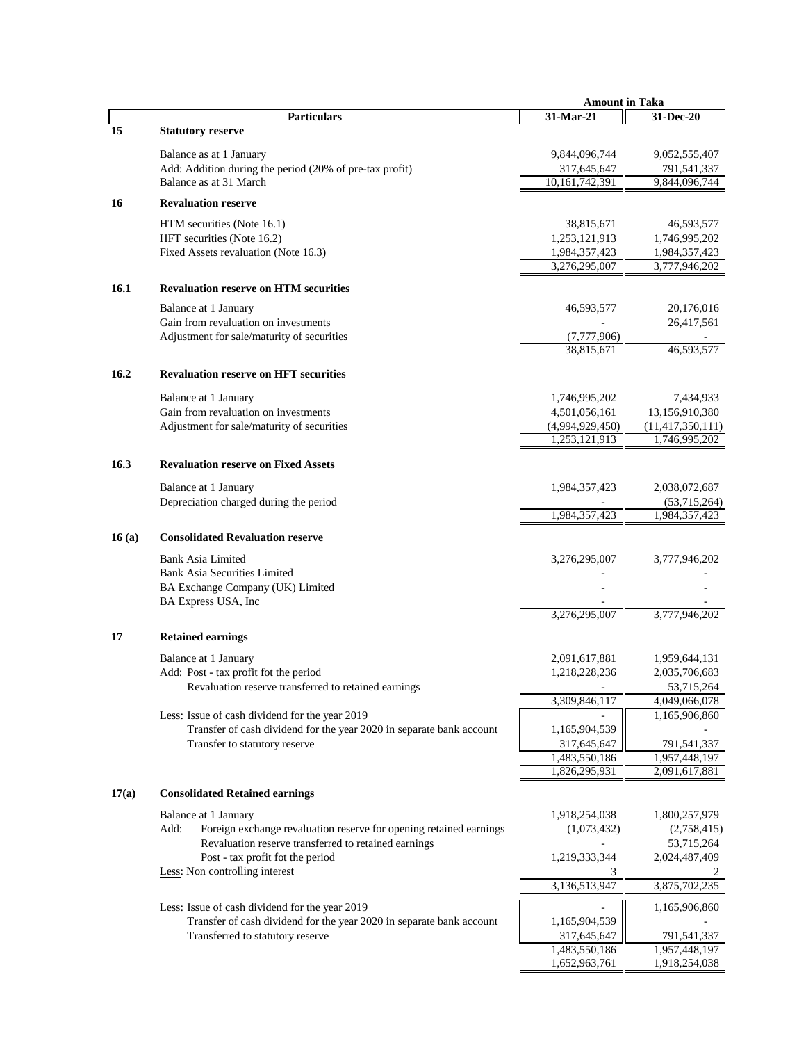| | Particulars | 31-Mar-21 | 31-Dec-20 |
|---|---|---|---|
| | | **Amount in Taka** | |
| **15** | **Statutory reserve** | | |
| | Balance as at 1 January | 9,844,096,744 | 9,052,555,407 |
| | Add: Addition during the period (20% of pre-tax profit) | 317,645,647 | 791,541,337 |
| | Balance as at 31 March | 10,161,742,391 | 9,844,096,744 |
| **16** | **Revaluation reserve** | | |
| | HTM securities (Note 16.1) | 38,815,671 | 46,593,577 |
| | HFT securities (Note 16.2) | 1,253,121,913 | 1,746,995,202 |
| | Fixed Assets revaluation (Note 16.3) | 1,984,357,423 | 1,984,357,423 |
| | | 3,276,295,007 | 3,777,946,202 |
| **16.1** | **Revaluation reserve on HTM securities** | | |
| | Balance at 1 January | 46,593,577 | 20,176,016 |
| | Gain from revaluation on investments | - | 26,417,561 |
| | Adjustment for sale/maturity of securities | (7,777,906) | - |
| | | 38,815,671 | 46,593,577 |
| **16.2** | **Revaluation reserve on HFT securities** | | |
| | Balance at 1 January | 1,746,995,202 | 7,434,933 |
| | Gain from revaluation on investments | 4,501,056,161 | 13,156,910,380 |
| | Adjustment for sale/maturity of securities | (4,994,929,450) | (11,417,350,111) |
| | | 1,253,121,913 | 1,746,995,202 |
| **16.3** | **Revaluation reserve on Fixed Assets** | | |
| | Balance at 1 January | 1,984,357,423 | 2,038,072,687 |
| | Depreciation charged during the period | - | (53,715,264) |
| | | 1,984,357,423 | 1,984,357,423 |
| **16 (a)** | **Consolidated Revaluation reserve** | | |
| | Bank Asia Limited | 3,276,295,007 | 3,777,946,202 |
| | Bank Asia Securities Limited | - | - |
| | BA Exchange Company (UK) Limited | - | - |
| | BA Express USA, Inc | - | - |
| | | 3,276,295,007 | 3,777,946,202 |
| **17** | **Retained earnings** | | |
| | Balance at 1 January | 2,091,617,881 | 1,959,644,131 |
| | Add: Post - tax profit fot the period | 1,218,228,236 | 2,035,706,683 |
| | Revaluation reserve transferred to retained earnings | - | 53,715,264 |
| | | 3,309,846,117 | 4,049,066,078 |
| | Less: Issue of cash dividend for the year 2019 | - | 1,165,906,860 |
| | Transfer of cash dividend for the year 2020 in separate bank account | 1,165,904,539 | - |
| | Transfer to statutory reserve | 317,645,647 | 791,541,337 |
| | | 1,483,550,186 | 1,957,448,197 |
| | | 1,826,295,931 | 2,091,617,881 |
| **17(a)** | **Consolidated Retained earnings** | | |
| | Balance at 1 January | 1,918,254,038 | 1,800,257,979 |
| | Add: Foreign exchange revaluation reserve for opening retained earnings | (1,073,432) | (2,758,415) |
| | Revaluation reserve transferred to retained earnings | - | 53,715,264 |
| | Post - tax profit fot the period | 1,219,333,344 | 2,024,487,409 |
| | Less: Non controlling interest | 3 | 2 |
| | | 3,136,513,947 | 3,875,702,235 |
| | Less: Issue of cash dividend for the year 2019 | - | 1,165,906,860 |
| | Transfer of cash dividend for the year 2020 in separate bank account | 1,165,904,539 | - |
| | Transferred to statutory reserve | 317,645,647 | 791,541,337 |
| | | 1,483,550,186 | 1,957,448,197 |
| | | 1,652,963,761 | 1,918,254,038 |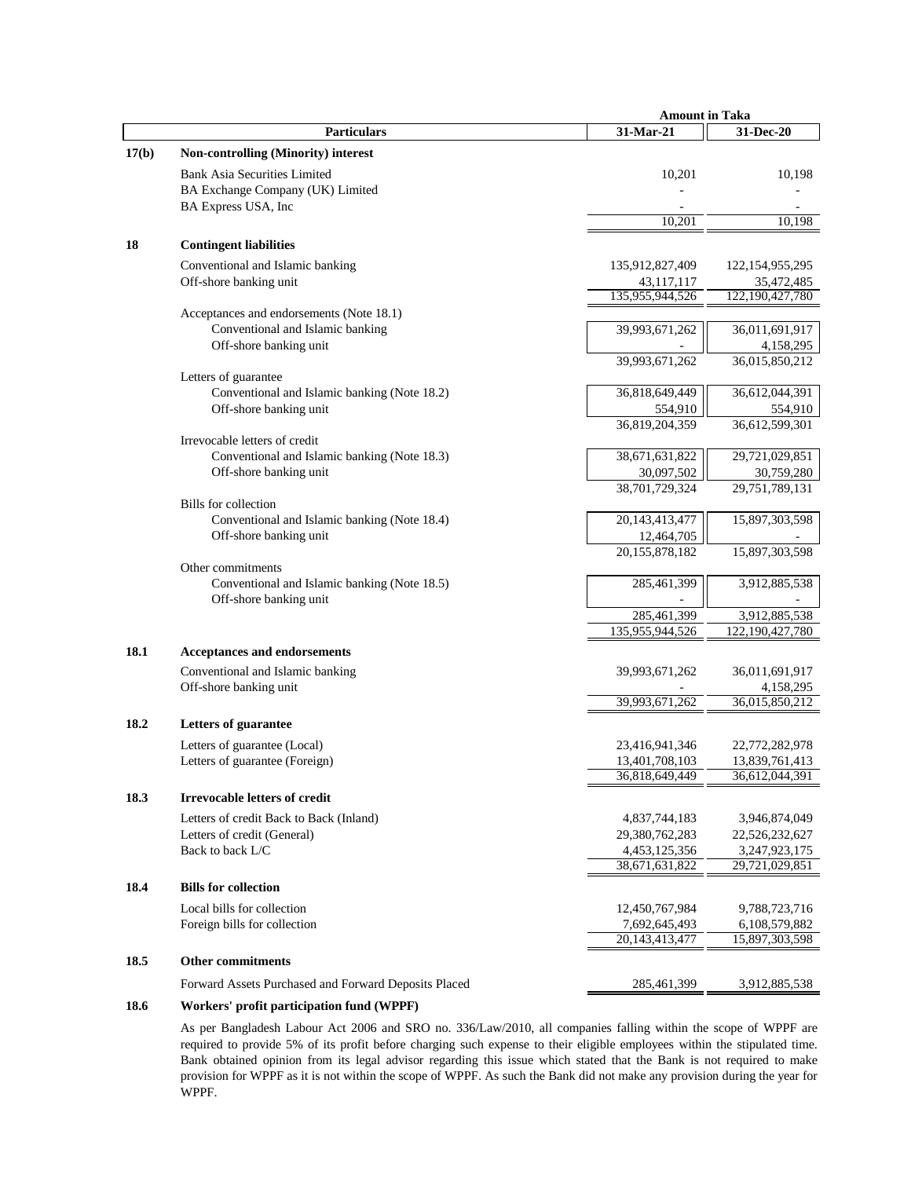| | Particulars | Amount in Taka 31-Mar-21 | 31-Dec-20 |
|---|---|---|---|
| **17(b)** | **Non-controlling (Minority) interest** | | |
| | Bank Asia Securities Limited | 10,201 | 10,198 |
| | BA Exchange Company (UK) Limited | - | - |
| | BA Express USA, Inc | - | - |
| | | 10,201 | 10,198 |
| **18** | **Contingent liabilities** | | |
| | Conventional and Islamic banking | 135,912,827,409 | 122,154,955,295 |
| | Off-shore banking unit | 43,117,117 | 35,472,485 |
| | | 135,955,944,526 | 122,190,427,780 |
| | Acceptances and endorsements (Note 18.1) | | |
| | Conventional and Islamic banking | 39,993,671,262 | 36,011,691,917 |
| | Off-shore banking unit | - | 4,158,295 |
| | | 39,993,671,262 | 36,015,850,212 |
| | Letters of guarantee | | |
| | Conventional and Islamic banking (Note 18.2) | 36,818,649,449 | 36,612,044,391 |
| | Off-shore banking unit | 554,910 | 554,910 |
| | | 36,819,204,359 | 36,612,599,301 |
| | Irrevocable letters of credit | | |
| | Conventional and Islamic banking (Note 18.3) | 38,671,631,822 | 29,721,029,851 |
| | Off-shore banking unit | 30,097,502 | 30,759,280 |
| | | 38,701,729,324 | 29,751,789,131 |
| | Bills for collection | | |
| | Conventional and Islamic banking (Note 18.4) | 20,143,413,477 | 15,897,303,598 |
| | Off-shore banking unit | 12,464,705 | - |
| | | 20,155,878,182 | 15,897,303,598 |
| | Other commitments | | |
| | Conventional and Islamic banking (Note 18.5) | 285,461,399 | 3,912,885,538 |
| | Off-shore banking unit | - | - |
| | | 285,461,399 | 3,912,885,538 |
| | | 135,955,944,526 | 122,190,427,780 |
| **18.1** | **Acceptances and endorsements** | | |
| | Conventional and Islamic banking | 39,993,671,262 | 36,011,691,917 |
| | Off-shore banking unit | - | 4,158,295 |
| | | 39,993,671,262 | 36,015,850,212 |
| **18.2** | **Letters of guarantee** | | |
| | Letters of guarantee (Local) | 23,416,941,346 | 22,772,282,978 |
| | Letters of guarantee (Foreign) | 13,401,708,103 | 13,839,761,413 |
| | | 36,818,649,449 | 36,612,044,391 |
| **18.3** | **Irrevocable letters of credit** | | |
| | Letters of credit Back to Back (Inland) | 4,837,744,183 | 3,946,874,049 |
| | Letters of credit (General) | 29,380,762,283 | 22,526,232,627 |
| | Back to back L/C | 4,453,125,356 | 3,247,923,175 |
| | | 38,671,631,822 | 29,721,029,851 |
| **18.4** | **Bills for collection** | | |
| | Local bills for collection | 12,450,767,984 | 9,788,723,716 |
| | Foreign bills for collection | 7,692,645,493 | 6,108,579,882 |
| | | 20,143,413,477 | 15,897,303,598 |
| **18.5** | **Other commitments** | | |
| | Forward Assets Purchased and Forward Deposits Placed | 285,461,399 | 3,912,885,538 |

**18.6 Workers' profit participation fund (WPPF)**

As per Bangladesh Labour Act 2006 and SRO no. 336/Law/2010, all companies falling within the scope of WPPF are required to provide 5% of its profit before charging such expense to their eligible employees within the stipulated time. Bank obtained opinion from its legal advisor regarding this issue which stated that the Bank is not required to make provision for WPPF as it is not within the scope of WPPF. As such the Bank did not make any provision during the year for WPPF.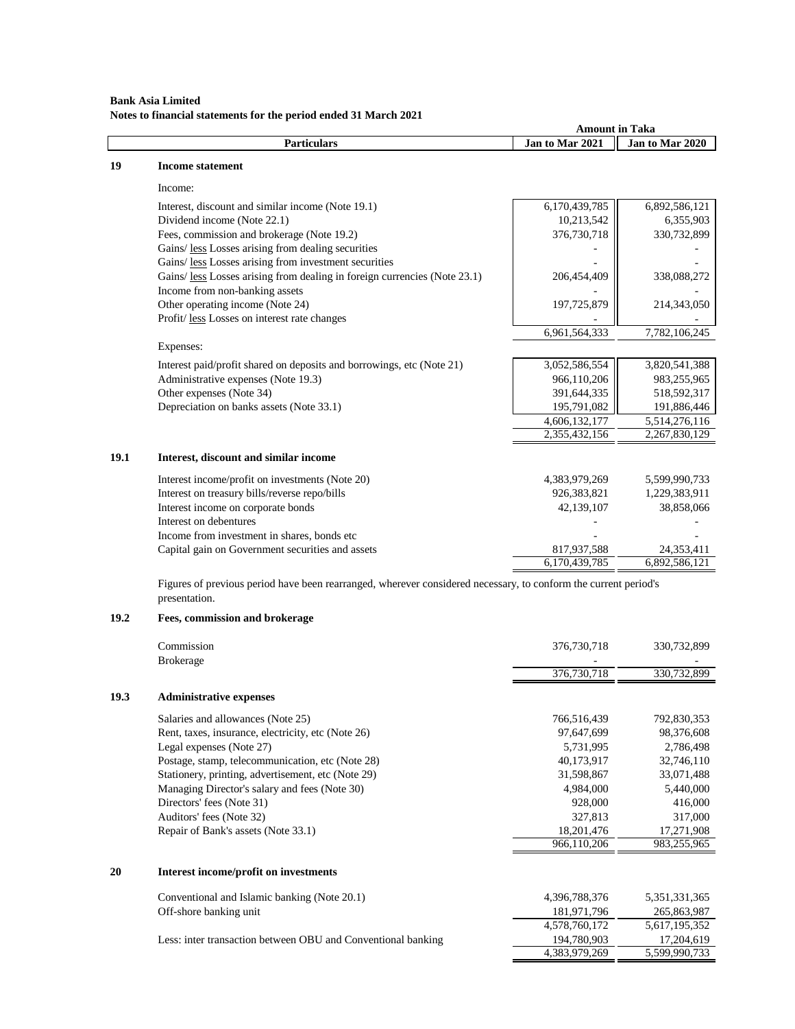**Bank Asia Limited**
**Notes to financial statements for the period ended 31 March 2021**

| | Particulars | Amount in Taka | |
|---|---|---|---|
| | | **Jan to Mar 2021** | **Jan to Mar 2020** |
| **19** | **Income statement** | | |
| | Income: | | |
| | Interest, discount and similar income (Note 19.1) | 6,170,439,785 | 6,892,586,121 |
| | Dividend income (Note 22.1) | 10,213,542 | 6,355,903 |
| | Fees, commission and brokerage (Note 19.2) | 376,730,718 | 330,732,899 |
| | Gains/ less Losses arising from dealing securities | - | - |
| | Gains/ less Losses arising from investment securities | - | - |
| | Gains/ less Losses arising from dealing in foreign currencies (Note 23.1) | 206,454,409 | 338,088,272 |
| | Income from non-banking assets | - | - |
| | Other operating income (Note 24) | 197,725,879 | 214,343,050 |
| | Profit/ less Losses on interest rate changes | - | - |
| | | 6,961,564,333 | 7,782,106,245 |
| | Expenses: | | |
| | Interest paid/profit shared on deposits and borrowings, etc (Note 21) | 3,052,586,554 | 3,820,541,388 |
| | Administrative expenses (Note 19.3) | 966,110,206 | 983,255,965 |
| | Other expenses (Note 34) | 391,644,335 | 518,592,317 |
| | Depreciation on banks assets (Note 33.1) | 195,791,082 | 191,886,446 |
| | | 4,606,132,177 | 5,514,276,116 |
| | | 2,355,432,156 | 2,267,830,129 |
| **19.1** | **Interest, discount and similar income** | | |
| | Interest income/profit on investments (Note 20) | 4,383,979,269 | 5,599,990,733 |
| | Interest on treasury bills/reverse repo/bills | 926,383,821 | 1,229,383,911 |
| | Interest income on corporate bonds | 42,139,107 | 38,858,066 |
| | Interest on debentures | - | - |
| | Income from investment in shares, bonds etc | - | - |
| | Capital gain on Government securities and assets | 817,937,588 | 24,353,411 |
| | | 6,170,439,785 | 6,892,586,121 |

Figures of previous period have been rearranged, wherever considered necessary, to conform the current period's presentation.

| | Particulars | Jan to Mar 2021 | Jan to Mar 2020 |
|---|---|---|---|
| **19.2** | **Fees, commission and brokerage** | | |
| | Commission | 376,730,718 | 330,732,899 |
| | Brokerage | - | - |
| | | 376,730,718 | 330,732,899 |
| **19.3** | **Administrative expenses** | | |
| | Salaries and allowances (Note 25) | 766,516,439 | 792,830,353 |
| | Rent, taxes, insurance, electricity, etc (Note 26) | 97,647,699 | 98,376,608 |
| | Legal expenses (Note 27) | 5,731,995 | 2,786,498 |
| | Postage, stamp, telecommunication, etc (Note 28) | 40,173,917 | 32,746,110 |
| | Stationery, printing, advertisement, etc (Note 29) | 31,598,867 | 33,071,488 |
| | Managing Director's salary and fees (Note 30) | 4,984,000 | 5,440,000 |
| | Directors' fees (Note 31) | 928,000 | 416,000 |
| | Auditors' fees (Note 32) | 327,813 | 317,000 |
| | Repair of Bank's assets (Note 33.1) | 18,201,476 | 17,271,908 |
| | | 966,110,206 | 983,255,965 |
| **20** | **Interest income/profit on investments** | | |
| | Conventional and Islamic banking (Note 20.1) | 4,396,788,376 | 5,351,331,365 |
| | Off-shore banking unit | 181,971,796 | 265,863,987 |
| | | 4,578,760,172 | 5,617,195,352 |
| | Less: inter transaction between OBU and Conventional banking | 194,780,903 | 17,204,619 |
| | | 4,383,979,269 | 5,599,990,733 |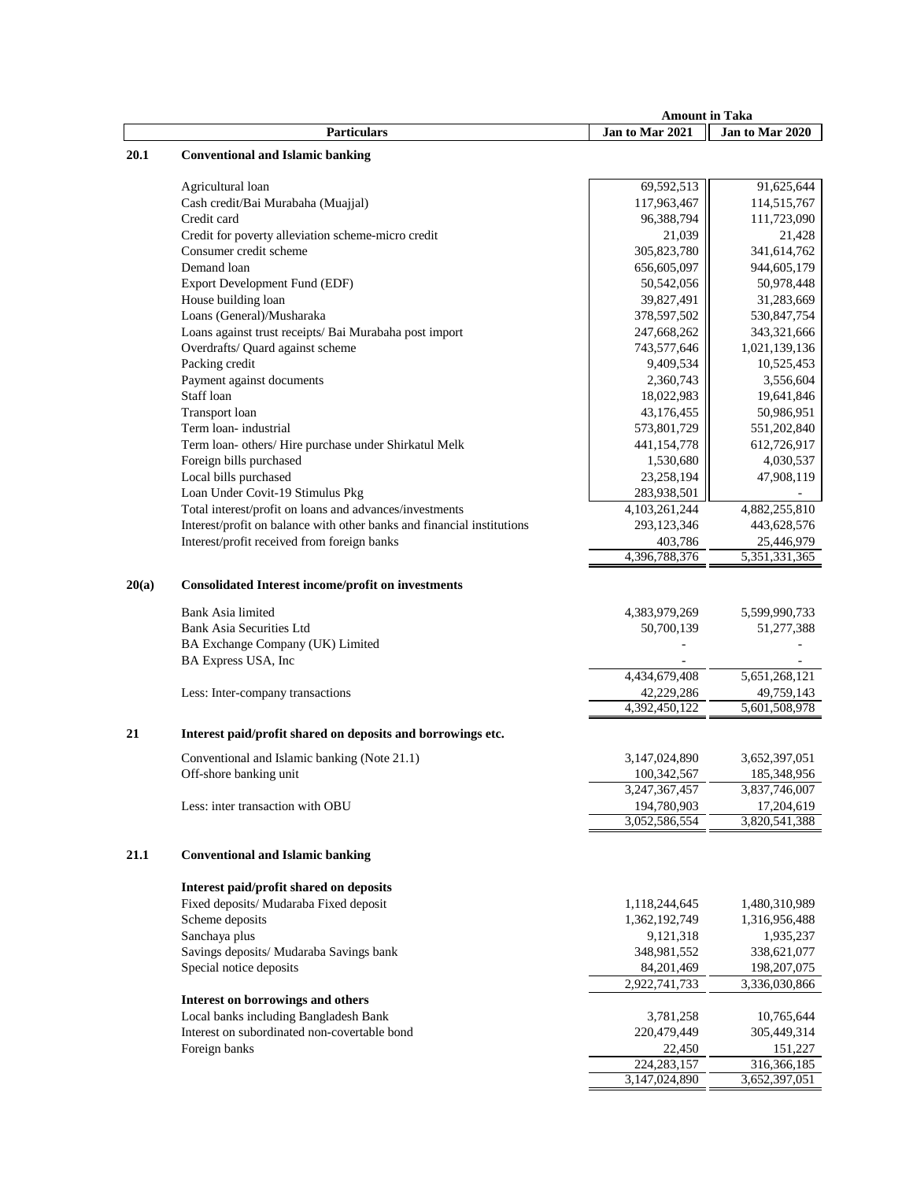| | Particulars | Amount in Taka | |
|---|---|---|---|
| | | Jan to Mar 2021 | Jan to Mar 2020 |
| **20.1** | **Conventional and Islamic banking** | | |
| | Agricultural loan | 69,592,513 | 91,625,644 |
| | Cash credit/Bai Murabaha (Muajjal) | 117,963,467 | 114,515,767 |
| | Credit card | 96,388,794 | 111,723,090 |
| | Credit for poverty alleviation scheme-micro credit | 21,039 | 21,428 |
| | Consumer credit scheme | 305,823,780 | 341,614,762 |
| | Demand loan | 656,605,097 | 944,605,179 |
| | Export Development Fund (EDF) | 50,542,056 | 50,978,448 |
| | House building loan | 39,827,491 | 31,283,669 |
| | Loans (General)/Musharaka | 378,597,502 | 530,847,754 |
| | Loans against trust receipts/ Bai Murabaha post import | 247,668,262 | 343,321,666 |
| | Overdrafts/ Quard against scheme | 743,577,646 | 1,021,139,136 |
| | Packing credit | 9,409,534 | 10,525,453 |
| | Payment against documents | 2,360,743 | 3,556,604 |
| | Staff loan | 18,022,983 | 19,641,846 |
| | Transport loan | 43,176,455 | 50,986,951 |
| | Term loan- industrial | 573,801,729 | 551,202,840 |
| | Term loan- others/ Hire purchase under Shirkatul Melk | 441,154,778 | 612,726,917 |
| | Foreign bills purchased | 1,530,680 | 4,030,537 |
| | Local bills purchased | 23,258,194 | 47,908,119 |
| | Loan Under Covit-19 Stimulus Pkg | 283,938,501 | - |
| | Total interest/profit on loans and advances/investments | 4,103,261,244 | 4,882,255,810 |
| | Interest/profit on balance with other banks and financial institutions | 293,123,346 | 443,628,576 |
| | Interest/profit received from foreign banks | 403,786 | 25,446,979 |
| | | 4,396,788,376 | 5,351,331,365 |
| **20(a)** | **Consolidated Interest income/profit on investments** | | |
| | Bank Asia limited | 4,383,979,269 | 5,599,990,733 |
| | Bank Asia Securities Ltd | 50,700,139 | 51,277,388 |
| | BA Exchange Company (UK) Limited | - | - |
| | BA Express USA, Inc | - | - |
| | | 4,434,679,408 | 5,651,268,121 |
| | Less: Inter-company transactions | 42,229,286 | 49,759,143 |
| | | 4,392,450,122 | 5,601,508,978 |
| **21** | **Interest paid/profit shared on deposits and borrowings etc.** | | |
| | Conventional and Islamic banking (Note 21.1) | 3,147,024,890 | 3,652,397,051 |
| | Off-shore banking unit | 100,342,567 | 185,348,956 |
| | | 3,247,367,457 | 3,837,746,007 |
| | Less: inter transaction with OBU | 194,780,903 | 17,204,619 |
| | | 3,052,586,554 | 3,820,541,388 |
| **21.1** | **Conventional and Islamic banking** | | |
| | **Interest paid/profit shared on deposits** | | |
| | Fixed deposits/ Mudaraba Fixed deposit | 1,118,244,645 | 1,480,310,989 |
| | Scheme deposits | 1,362,192,749 | 1,316,956,488 |
| | Sanchaya plus | 9,121,318 | 1,935,237 |
| | Savings deposits/ Mudaraba Savings bank | 348,981,552 | 338,621,077 |
| | Special notice deposits | 84,201,469 | 198,207,075 |
| | | 2,922,741,733 | 3,336,030,866 |
| | **Interest on borrowings and others** | | |
| | Local banks including Bangladesh Bank | 3,781,258 | 10,765,644 |
| | Interest on subordinated non-covertable bond | 220,479,449 | 305,449,314 |
| | Foreign banks | 22,450 | 151,227 |
| | | 224,283,157 | 316,366,185 |
| | | 3,147,024,890 | 3,652,397,051 |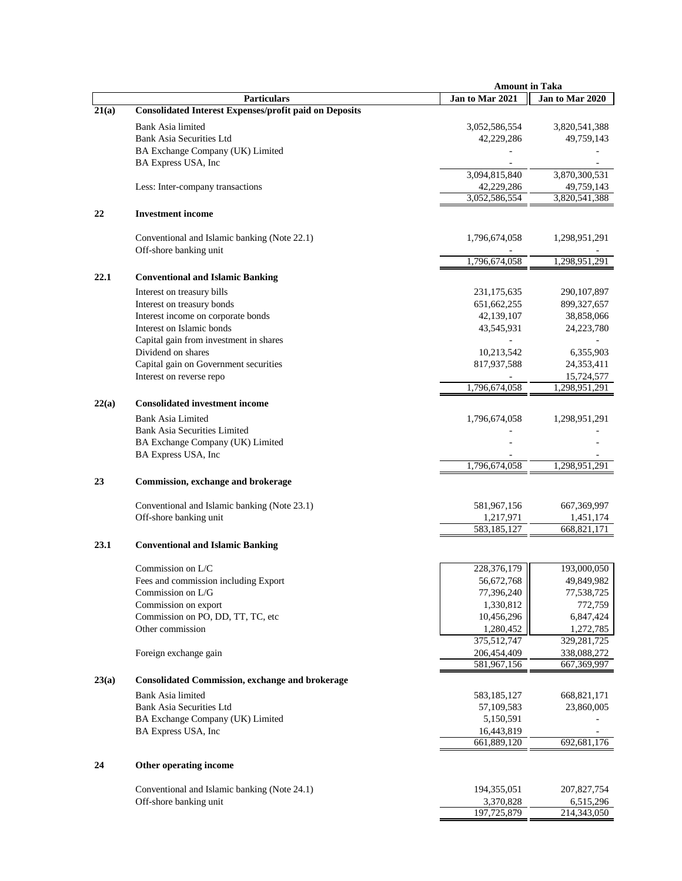| | Particulars | Amount in Taka Jan to Mar 2021 | Jan to Mar 2020 |
|---|---|---|---|
| 21(a) | **Consolidated Interest Expenses/profit paid on Deposits** | | |
| | Bank Asia limited | 3,052,586,554 | 3,820,541,388 |
| | Bank Asia Securities Ltd | 42,229,286 | 49,759,143 |
| | BA Exchange Company (UK) Limited | - | - |
| | BA Express USA, Inc | - | - |
| | | 3,094,815,840 | 3,870,300,531 |
| | Less: Inter-company transactions | 42,229,286 | 49,759,143 |
| | | 3,052,586,554 | 3,820,541,388 |
| **22** | **Investment income** | | |
| | Conventional and Islamic banking (Note 22.1) | 1,796,674,058 | 1,298,951,291 |
| | Off-shore banking unit | - | - |
| | | 1,796,674,058 | 1,298,951,291 |
| **22.1** | **Conventional and Islamic Banking** | | |
| | Interest on treasury bills | 231,175,635 | 290,107,897 |
| | Interest on treasury bonds | 651,662,255 | 899,327,657 |
| | Interest income on corporate bonds | 42,139,107 | 38,858,066 |
| | Interest on Islamic bonds | 43,545,931 | 24,223,780 |
| | Capital gain from investment in shares | - | - |
| | Dividend on shares | 10,213,542 | 6,355,903 |
| | Capital gain on Government securities | 817,937,588 | 24,353,411 |
| | Interest on reverse repo | - | 15,724,577 |
| | | 1,796,674,058 | 1,298,951,291 |
| **22(a)** | **Consolidated investment income** | | |
| | Bank Asia Limited | 1,796,674,058 | 1,298,951,291 |
| | Bank Asia Securities Limited | - | - |
| | BA Exchange Company (UK) Limited | - | - |
| | BA Express USA, Inc | - | - |
| | | 1,796,674,058 | 1,298,951,291 |
| **23** | **Commission, exchange and brokerage** | | |
| | Conventional and Islamic banking (Note 23.1) | 581,967,156 | 667,369,997 |
| | Off-shore banking unit | 1,217,971 | 1,451,174 |
| | | 583,185,127 | 668,821,171 |
| **23.1** | **Conventional and Islamic Banking** | | |
| | Commission on L/C | 228,376,179 | 193,000,050 |
| | Fees and commission including Export | 56,672,768 | 49,849,982 |
| | Commission on L/G | 77,396,240 | 77,538,725 |
| | Commission on export | 1,330,812 | 772,759 |
| | Commission on PO, DD, TT, TC, etc | 10,456,296 | 6,847,424 |
| | Other commission | 1,280,452 | 1,272,785 |
| | | 375,512,747 | 329,281,725 |
| | Foreign exchange gain | 206,454,409 | 338,088,272 |
| | | 581,967,156 | 667,369,997 |
| **23(a)** | **Consolidated Commission, exchange and brokerage** | | |
| | Bank Asia limited | 583,185,127 | 668,821,171 |
| | Bank Asia Securities Ltd | 57,109,583 | 23,860,005 |
| | BA Exchange Company (UK) Limited | 5,150,591 | - |
| | BA Express USA, Inc | 16,443,819 | - |
| | | 661,889,120 | 692,681,176 |
| **24** | **Other operating income** | | |
| | Conventional and Islamic banking (Note 24.1) | 194,355,051 | 207,827,754 |
| | Off-shore banking unit | 3,370,828 | 6,515,296 |
| | | 197,725,879 | 214,343,050 |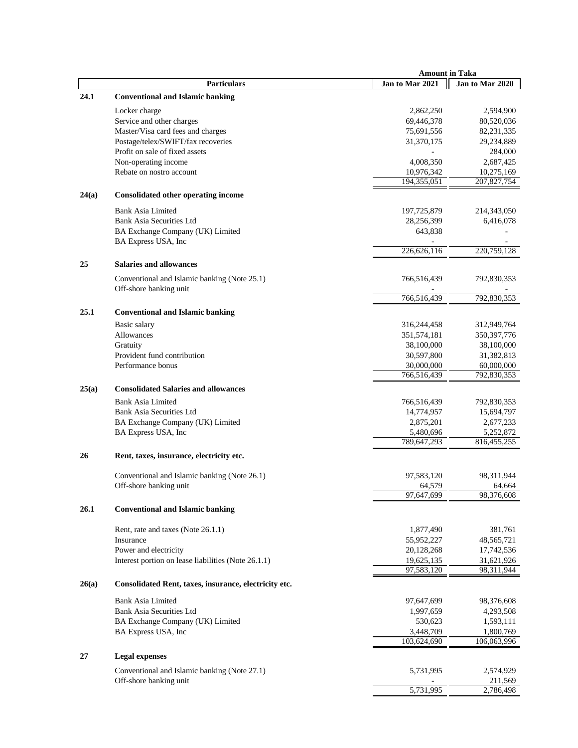| | Particulars | Amount in Taka Jan to Mar 2021 | Jan to Mar 2020 |
|---|---|---|---|
| **24.1** | **Conventional and Islamic banking** | | |
| | Locker charge | 2,862,250 | 2,594,900 |
| | Service and other charges | 69,446,378 | 80,520,036 |
| | Master/Visa card fees and charges | 75,691,556 | 82,231,335 |
| | Postage/telex/SWIFT/fax recoveries | 31,370,175 | 29,234,889 |
| | Profit on sale of fixed assets | - | 284,000 |
| | Non-operating income | 4,008,350 | 2,687,425 |
| | Rebate on nostro account | 10,976,342 | 10,275,169 |
| | | 194,355,051 | 207,827,754 |
| **24(a)** | **Consolidated other operating income** | | |
| | Bank Asia Limited | 197,725,879 | 214,343,050 |
| | Bank Asia Securities Ltd | 28,256,399 | 6,416,078 |
| | BA Exchange Company (UK) Limited | 643,838 | - |
| | BA Express USA, Inc | - | - |
| | | 226,626,116 | 220,759,128 |
| **25** | **Salaries and allowances** | | |
| | Conventional and Islamic banking (Note 25.1) | 766,516,439 | 792,830,353 |
| | Off-shore banking unit | - | - |
| | | 766,516,439 | 792,830,353 |
| **25.1** | **Conventional and Islamic banking** | | |
| | Basic salary | 316,244,458 | 312,949,764 |
| | Allowances | 351,574,181 | 350,397,776 |
| | Gratuity | 38,100,000 | 38,100,000 |
| | Provident fund contribution | 30,597,800 | 31,382,813 |
| | Performance bonus | 30,000,000 | 60,000,000 |
| | | 766,516,439 | 792,830,353 |
| **25(a)** | **Consolidated Salaries and allowances** | | |
| | Bank Asia Limited | 766,516,439 | 792,830,353 |
| | Bank Asia Securities Ltd | 14,774,957 | 15,694,797 |
| | BA Exchange Company (UK) Limited | 2,875,201 | 2,677,233 |
| | BA Express USA, Inc | 5,480,696 | 5,252,872 |
| | | 789,647,293 | 816,455,255 |
| **26** | **Rent, taxes, insurance, electricity etc.** | | |
| | Conventional and Islamic banking (Note 26.1) | 97,583,120 | 98,311,944 |
| | Off-shore banking unit | 64,579 | 64,664 |
| | | 97,647,699 | 98,376,608 |
| **26.1** | **Conventional and Islamic banking** | | |
| | Rent, rate and taxes (Note 26.1.1) | 1,877,490 | 381,761 |
| | Insurance | 55,952,227 | 48,565,721 |
| | Power and electricity | 20,128,268 | 17,742,536 |
| | Interest portion on lease liabilities (Note 26.1.1) | 19,625,135 | 31,621,926 |
| | | 97,583,120 | 98,311,944 |
| **26(a)** | **Consolidated Rent, taxes, insurance, electricity etc.** | | |
| | Bank Asia Limited | 97,647,699 | 98,376,608 |
| | Bank Asia Securities Ltd | 1,997,659 | 4,293,508 |
| | BA Exchange Company (UK) Limited | 530,623 | 1,593,111 |
| | BA Express USA, Inc | 3,448,709 | 1,800,769 |
| | | 103,624,690 | 106,063,996 |
| **27** | **Legal expenses** | | |
| | Conventional and Islamic banking (Note 27.1) | 5,731,995 | 2,574,929 |
| | Off-shore banking unit | - | 211,569 |
| | | 5,731,995 | 2,786,498 |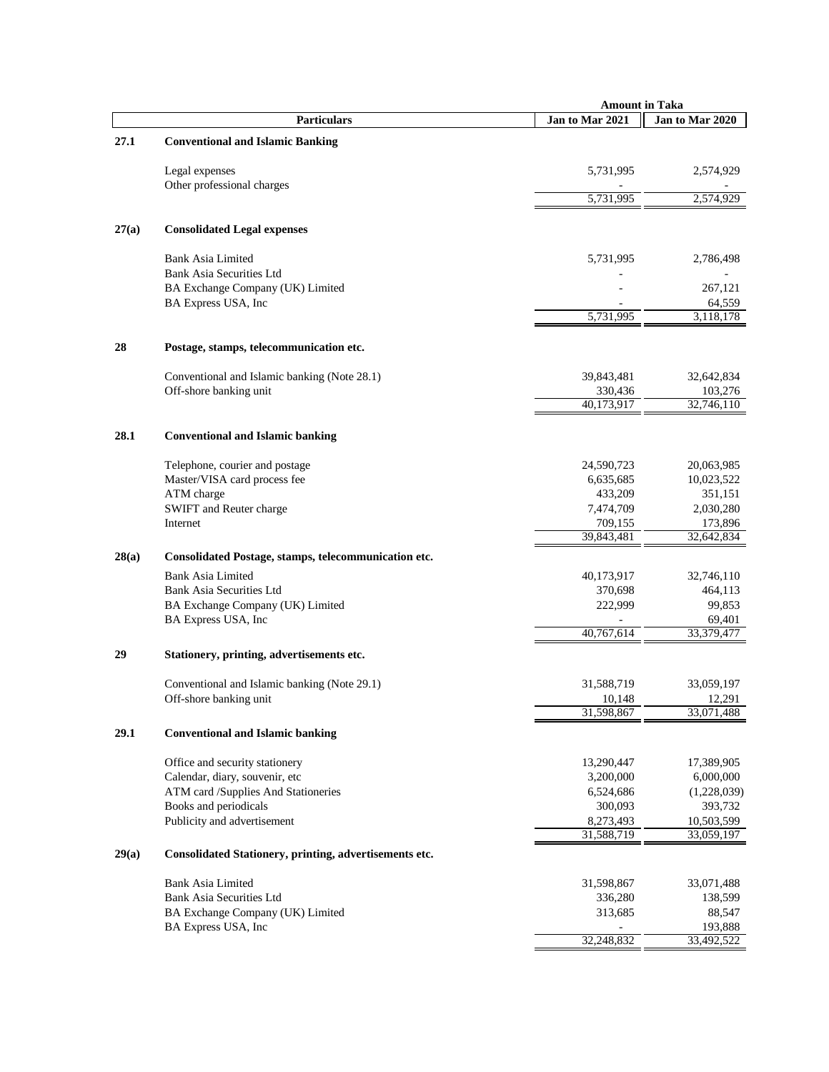| | Particulars | Amount in Taka | |
|---|---|---|---|
| | | Jan to Mar 2021 | Jan to Mar 2020 |
| **27.1** | **Conventional and Islamic Banking** | | |
| | Legal expenses | 5,731,995 | 2,574,929 |
| | Other professional charges | - | - |
| | | 5,731,995 | 2,574,929 |
| **27(a)** | **Consolidated Legal expenses** | | |
| | Bank Asia Limited | 5,731,995 | 2,786,498 |
| | Bank Asia Securities Ltd | - | - |
| | BA Exchange Company (UK) Limited | - | 267,121 |
| | BA Express USA, Inc | - | 64,559 |
| | | 5,731,995 | 3,118,178 |
| **28** | **Postage, stamps, telecommunication etc.** | | |
| | Conventional and Islamic banking (Note 28.1) | 39,843,481 | 32,642,834 |
| | Off-shore banking unit | 330,436 | 103,276 |
| | | 40,173,917 | 32,746,110 |
| **28.1** | **Conventional and Islamic banking** | | |
| | Telephone, courier and postage | 24,590,723 | 20,063,985 |
| | Master/VISA card process fee | 6,635,685 | 10,023,522 |
| | ATM charge | 433,209 | 351,151 |
| | SWIFT and Reuter charge | 7,474,709 | 2,030,280 |
| | Internet | 709,155 | 173,896 |
| | | 39,843,481 | 32,642,834 |
| **28(a)** | **Consolidated Postage, stamps, telecommunication etc.** | | |
| | Bank Asia Limited | 40,173,917 | 32,746,110 |
| | Bank Asia Securities Ltd | 370,698 | 464,113 |
| | BA Exchange Company (UK) Limited | 222,999 | 99,853 |
| | BA Express USA, Inc | - | 69,401 |
| | | 40,767,614 | 33,379,477 |
| **29** | **Stationery, printing, advertisements etc.** | | |
| | Conventional and Islamic banking (Note 29.1) | 31,588,719 | 33,059,197 |
| | Off-shore banking unit | 10,148 | 12,291 |
| | | 31,598,867 | 33,071,488 |
| **29.1** | **Conventional and Islamic banking** | | |
| | Office and security stationery | 13,290,447 | 17,389,905 |
| | Calendar, diary, souvenir, etc | 3,200,000 | 6,000,000 |
| | ATM card /Supplies And Stationeries | 6,524,686 | (1,228,039) |
| | Books and periodicals | 300,093 | 393,732 |
| | Publicity and advertisement | 8,273,493 | 10,503,599 |
| | | 31,588,719 | 33,059,197 |
| **29(a)** | **Consolidated Stationery, printing, advertisements etc.** | | |
| | Bank Asia Limited | 31,598,867 | 33,071,488 |
| | Bank Asia Securities Ltd | 336,280 | 138,599 |
| | BA Exchange Company (UK) Limited | 313,685 | 88,547 |
| | BA Express USA, Inc | - | 193,888 |
| | | 32,248,832 | 33,492,522 |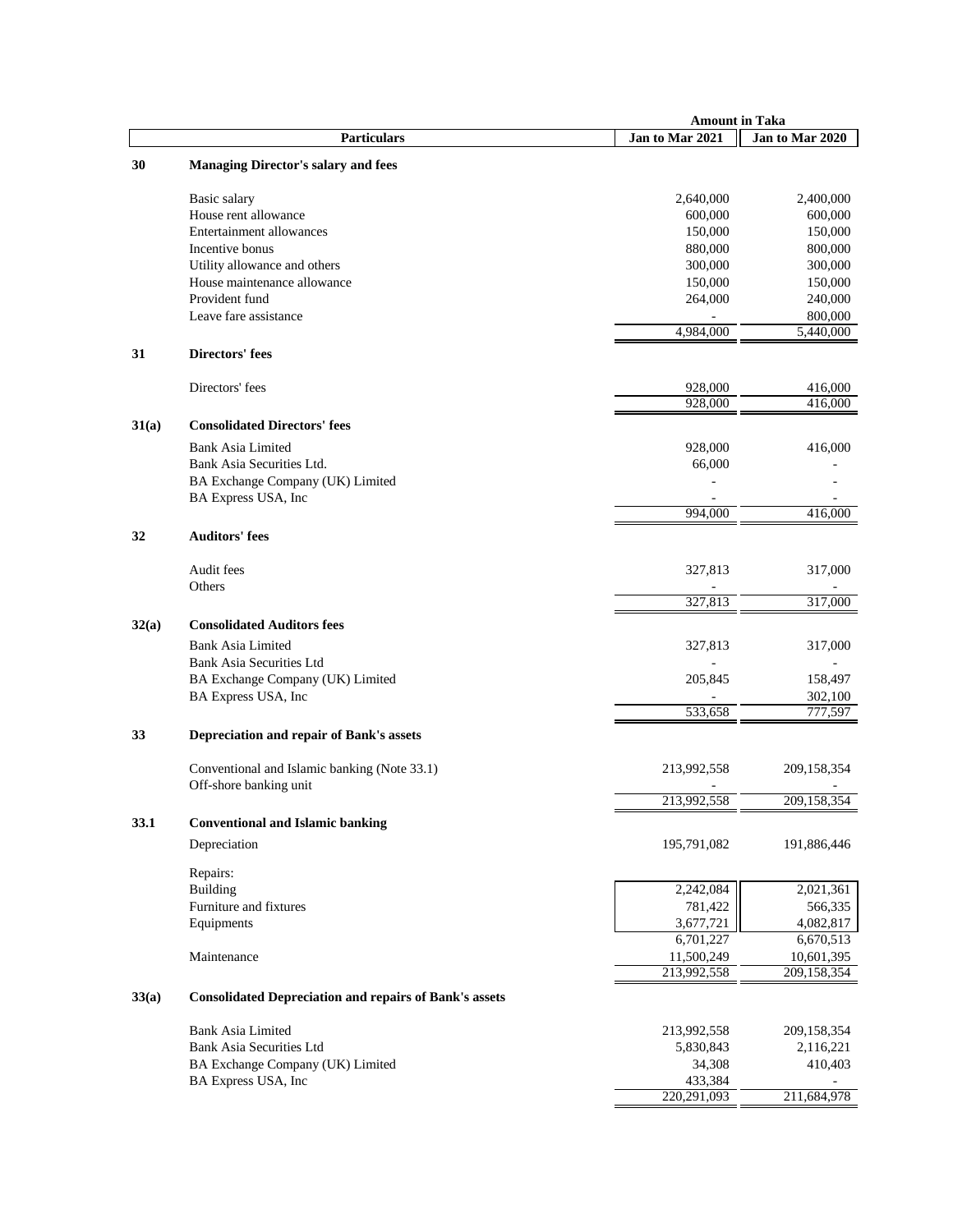| | Particulars | Amount in Taka Jan to Mar 2021 | Jan to Mar 2020 |
|---|---|---|---|
| **30** | **Managing Director's salary and fees** | | |
| | Basic salary | 2,640,000 | 2,400,000 |
| | House rent allowance | 600,000 | 600,000 |
| | Entertainment allowances | 150,000 | 150,000 |
| | Incentive bonus | 880,000 | 800,000 |
| | Utility allowance and others | 300,000 | 300,000 |
| | House maintenance allowance | 150,000 | 150,000 |
| | Provident fund | 264,000 | 240,000 |
| | Leave fare assistance | - | 800,000 |
| | | 4,984,000 | 5,440,000 |
| **31** | **Directors' fees** | | |
| | Directors' fees | 928,000 | 416,000 |
| | | 928,000 | 416,000 |
| **31(a)** | **Consolidated Directors' fees** | | |
| | Bank Asia Limited | 928,000 | 416,000 |
| | Bank Asia Securities Ltd. | 66,000 | - |
| | BA Exchange Company (UK) Limited | - | - |
| | BA Express USA, Inc | - | - |
| | | 994,000 | 416,000 |
| **32** | **Auditors' fees** | | |
| | Audit fees | 327,813 | 317,000 |
| | Others | - | - |
| | | 327,813 | 317,000 |
| **32(a)** | **Consolidated Auditors fees** | | |
| | Bank Asia Limited | 327,813 | 317,000 |
| | Bank Asia Securities Ltd | - | - |
| | BA Exchange Company (UK) Limited | 205,845 | 158,497 |
| | BA Express USA, Inc | - | 302,100 |
| | | 533,658 | 777,597 |
| **33** | **Depreciation and repair of Bank's assets** | | |
| | Conventional and Islamic banking (Note 33.1) | 213,992,558 | 209,158,354 |
| | Off-shore banking unit | - | - |
| | | 213,992,558 | 209,158,354 |
| **33.1** | **Conventional and Islamic banking** | | |
| | Depreciation | 195,791,082 | 191,886,446 |
| | Repairs: | | |
| | Building | 2,242,084 | 2,021,361 |
| | Furniture and fixtures | 781,422 | 566,335 |
| | Equipments | 3,677,721 | 4,082,817 |
| | | 6,701,227 | 6,670,513 |
| | Maintenance | 11,500,249 | 10,601,395 |
| | | 213,992,558 | 209,158,354 |
| **33(a)** | **Consolidated Depreciation and repairs of Bank's assets** | | |
| | Bank Asia Limited | 213,992,558 | 209,158,354 |
| | Bank Asia Securities Ltd | 5,830,843 | 2,116,221 |
| | BA Exchange Company (UK) Limited | 34,308 | 410,403 |
| | BA Express USA, Inc | 433,384 | - |
| | | 220,291,093 | 211,684,978 |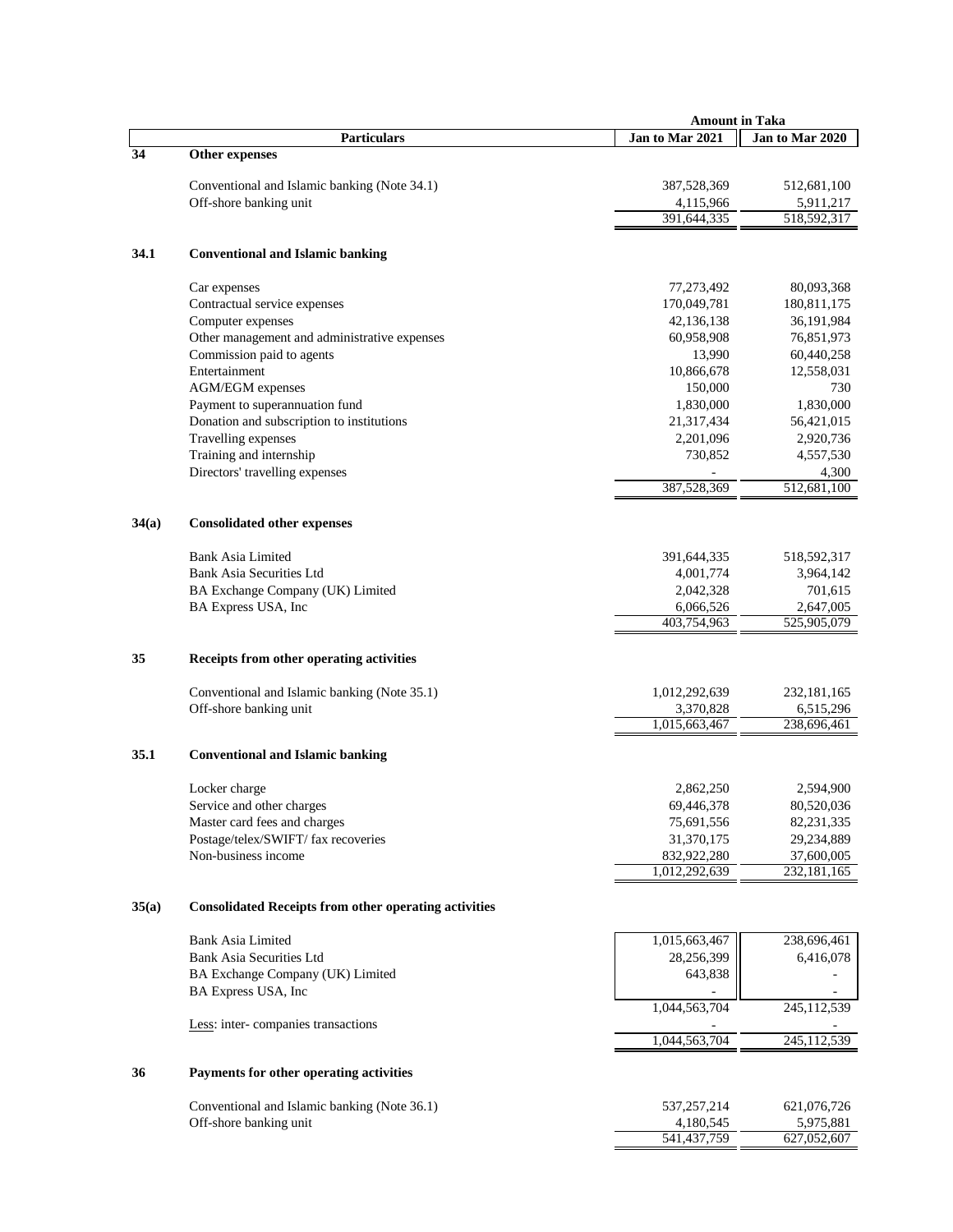| | Particulars | Amount in Taka Jan to Mar 2021 | Amount in Taka Jan to Mar 2020 |
|---|---|---|---|
| **34** | **Other expenses** | | |
| | Conventional and Islamic banking (Note 34.1) | 387,528,369 | 512,681,100 |
| | Off-shore banking unit | 4,115,966 | 5,911,217 |
| | | 391,644,335 | 518,592,317 |
| **34.1** | **Conventional and Islamic banking** | | |
| | Car expenses | 77,273,492 | 80,093,368 |
| | Contractual service expenses | 170,049,781 | 180,811,175 |
| | Computer expenses | 42,136,138 | 36,191,984 |
| | Other management and administrative expenses | 60,958,908 | 76,851,973 |
| | Commission paid to agents | 13,990 | 60,440,258 |
| | Entertainment | 10,866,678 | 12,558,031 |
| | AGM/EGM expenses | 150,000 | 730 |
| | Payment to superannuation fund | 1,830,000 | 1,830,000 |
| | Donation and subscription to institutions | 21,317,434 | 56,421,015 |
| | Travelling expenses | 2,201,096 | 2,920,736 |
| | Training and internship | 730,852 | 4,557,530 |
| | Directors' travelling expenses | - | 4,300 |
| | | 387,528,369 | 512,681,100 |
| **34(a)** | **Consolidated other expenses** | | |
| | Bank Asia Limited | 391,644,335 | 518,592,317 |
| | Bank Asia Securities Ltd | 4,001,774 | 3,964,142 |
| | BA Exchange Company (UK) Limited | 2,042,328 | 701,615 |
| | BA Express USA, Inc | 6,066,526 | 2,647,005 |
| | | 403,754,963 | 525,905,079 |
| **35** | **Receipts from other operating activities** | | |
| | Conventional and Islamic banking (Note 35.1) | 1,012,292,639 | 232,181,165 |
| | Off-shore banking unit | 3,370,828 | 6,515,296 |
| | | 1,015,663,467 | 238,696,461 |
| **35.1** | **Conventional and Islamic banking** | | |
| | Locker charge | 2,862,250 | 2,594,900 |
| | Service and other charges | 69,446,378 | 80,520,036 |
| | Master card fees and charges | 75,691,556 | 82,231,335 |
| | Postage/telex/SWIFT/ fax recoveries | 31,370,175 | 29,234,889 |
| | Non-business income | 832,922,280 | 37,600,005 |
| | | 1,012,292,639 | 232,181,165 |
| **35(a)** | **Consolidated Receipts from other operating activities** | | |
| | Bank Asia Limited | 1,015,663,467 | 238,696,461 |
| | Bank Asia Securities Ltd | 28,256,399 | 6,416,078 |
| | BA Exchange Company (UK) Limited | 643,838 | - |
| | BA Express USA, Inc | - | - |
| | | 1,044,563,704 | 245,112,539 |
| | Less: inter- companies transactions | - | - |
| | | 1,044,563,704 | 245,112,539 |
| **36** | **Payments for other operating activities** | | |
| | Conventional and Islamic banking (Note 36.1) | 537,257,214 | 621,076,726 |
| | Off-shore banking unit | 4,180,545 | 5,975,881 |
| | | 541,437,759 | 627,052,607 |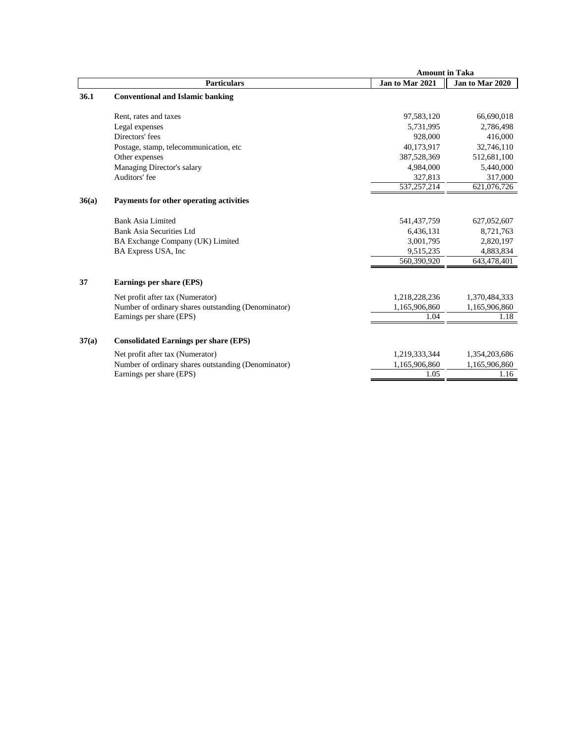| | Particulars | Amount in Taka | |
|---|---|---|---|
| | | Jan to Mar 2021 | Jan to Mar 2020 |
| **36.1** | **Conventional and Islamic banking** | | |
| | Rent, rates and taxes | 97,583,120 | 66,690,018 |
| | Legal expenses | 5,731,995 | 2,786,498 |
| | Directors' fees | 928,000 | 416,000 |
| | Postage, stamp, telecommunication, etc | 40,173,917 | 32,746,110 |
| | Other expenses | 387,528,369 | 512,681,100 |
| | Managing Director's salary | 4,984,000 | 5,440,000 |
| | Auditors' fee | 327,813 | 317,000 |
| | | 537,257,214 | 621,076,726 |
| **36(a)** | **Payments for other operating activities** | | |
| | Bank Asia Limited | 541,437,759 | 627,052,607 |
| | Bank Asia Securities Ltd | 6,436,131 | 8,721,763 |
| | BA Exchange Company (UK) Limited | 3,001,795 | 2,820,197 |
| | BA Express USA, Inc | 9,515,235 | 4,883,834 |
| | | 560,390,920 | 643,478,401 |
| **37** | **Earnings per share (EPS)** | | |
| | Net profit after tax (Numerator) | 1,218,228,236 | 1,370,484,333 |
| | Number of ordinary shares outstanding (Denominator) | 1,165,906,860 | 1,165,906,860 |
| | Earnings per share (EPS) | 1.04 | 1.18 |
| **37(a)** | **Consolidated Earnings per share (EPS)** | | |
| | Net profit after tax (Numerator) | 1,219,333,344 | 1,354,203,686 |
| | Number of ordinary shares outstanding (Denominator) | 1,165,906,860 | 1,165,906,860 |
| | Earnings per share (EPS) | 1.05 | 1.16 |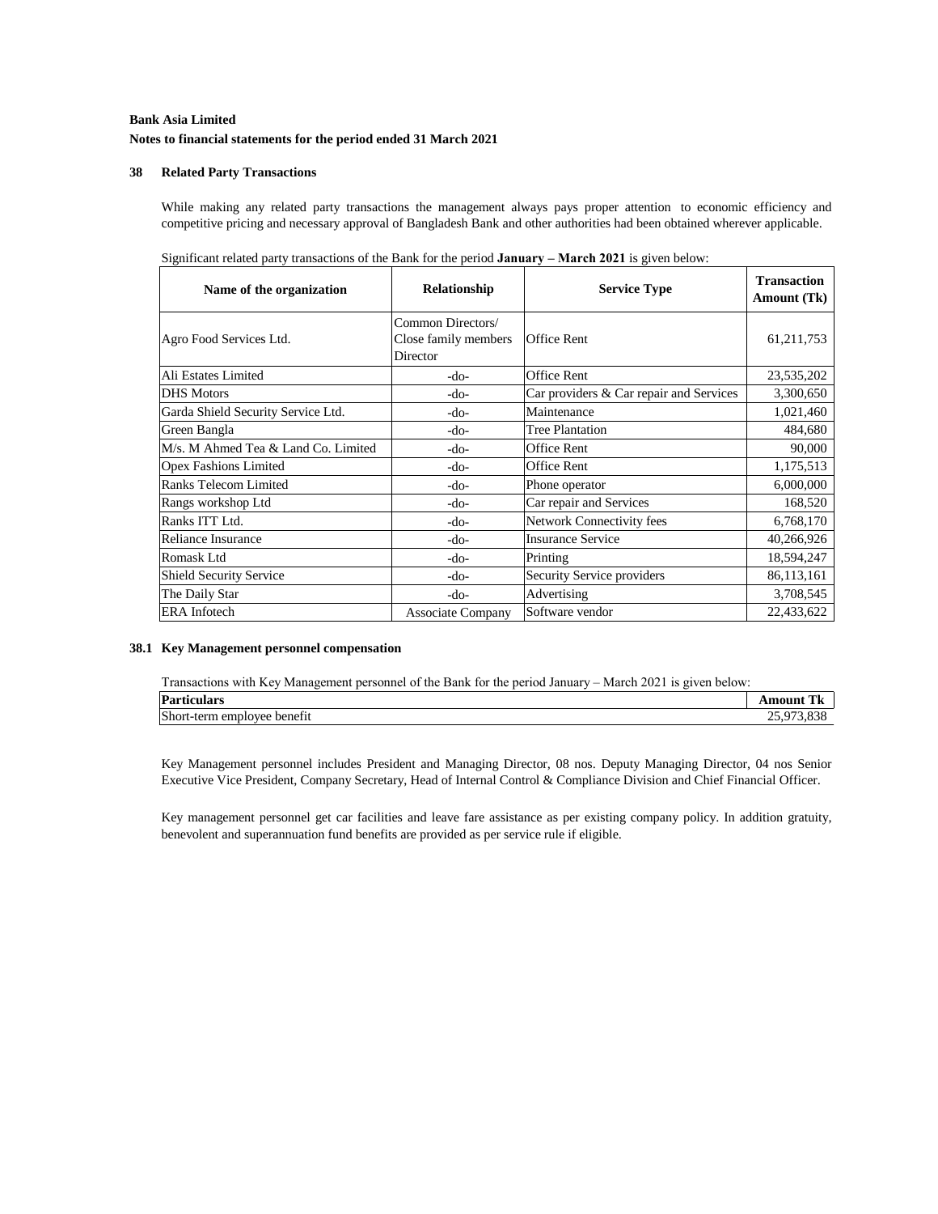**Bank Asia Limited**

**Notes to financial statements for the period ended 31 March 2021**

## 38 Related Party Transactions

While making any related party transactions the management always pays proper attention to economic efficiency and competitive pricing and necessary approval of Bangladesh Bank and other authorities had been obtained wherever applicable.

Significant related party transactions of the Bank for the period **January – March 2021** is given below:

| Name of the organization | Relationship | Service Type | Transaction Amount (Tk) |
|---|---|---|---|
| Agro Food Services Ltd. | Common Directors/ Close family members Director | Office Rent | 61,211,753 |
| Ali Estates Limited | -do- | Office Rent | 23,535,202 |
| DHS Motors | -do- | Car providers & Car repair and Services | 3,300,650 |
| Garda Shield Security Service Ltd. | -do- | Maintenance | 1,021,460 |
| Green Bangla | -do- | Tree Plantation | 484,680 |
| M/s. M Ahmed Tea & Land Co. Limited | -do- | Office Rent | 90,000 |
| Opex Fashions Limited | -do- | Office Rent | 1,175,513 |
| Ranks Telecom Limited | -do- | Phone operator | 6,000,000 |
| Rangs workshop Ltd | -do- | Car repair and Services | 168,520 |
| Ranks ITT Ltd. | -do- | Network Connectivity fees | 6,768,170 |
| Reliance Insurance | -do- | Insurance Service | 40,266,926 |
| Romask Ltd | -do- | Printing | 18,594,247 |
| Shield Security Service | -do- | Security Service providers | 86,113,161 |
| The Daily Star | -do- | Advertising | 3,708,545 |
| ERA Infotech | Associate Company | Software vendor | 22,433,622 |

### 38.1 Key Management personnel compensation

Transactions with Key Management personnel of the Bank for the period January – March 2021 is given below:

| Particulars | Amount Tk |
|---|---|
| Short-term employee benefit | 25,973,838 |

Key Management personnel includes President and Managing Director, 08 nos. Deputy Managing Director, 04 nos Senior Executive Vice President, Company Secretary, Head of Internal Control & Compliance Division and Chief Financial Officer.

Key management personnel get car facilities and leave fare assistance as per existing company policy. In addition gratuity, benevolent and superannuation fund benefits are provided as per service rule if eligible.